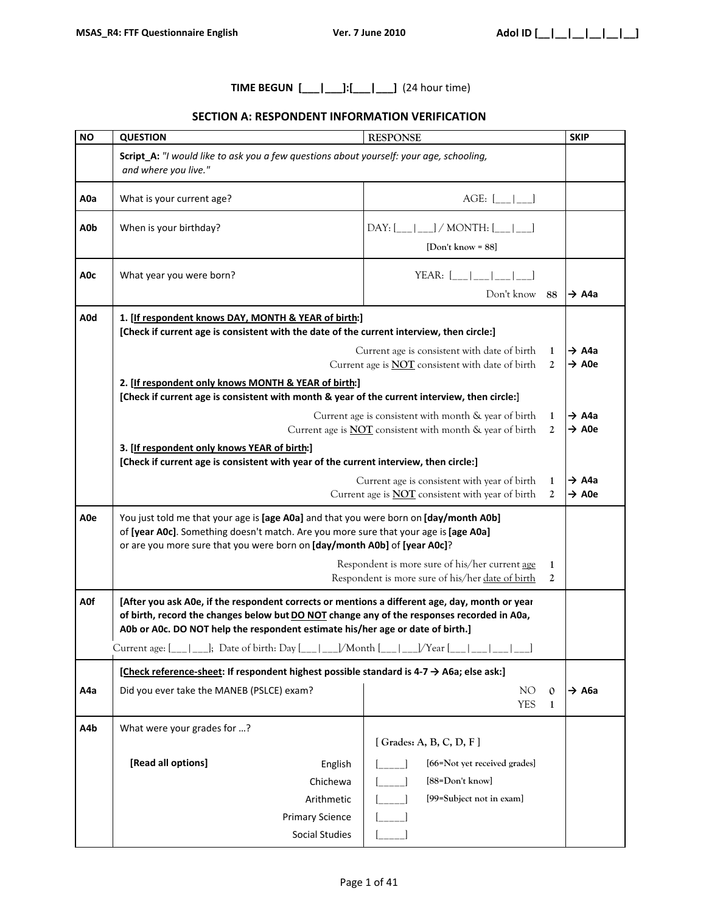TIME BEGUN [___|___]:[___|___] (24 hour time)

## SECTION A: RESPONDENT INFORMATION VERIFICATION

| NO | QUESTION | RESPONSE | SKIP |
|---|---|---|---|
| | **Script_A:** *"I would like to ask you a few questions about yourself: your age, schooling, and where you live."* | | |
| **A0a** | What is your current age? | AGE: [___\|___] | |
| **A0b** | When is your birthday? | DAY: [___\|___] / MONTH: [___\|___]<br>[Don't know = 88] | |
| **A0c** | What year you were born? | YEAR: [___\|___\|___\|___]<br>Don't know 88 | → A4a |
| **A0d** | **1. [If respondent knows DAY, MONTH & YEAR of birth:]**<br>**[Check if current age is consistent with the date of the current interview, then circle:]**<br>Current age is consistent with date of birth 1<br>Current age is **NOT** consistent with date of birth 2<br>**2. [If respondent only knows MONTH & YEAR of birth:]**<br>**[Check if current age is consistent with month & year of the current interview, then circle:]**<br>Current age is consistent with month & year of birth 1<br>Current age is **NOT** consistent with month & year of birth 2<br>**3. [If respondent only knows YEAR of birth:]**<br>**[Check if current age is consistent with year of the current interview, then circle:]**<br>Current age is consistent with year of birth 1<br>Current age is **NOT** consistent with year of birth 2 | | → A4a<br>→ A0e<br><br>→ A4a<br>→ A0e<br><br>→ A4a<br>→ A0e |
| **A0e** | You just told me that your age is **[age A0a]** and that you were born on **[day/month A0b]** of **[year A0c]**. Something doesn't match. Are you more sure that your age is **[age A0a]** or are you more sure that you were born on **[day/month A0b]** of **[year A0c]**?<br>Respondent is more sure of his/her current age 1<br>Respondent is more sure of his/her date of birth 2 | | |
| **A0f** | **[After you ask A0e, if the respondent corrects or mentions a different age, day, month or year of birth, record the changes below but DO NOT change any of the responses recorded in A0a, A0b or A0c. DO NOT help the respondent estimate his/her age or date of birth.]**<br>Current age: [___\|___]; Date of birth: Day [___\|___]/Month [___\|___]/Year [___\|___\|___\|___] | | |
| | **[Check reference-sheet: If respondent highest possible standard is 4-7 → A6a; else ask:]** | | |
| **A4a** | Did you ever take the MANEB (PSLCE) exam? | NO 0<br>YES 1 | → A6a |
| **A4b** | What were your grades for …?<br>**[Read all options]**<br>English<br>Chichewa<br>Arithmetic<br>Primary Science<br>Social Studies | [ Grades: A, B, C, D, F ]<br>[_____] [66=Not yet received grades]<br>[_____] [88=Don't know]<br>[_____] [99=Subject not in exam]<br>[_____]<br>[_____] | |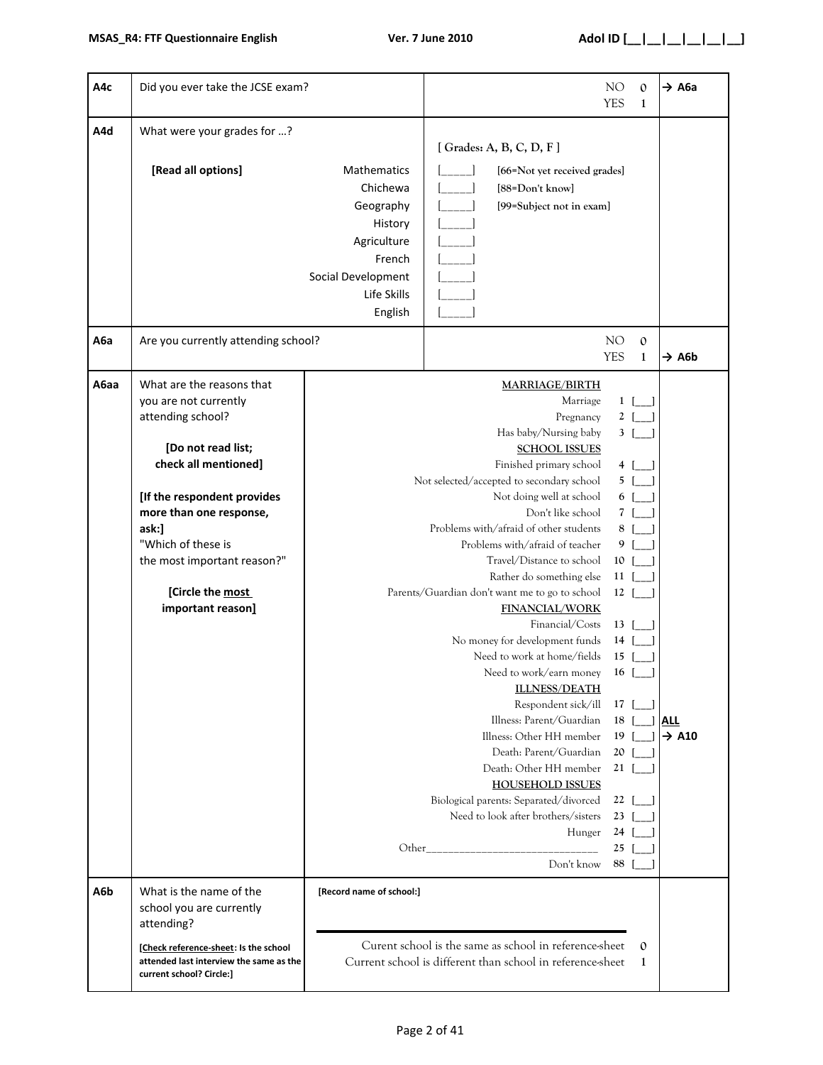| | | | |
|---|---|---|---|
| A4c | Did you ever take the JCSE exam? | NO 0<br>YES 1 | → A6a (NO) |
| A4d | What were your grades for …?<br><br>**[Read all options]**<br><br>Mathematics<br>Chichewa<br>Geography<br>History<br>Agriculture<br>French<br>Social Development<br>Life Skills<br>English | [ Grades: A, B, C, D, F ]<br><br>[_____] [66=Not yet received grades]<br>[_____] [88=Don't know]<br>[_____] [99=Subject not in exam]<br>[_____]<br>[_____]<br>[_____]<br>[_____]<br>[_____]<br>[_____] | |
| A6a | Are you currently attending school? | NO 0<br>YES 1 | → A6b (YES) |
| A6aa | What are the reasons that you are not currently attending school?<br><br>**[Do not read list; check all mentioned]**<br><br>**[If the respondent provides more than one response, ask:]**<br>"Which of these is the most important reason?"<br><br>**[Circle the most important reason]** | <u>MARRIAGE/BIRTH</u><br>Marriage 1 [__]<br>Pregnancy 2 [__]<br>Has baby/Nursing baby 3 [__]<br><u>SCHOOL ISSUES</u><br>Finished primary school 4 [__]<br>Not selected/accepted to secondary school 5 [__]<br>Not doing well at school 6 [__]<br>Don't like school 7 [__]<br>Problems with/afraid of other students 8 [__]<br>Problems with/afraid of teacher 9 [__]<br>Travel/Distance to school 10 [__]<br>Rather do something else 11 [__]<br>Parents/Guardian don't want me to go to school 12 [__]<br><u>FINANCIAL/WORK</u><br>Financial/Costs 13 [__]<br>No money for development funds 14 [__]<br>Need to work at home/fields 15 [__]<br>Need to work/earn money 16 [__]<br><u>ILLNESS/DEATH</u><br>Respondent sick/ill 17 [__]<br>Illness: Parent/Guardian 18 [__]<br>Illness: Other HH member 19 [__]<br>Death: Parent/Guardian 20 [__]<br>Death: Other HH member 21 [__]<br><u>HOUSEHOLD ISSUES</u><br>Biological parents: Separated/divorced 22 [__]<br>Need to look after brothers/sisters 23 [__]<br>Hunger 24 [__]<br>Other______________________________ 25 [__]<br>Don't know 88 [__] | **<u>ALL</u>**<br>**→ A10** |
| A6b | What is the name of the school you are currently attending?<br><br>**[<u>Check reference-sheet</u>: Is the school attended last interview the same as the current school? Circle:]** | **[Record name of school:]**<br><br>______________________________<br><br>Curent school is the same as school in reference-sheet 0<br>Current school is different than school in reference-sheet 1 | |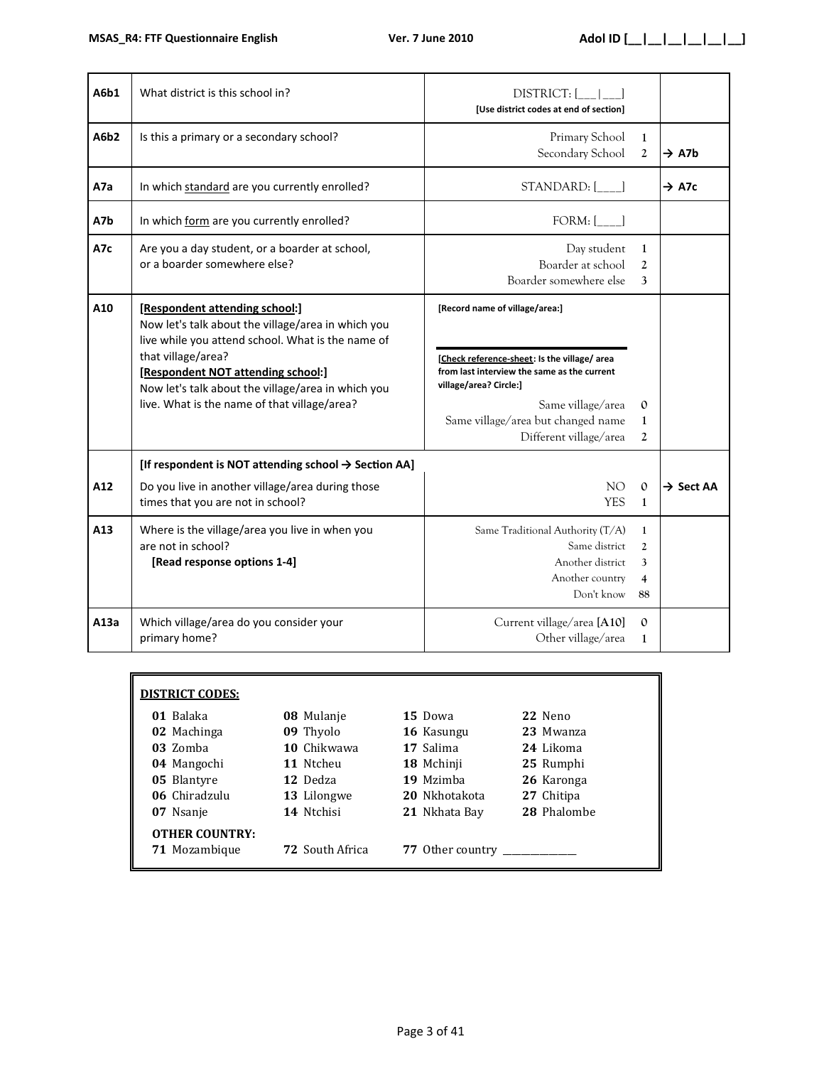| | | | |
|---|---|---|---|
| **A6b1** | What district is this school in? | DISTRICT: [___\|___]<br>**[Use district codes at end of section]** | |
| **A6b2** | Is this a primary or a secondary school? | Primary School 1<br>Secondary School 2 | <br>**→ A7b** |
| **A7a** | In which standard are you currently enrolled? | STANDARD: [____] | **→ A7c** |
| **A7b** | In which form are you currently enrolled? | FORM: [____] | |
| **A7c** | Are you a day student, or a boarder at school, or a boarder somewhere else? | Day student 1<br>Boarder at school 2<br>Boarder somewhere else 3 | |
| **A10** | **[Respondent attending school:]**<br>Now let's talk about the village/area in which you live while you attend school. What is the name of that village/area?<br>**[Respondent NOT attending school:]**<br>Now let's talk about the village/area in which you live. What is the name of that village/area? | **[Record name of village/area:]**<br><br>______________<br>**[Check reference-sheet: Is the village/ area from last interview the same as the current village/area? Circle:]**<br>Same village/area 0<br>Same village/area but changed name 1<br>Different village/area 2 | |
| | **[If respondent is NOT attending school → Section AA]** | | |
| **A12** | Do you live in another village/area during those times that you are not in school? | NO 0<br>YES 1 | **→ Sect AA** |
| **A13** | Where is the village/area you live in when you are not in school?<br>**[Read response options 1-4]** | Same Traditional Authority (T/A) 1<br>Same district 2<br>Another district 3<br>Another country 4<br>Don't know 88 | |
| **A13a** | Which village/area do you consider your primary home? | Current village/area [A10] 0<br>Other village/area 1 | |

**DISTRICT CODES:**

| | | | |
|---|---|---|---|
| **01** Balaka | **08** Mulanje | **15** Dowa | **22** Neno |
| **02** Machinga | **09** Thyolo | **16** Kasungu | **23** Mwanza |
| **03** Zomba | **10** Chikwawa | **17** Salima | **24** Likoma |
| **04** Mangochi | **11** Ntcheu | **18** Mchinji | **25** Rumphi |
| **05** Blantyre | **12** Dedza | **19** Mzimba | **26** Karonga |
| **06** Chiradzulu | **13** Lilongwe | **20** Nkhotakota | **27** Chitipa |
| **07** Nsanje | **14** Ntchisi | **21** Nkhata Bay | **28** Phalombe |

**OTHER COUNTRY:**

**71** Mozambique **72** South Africa **77** Other country ____________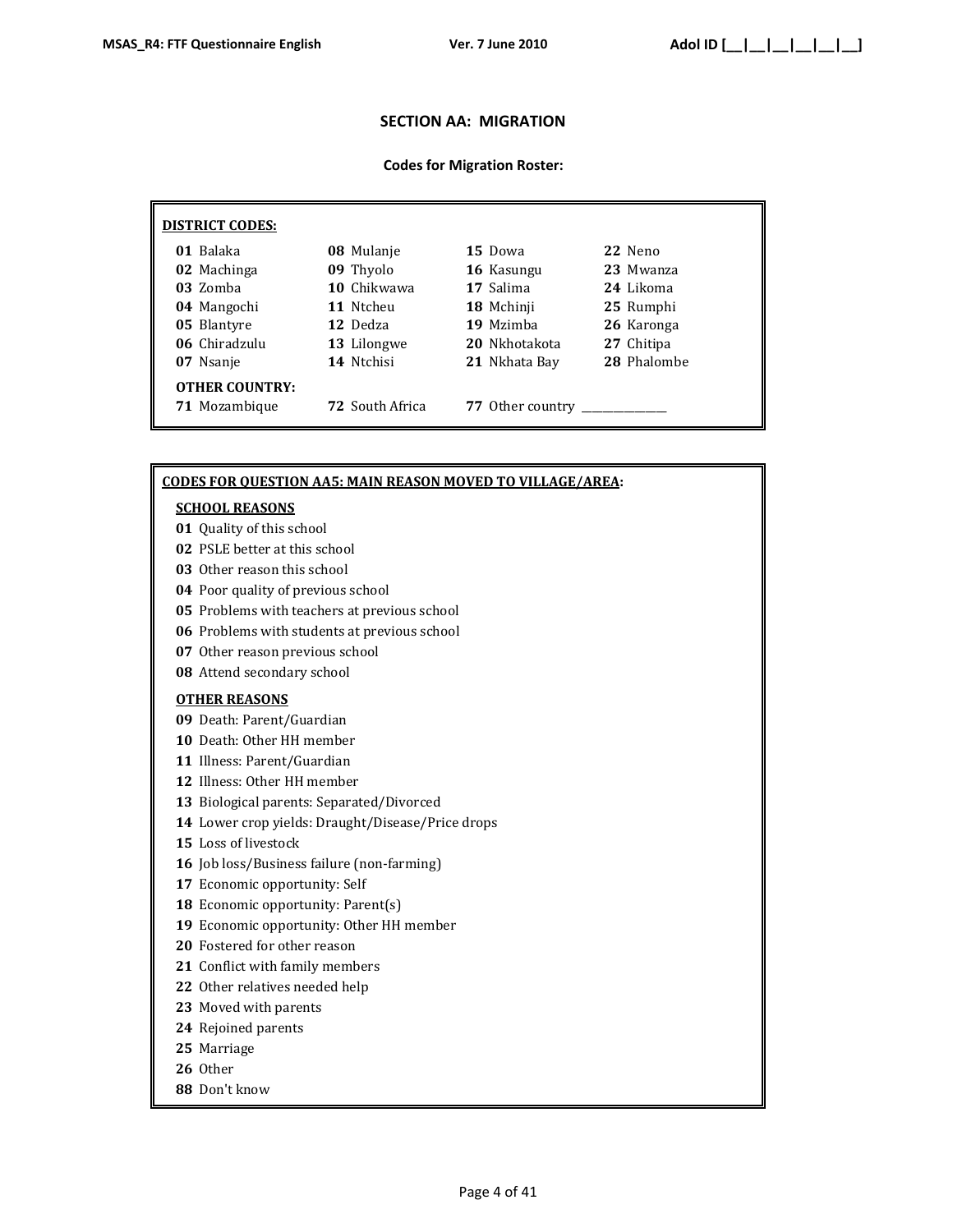## SECTION AA: MIGRATION

### Codes for Migration Roster:

**DISTRICT CODES:**

| | | | |
|---|---|---|---|
| **01** Balaka | **08** Mulanje | **15** Dowa | **22** Neno |
| **02** Machinga | **09** Thyolo | **16** Kasungu | **23** Mwanza |
| **03** Zomba | **10** Chikwawa | **17** Salima | **24** Likoma |
| **04** Mangochi | **11** Ntcheu | **18** Mchinji | **25** Rumphi |
| **05** Blantyre | **12** Dedza | **19** Mzimba | **26** Karonga |
| **06** Chiradzulu | **13** Lilongwe | **20** Nkhotakota | **27** Chitipa |
| **07** Nsanje | **14** Ntchisi | **21** Nkhata Bay | **28** Phalombe |

**OTHER COUNTRY:**

| | | |
|---|---|---|
| **71** Mozambique | **72** South Africa | **77** Other country _______________ |

**CODES FOR QUESTION AA5: MAIN REASON MOVED TO VILLAGE/AREA:**

**SCHOOL REASONS**

**01** Quality of this school
**02** PSLE better at this school
**03** Other reason this school
**04** Poor quality of previous school
**05** Problems with teachers at previous school
**06** Problems with students at previous school
**07** Other reason previous school
**08** Attend secondary school

**OTHER REASONS**

**09** Death: Parent/Guardian
**10** Death: Other HH member
**11** Illness: Parent/Guardian
**12** Illness: Other HH member
**13** Biological parents: Separated/Divorced
**14** Lower crop yields: Draught/Disease/Price drops
**15** Loss of livestock
**16** Job loss/Business failure (non-farming)
**17** Economic opportunity: Self
**18** Economic opportunity: Parent(s)
**19** Economic opportunity: Other HH member
**20** Fostered for other reason
**21** Conflict with family members
**22** Other relatives needed help
**23** Moved with parents
**24** Rejoined parents
**25** Marriage
**26** Other
**88** Don't know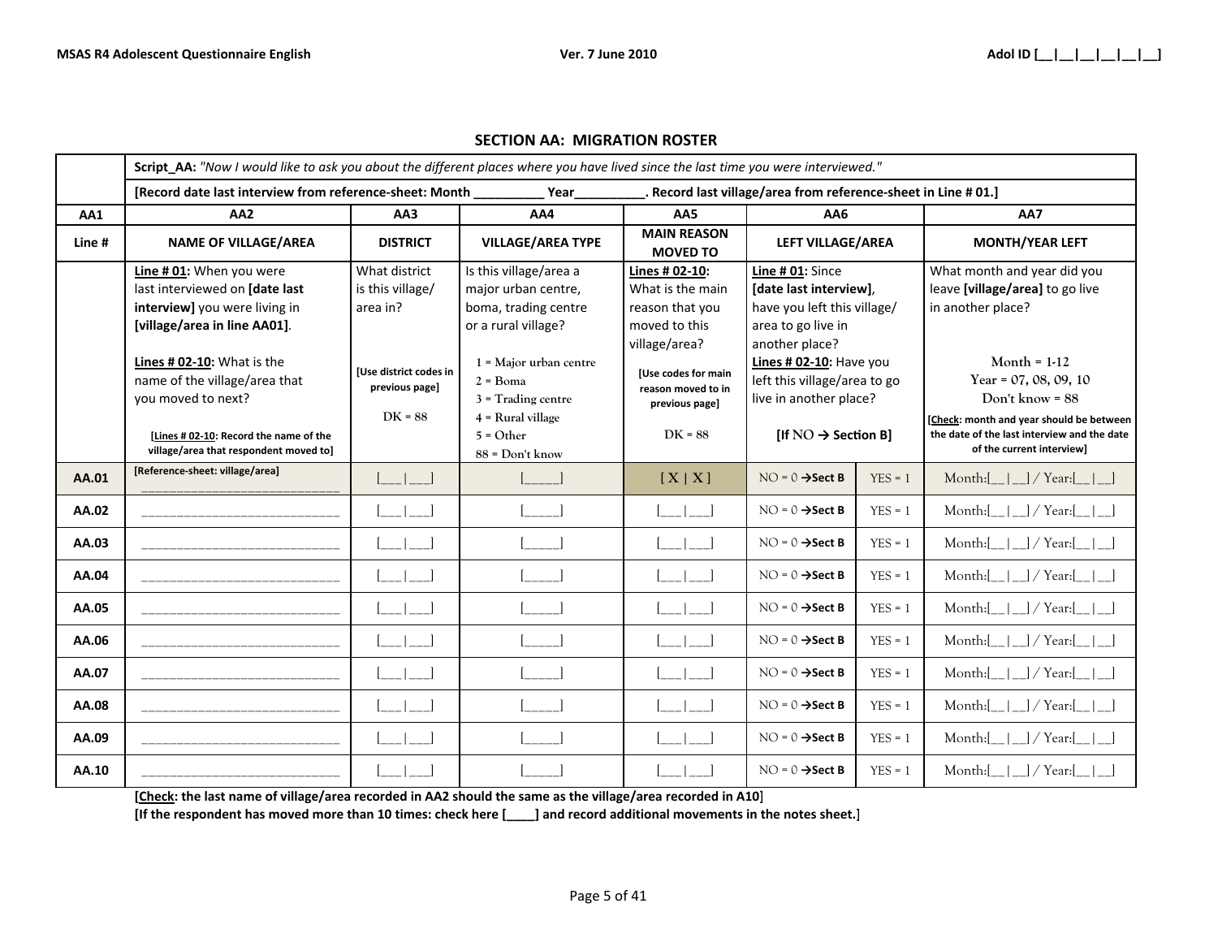## SECTION AA: MIGRATION ROSTER

| | | | | | | | |
|---|---|---|---|---|---|---|---|
| | **Script_AA:** *"Now I would like to ask you about the different places where you have lived since the last time you were interviewed."* | | | | | | |
| | **[Record date last interview from reference-sheet: Month __________ Year__________. Record last village/area from reference-sheet in Line # 01.]** | | | | | | |
| **AA1** | **AA2** | **AA3** | **AA4** | **AA5** | **AA6** | | **AA7** |
| **Line #** | **NAME OF VILLAGE/AREA** | **DISTRICT** | **VILLAGE/AREA TYPE** | **MAIN REASON MOVED TO** | **LEFT VILLAGE/AREA** | | **MONTH/YEAR LEFT** |
| | **Line # 01:** When you were last interviewed on **[date last interview]** you were living in **[village/area in line AA01]**.<br><br>**Lines # 02-10:** What is the name of the village/area that you moved to next?<br><br>**[Lines # 02-10: Record the name of the village/area that respondent moved to]** | What district is this village/ area in?<br><br>**[Use district codes in previous page]**<br><br>DK = 88 | Is this village/area a major urban centre, boma, trading centre or a rural village?<br><br>1 = Major urban centre<br>2 = Boma<br>3 = Trading centre<br>4 = Rural village<br>5 = Other<br>88 = Don't know | **Lines # 02-10:** What is the main reason that you moved to this village/area?<br><br>**[Use codes for main reason moved to in previous page]**<br><br>DK = 88 | **Line # 01:** Since **[date last interview]**, have you left this village/ area to go live in another place?<br>**Lines # 02-10:** Have you left this village/area to go live in another place?<br><br>**[If NO → Section B]** | | What month and year did you leave **[village/area]** to go live in another place?<br><br>Month = 1-12<br>Year = 07, 08, 09, 10<br>Don't know = 88<br><br>**[Check: month and year should be between the date of the last interview and the date of the current interview]** |
| **AA.01** | **[Reference-sheet: village/area]** ____________________________ | [___\|___] | [_____] | [ X \| X ] | NO = 0 **→Sect B** | YES = 1 | Month:[__\|__] / Year:[__\|__] |
| **AA.02** | ____________________________ | [___\|___] | [_____] | [___\|___] | NO = 0 **→Sect B** | YES = 1 | Month:[__\|__] / Year:[__\|__] |
| **AA.03** | ____________________________ | [___\|___] | [_____] | [___\|___] | NO = 0 **→Sect B** | YES = 1 | Month:[__\|__] / Year:[__\|__] |
| **AA.04** | ____________________________ | [___\|___] | [_____] | [___\|___] | NO = 0 **→Sect B** | YES = 1 | Month:[__\|__] / Year:[__\|__] |
| **AA.05** | ____________________________ | [___\|___] | [_____] | [___\|___] | NO = 0 **→Sect B** | YES = 1 | Month:[__\|__] / Year:[__\|__] |
| **AA.06** | ____________________________ | [___\|___] | [_____] | [___\|___] | NO = 0 **→Sect B** | YES = 1 | Month:[__\|__] / Year:[__\|__] |
| **AA.07** | ____________________________ | [___\|___] | [_____] | [___\|___] | NO = 0 **→Sect B** | YES = 1 | Month:[__\|__] / Year:[__\|__] |
| **AA.08** | ____________________________ | [___\|___] | [_____] | [___\|___] | NO = 0 **→Sect B** | YES = 1 | Month:[__\|__] / Year:[__\|__] |
| **AA.09** | ____________________________ | [___\|___] | [_____] | [___\|___] | NO = 0 **→Sect B** | YES = 1 | Month:[__\|__] / Year:[__\|__] |
| **AA.10** | ____________________________ | [___\|___] | [_____] | [___\|___] | NO = 0 **→Sect B** | YES = 1 | Month:[__\|__] / Year:[__\|__] |

**[Check: the last name of village/area recorded in AA2 should the same as the village/area recorded in A10]**
**[If the respondent has moved more than 10 times: check here [____] and record additional movements in the notes sheet.]**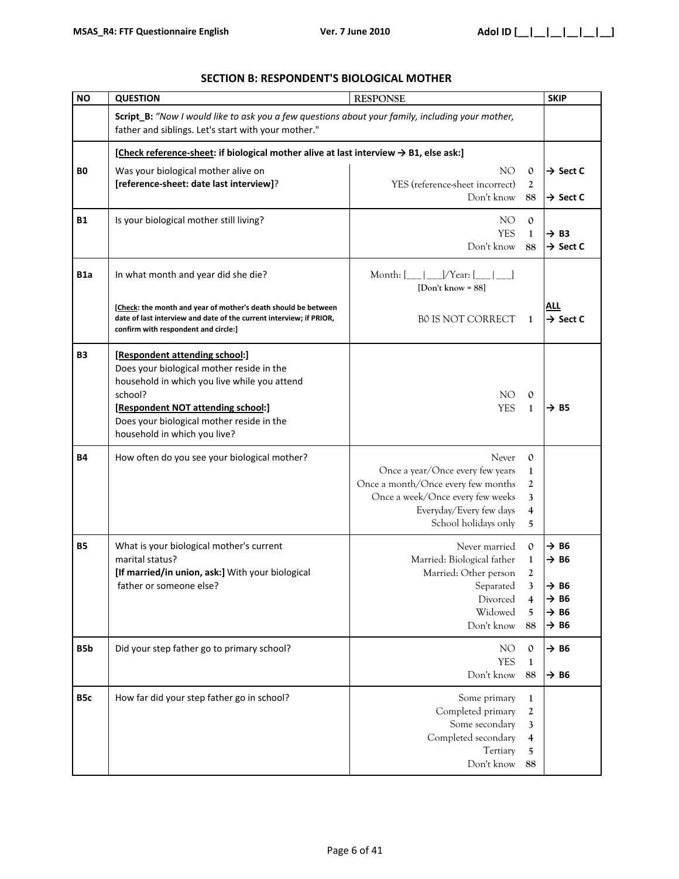## SECTION B: RESPONDENT'S BIOLOGICAL MOTHER

| NO | QUESTION | RESPONSE | SKIP |
|---|---|---|---|
| | **Script_B:** *"Now I would like to ask you a few questions about your family, including your mother,* father and siblings. Let's start with your mother." | | |
| | **[Check reference-sheet: if biological mother alive at last interview → B1, else ask:]** | | |
| **B0** | Was your biological mother alive on **[reference-sheet: date last interview]**? | NO 0<br>YES (reference-sheet incorrect) 2<br>Don't know 88 | → Sect C<br><br>→ Sect C |
| **B1** | Is your biological mother still living? | NO 0<br>YES 1<br>Don't know 88 | <br>→ B3<br>→ Sect C |
| **B1a** | In what month and year did she die?<br><br>**[Check: the month and year of mother's death should be between date of last interview and date of the current interview; if PRIOR, confirm with respondent and circle:]** | Month: [___\|___]/Year: [___\|___]<br>**[Don't know = 88]**<br><br>B0 IS NOT CORRECT 1 | <br><br><br>**ALL**<br>→ Sect C |
| **B3** | **[Respondent attending school:]**<br>Does your biological mother reside in the household in which you live while you attend school?<br>**[Respondent NOT attending school:]**<br>Does your biological mother reside in the household in which you live? | NO 0<br>YES 1 | <br>→ B5 |
| **B4** | How often do you see your biological mother? | Never 0<br>Once a year/Once every few years 1<br>Once a month/Once every few months 2<br>Once a week/Once every few weeks 3<br>Everyday/Every few days 4<br>School holidays only 5 | |
| **B5** | What is your biological mother's current marital status?<br>**[If married/in union, ask:]** With your biological father or someone else? | Never married 0<br>Married: Biological father 1<br>Married: Other person 2<br>Separated 3<br>Divorced 4<br>Widowed 5<br>Don't know 88 | → B6<br>→ B6<br><br>→ B6<br>→ B6<br>→ B6<br>→ B6 |
| **B5b** | Did your step father go to primary school? | NO 0<br>YES 1<br>Don't know 88 | → B6<br><br>→ B6 |
| **B5c** | How far did your step father go in school? | Some primary 1<br>Completed primary 2<br>Some secondary 3<br>Completed secondary 4<br>Tertiary 5<br>Don't know 88 | |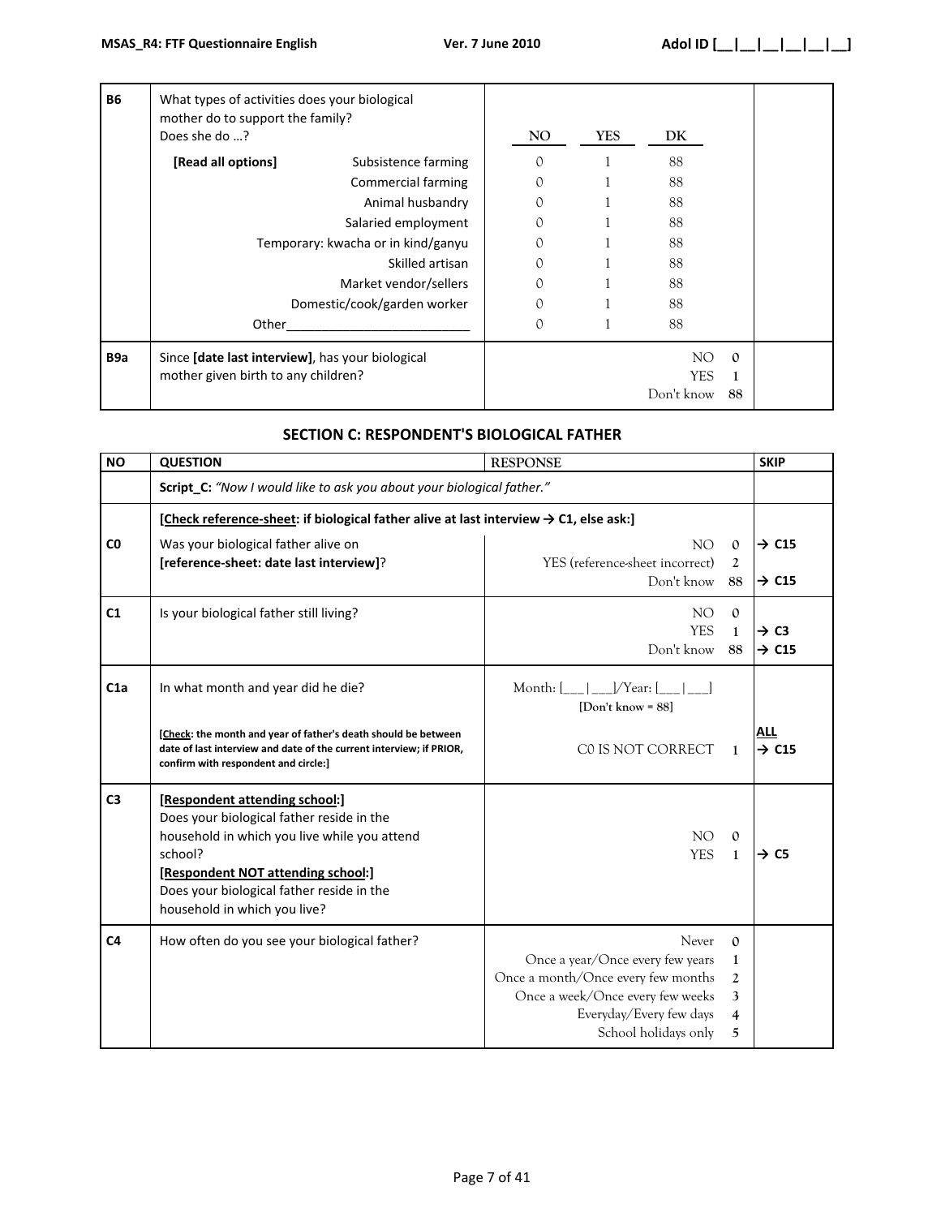| | | | | | |
|---|---|---|---|---|---|
| **B6** | What types of activities does your biological mother do to support the family? Does she do …? | NO | YES | DK | |
| | **[Read all options]** Subsistence farming | 0 | 1 | 88 | |
| | Commercial farming | 0 | 1 | 88 | |
| | Animal husbandry | 0 | 1 | 88 | |
| | Salaried employment | 0 | 1 | 88 | |
| | Temporary: kwacha or in kind/ganyu | 0 | 1 | 88 | |
| | Skilled artisan | 0 | 1 | 88 | |
| | Market vendor/sellers | 0 | 1 | 88 | |
| | Domestic/cook/garden worker | 0 | 1 | 88 | |
| | Other__________________________ | 0 | 1 | 88 | |
| **B9a** | Since **[date last interview]**, has your biological mother given birth to any children? | NO 0<br>YES 1<br>Don't know 88 | | | |

## SECTION C: RESPONDENT'S BIOLOGICAL FATHER

| NO | QUESTION | RESPONSE | SKIP |
|---|---|---|---|
| | **Script_C:** *"Now I would like to ask you about your biological father."* | | |
| | **[Check reference-sheet: if biological father alive at last interview → C1, else ask:]** | | |
| **C0** | Was your biological father alive on **[reference-sheet: date last interview]**? | NO 0<br>YES (reference-sheet incorrect) 2<br>Don't know 88 | → C15<br><br>→ C15 |
| **C1** | Is your biological father still living? | NO 0<br>YES 1<br>Don't know 88 | <br>→ C3<br>→ C15 |
| **C1a** | In what month and year did he die?<br><br>**[Check: the month and year of father's death should be between date of last interview and date of the current interview; if PRIOR, confirm with respondent and circle:]** | Month: [___\|___]/Year: [___\|___]<br>**[Don't know = 88]**<br><br>C0 IS NOT CORRECT 1 | **ALL**<br>→ C15 |
| **C3** | **[Respondent attending school:]**<br>Does your biological father reside in the household in which you live while you attend school?<br>**[Respondent NOT attending school:]**<br>Does your biological father reside in the household in which you live? | NO 0<br>YES 1 | <br>→ C5 |
| **C4** | How often do you see your biological father? | Never 0<br>Once a year/Once every few years 1<br>Once a month/Once every few months 2<br>Once a week/Once every few weeks 3<br>Everyday/Every few days 4<br>School holidays only 5 | |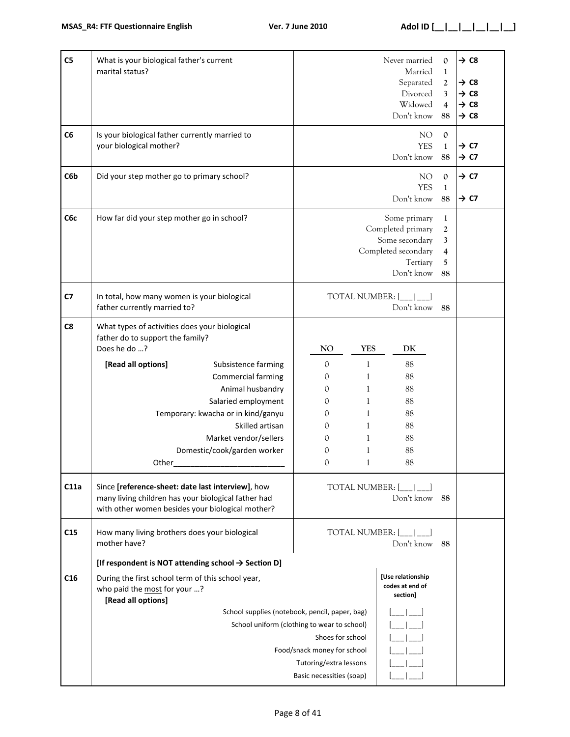| | | | |
|---|---|---|---|
| **C5** | What is your biological father's current marital status? | Never married 0<br>Married 1<br>Separated 2<br>Divorced 3<br>Widowed 4<br>Don't know 88 | **→ C8**<br><br>**→ C8**<br>**→ C8**<br>**→ C8**<br>**→ C8** |
| **C6** | Is your biological father currently married to your biological mother? | NO 0<br>YES 1<br>Don't know 88 | <br>**→ C7**<br>**→ C7** |
| **C6b** | Did your step mother go to primary school? | NO 0<br>YES 1<br>Don't know 88 | **→ C7**<br><br>**→ C7** |
| **C6c** | How far did your step mother go in school? | Some primary 1<br>Completed primary 2<br>Some secondary 3<br>Completed secondary 4<br>Tertiary 5<br>Don't know 88 | |
| **C7** | In total, how many women is your biological father currently married to? | TOTAL NUMBER: [___\|___]<br>Don't know 88 | |

| **C8** | What types of activities does your biological father do to support the family? Does he do …? | NO | YES | DK |
|---|---|---|---|---|
| | **[Read all options]** Subsistence farming | 0 | 1 | 88 |
| | Commercial farming | 0 | 1 | 88 |
| | Animal husbandry | 0 | 1 | 88 |
| | Salaried employment | 0 | 1 | 88 |
| | Temporary: kwacha or in kind/ganyu | 0 | 1 | 88 |
| | Skilled artisan | 0 | 1 | 88 |
| | Market vendor/sellers | 0 | 1 | 88 |
| | Domestic/cook/garden worker | 0 | 1 | 88 |
| | Other_________________________ | 0 | 1 | 88 |

| | | | |
|---|---|---|---|
| **C11a** | Since **[reference-sheet: date last interview]**, how many living children has your biological father had with other women besides your biological mother? | TOTAL NUMBER: [___\|___]<br>Don't know 88 | |
| **C15** | How many living brothers does your biological mother have? | TOTAL NUMBER: [___\|___]<br>Don't know 88 | |

**[If respondent is NOT attending school → Section D]**

| **C16** | During the first school term of this school year, who paid the <u>most</u> for your …? **[Read all options]** | **[Use relationship codes at end of section]** |
|---|---|---|
| | School supplies (notebook, pencil, paper, bag) | [___\|___] |
| | School uniform (clothing to wear to school) | [___\|___] |
| | Shoes for school | [___\|___] |
| | Food/snack money for school | [___\|___] |
| | Tutoring/extra lessons | [___\|___] |
| | Basic necessities (soap) | [___\|___] |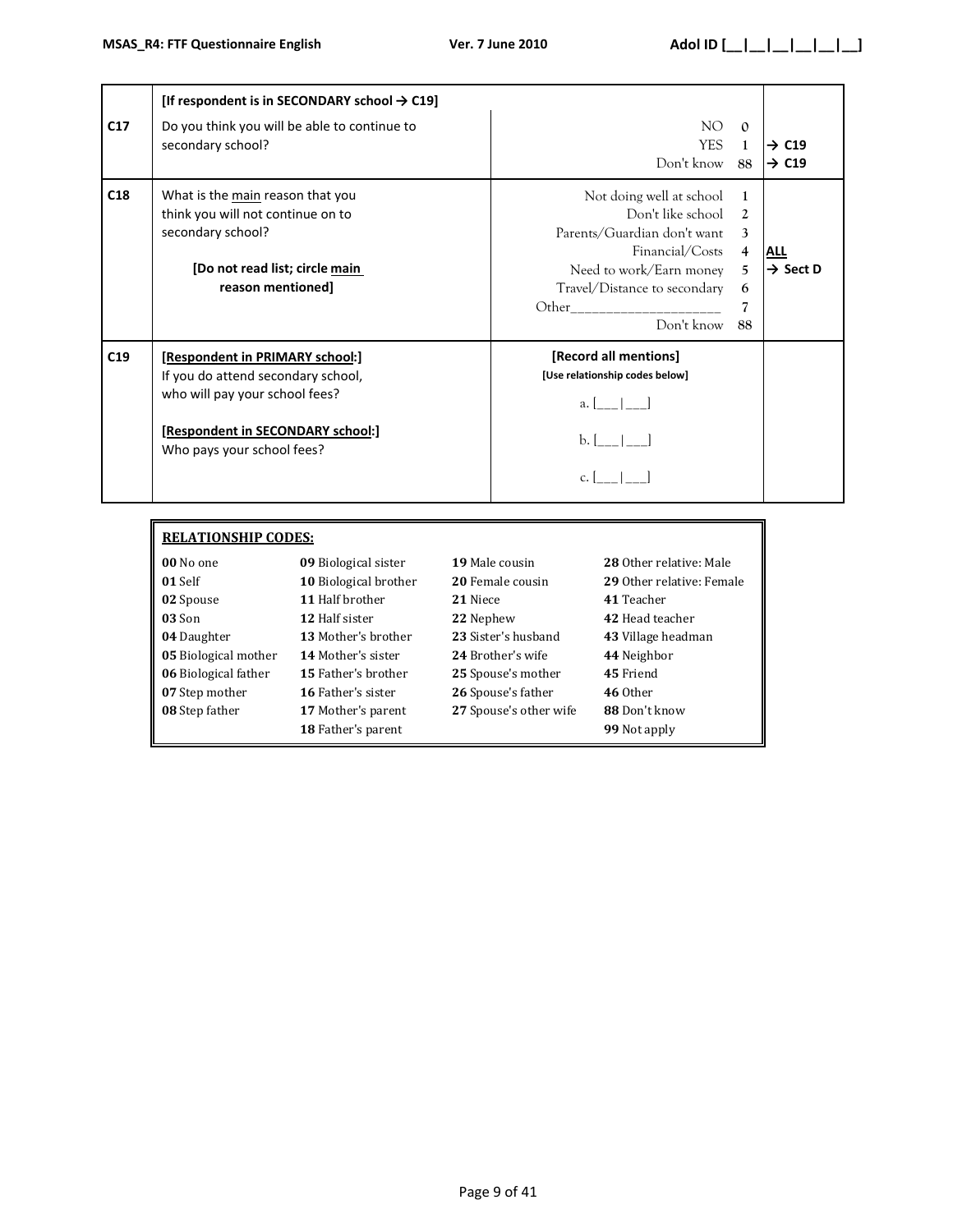| | | | |
|---|---|---|---|
| | **[If respondent is in SECONDARY school → C19]** | | |
| **C17** | Do you think you will be able to continue to secondary school? | NO 0<br>YES 1<br>Don't know 88 | <br>→ **C19**<br>→ **C19** |
| **C18** | What is the <u>main</u> reason that you think you will not continue on to secondary school?<br><br>**[Do not read list; circle <u>main</u> reason mentioned]** | Not doing well at school 1<br>Don't like school 2<br>Parents/Guardian don't want 3<br>Financial/Costs 4<br>Need to work/Earn money 5<br>Travel/Distance to secondary 6<br>Other____________________ 7<br>Don't know 88 | **<u>ALL</u>**<br>→ **Sect D** |
| **C19** | **[<u>Respondent in PRIMARY school</u>:]**<br>If you do attend secondary school, who will pay your school fees?<br><br>**[<u>Respondent in SECONDARY school</u>:]**<br>Who pays your school fees? | **[Record all mentions]**<br>**[Use relationship codes below]**<br>a. [___\|___]<br>b. [___\|___]<br>c. [___\|___] | |

**<u>RELATIONSHIP CODES:</u>**

| | | | |
|---|---|---|---|
| **00** No one | **09** Biological sister | **19** Male cousin | **28** Other relative: Male |
| **01** Self | **10** Biological brother | **20** Female cousin | **29** Other relative: Female |
| **02** Spouse | **11** Half brother | **21** Niece | **41** Teacher |
| **03** Son | **12** Half sister | **22** Nephew | **42** Head teacher |
| **04** Daughter | **13** Mother's brother | **23** Sister's husband | **43** Village headman |
| **05** Biological mother | **14** Mother's sister | **24** Brother's wife | **44** Neighbor |
| **06** Biological father | **15** Father's brother | **25** Spouse's mother | **45** Friend |
| **07** Step mother | **16** Father's sister | **26** Spouse's father | **46** Other |
| **08** Step father | **17** Mother's parent | **27** Spouse's other wife | **88** Don't know |
| | **18** Father's parent | | **99** Not apply |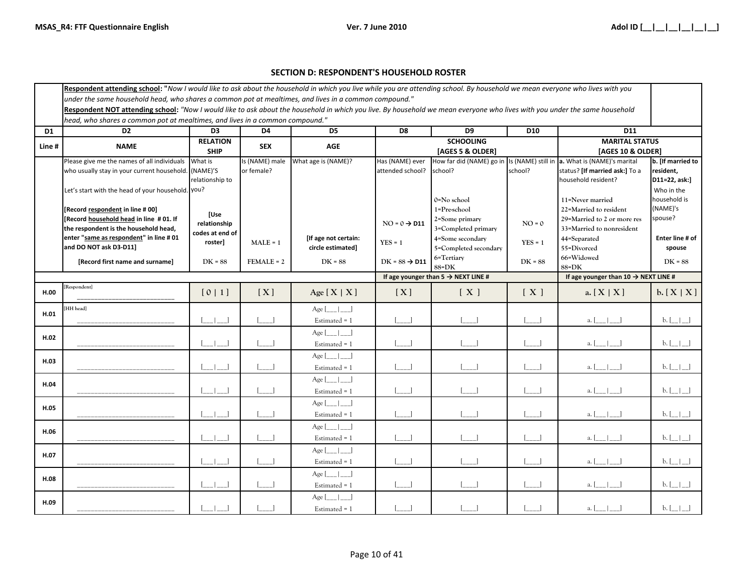## SECTION D: RESPONDENT'S HOUSEHOLD ROSTER

**Respondent attending school:** "*Now I would like to ask about the household in which you live while you are attending school. By household we mean everyone who lives with you under the same household head, who shares a common pot at mealtimes, and lives in a common compound."*

**Respondent NOT attending school:** *"Now I would like to ask about the household in which you live. By household we mean everyone who lives with you under the same household head, who shares a common pot at mealtimes, and lives in a common compound."*

| D1 | D2 | D3 | D4 | D5 | D8 | D9 | D10 | D11 | |
|---|---|---|---|---|---|---|---|---|---|
| Line # | NAME | RELATION SHIP | SEX | AGE | SCHOOLING [AGES 5 & OLDER] | | | MARITAL STATUS [AGES 10 & OLDER] | |
| | Please give me the names of all individuals who usually stay in your current household.<br><br>Let's start with the head of your household.<br><br>**[Record respondent in line # 00]**<br>**[Record household head in line # 01. If the respondent is the household head, enter "same as respondent" in line # 01 and DO NOT ask D3-D11]**<br><br>**[Record first name and surname]** | What is (NAME)'S relationship to you?<br><br>**[Use relationship codes at end of roster]**<br><br>DK = 88 | Is (NAME) male or female?<br><br>MALE = 1<br><br>FEMALE = 2 | What age is (NAME)?<br><br>**[If age not certain: circle estimated]**<br><br>DK = 88 | Has (NAME) ever attended school?<br><br>NO = 0 → **D11**<br><br>YES = 1<br><br>DK = 88 → **D11** | How far did (NAME) go in school?<br><br>0=No school<br>1=Pre-school<br>2=Some primary<br>3=Completed primary<br>4=Some secondary<br>5=Completed secondary<br>6=Tertiary<br>88=DK | Is (NAME) still in school?<br><br>NO = 0<br><br>YES = 1<br><br>DK = 88 | **a.** What is (NAME)'s marital status? **[If married ask:]** To a household resident?<br><br>11=Never married<br>22=Married to resident<br>29=Married to 2 or more res<br>33=Married to nonresident<br>44=Separated<br>55=Divorced<br>66=Widowed<br>88=DK | **b. [If married to resident, D11=22, ask:]** Who in the household is (NAME)'s spouse?<br><br>**Enter line # of spouse**<br><br>DK = 88 |
| | | | | | **If age younger than 5 → NEXT LINE #** | | | **If age younger than 10 → NEXT LINE #** | |
| H.00 | [Respondent] ___________ | [ 0 \| 1 ] | [ X ] | Age [ X \| X ] | [ X ] | [ X ] | [ X ] | a. [ X \| X ] | b. [ X \| X ] |
| H.01 | [HH head] ___________ | [___\|___] | [___] | Age [___\|___] Estimated = 1 | [___] | [___] | [___] | a. [___\|___] | b. [__\|__] |
| H.02 | ___________ | [___\|___] | [___] | Age [___\|___] Estimated = 1 | [___] | [___] | [___] | a. [___\|___] | b. [__\|__] |
| H.03 | ___________ | [___\|___] | [___] | Age [___\|___] Estimated = 1 | [___] | [___] | [___] | a. [___\|___] | b. [__\|__] |
| H.04 | ___________ | [___\|___] | [___] | Age [___\|___] Estimated = 1 | [___] | [___] | [___] | a. [___\|___] | b. [__\|__] |
| H.05 | ___________ | [___\|___] | [___] | Age [___\|___] Estimated = 1 | [___] | [___] | [___] | a. [___\|___] | b. [__\|__] |
| H.06 | ___________ | [___\|___] | [___] | Age [___\|___] Estimated = 1 | [___] | [___] | [___] | a. [___\|___] | b. [__\|__] |
| H.07 | ___________ | [___\|___] | [___] | Age [___\|___] Estimated = 1 | [___] | [___] | [___] | a. [___\|___] | b. [__\|__] |
| H.08 | ___________ | [___\|___] | [___] | Age [___\|___] Estimated = 1 | [___] | [___] | [___] | a. [___\|___] | b. [__\|__] |
| H.09 | ___________ | [___\|___] | [___] | Age [___\|___] Estimated = 1 | [___] | [___] | [___] | a. [___\|___] | b. [__\|__] |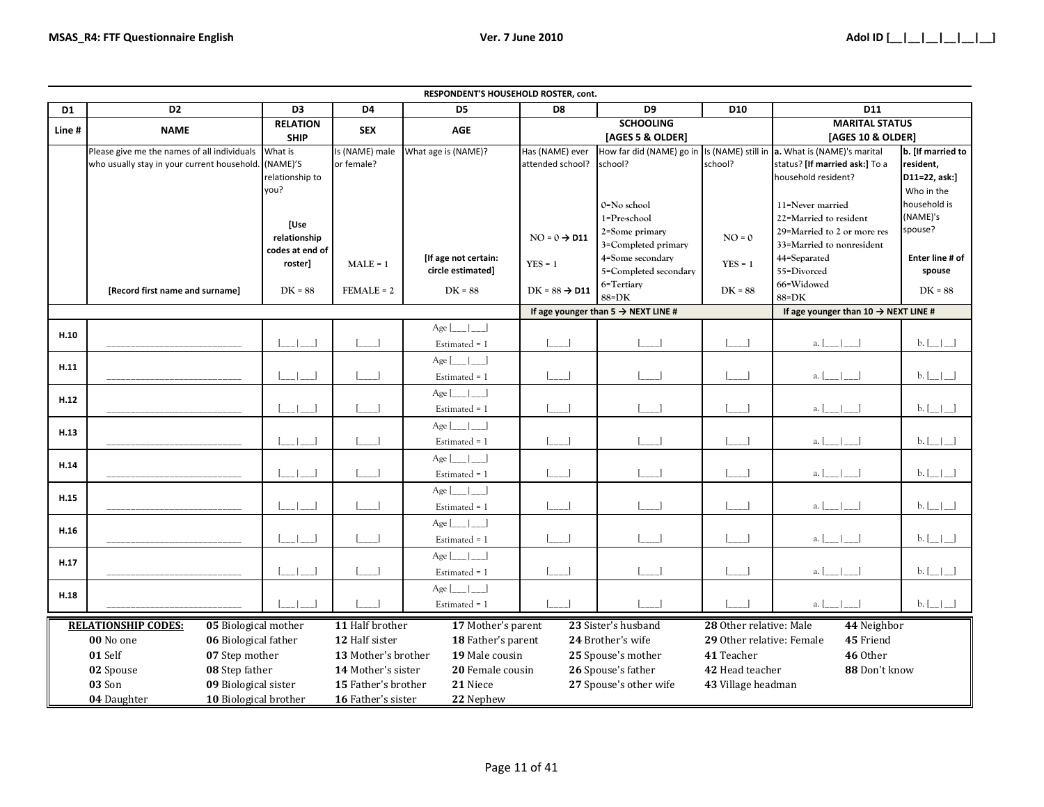## RESPONDENT'S HOUSEHOLD ROSTER, cont.

| D1 | D2 | D3 | D4 | D5 | D8 | D9 | D10 | D11 | |
|---|---|---|---|---|---|---|---|---|---|
| Line # | NAME | RELATION SHIP | SEX | AGE | SCHOOLING [AGES 5 & OLDER] | | | MARITAL STATUS [AGES 10 & OLDER] | |
| | Please give me the names of all individuals who usually stay in your current household. [Record first name and surname] | What is (NAME)'S relationship to you? [Use relationship codes at end of roster] DK = 88 | Is (NAME) male or female? MALE = 1 FEMALE = 2 | What age is (NAME)? [If age not certain: circle estimated] DK = 88 | Has (NAME) ever attended school? NO = 0 → D11 YES = 1 DK = 88 → D11 | How far did (NAME) go in school? 0=No school 1=Pre-school 2=Some primary 3=Completed primary 4=Some secondary 5=Completed secondary 6=Tertiary 88=DK | Is (NAME) still in school? NO = 0 YES = 1 DK = 88 | a. What is (NAME)'s marital status? [If married ask:] To a household resident? 11=Never married 22=Married to resident 29=Married to 2 or more res 33=Married to nonresident 44=Separated 55=Divorced 66=Widowed 88=DK | b. [If married to resident, D11=22, ask:] Who in the household is (NAME)'s spouse? Enter line # of spouse DK = 88 |
| | | | | | If age younger than 5 → NEXT LINE # | | | If age younger than 10 → NEXT LINE # | |
| H.10 | ____________________ | [___\|___] | [____] | Age [___\|___] Estimated = 1 | [____] | [____] | [____] | a. [___\|___] | b. [__\|__] |
| H.11 | ____________________ | [___\|___] | [____] | Age [___\|___] Estimated = 1 | [____] | [____] | [____] | a. [___\|___] | b. [__\|__] |
| H.12 | ____________________ | [___\|___] | [____] | Age [___\|___] Estimated = 1 | [____] | [____] | [____] | a. [___\|___] | b. [__\|__] |
| H.13 | ____________________ | [___\|___] | [____] | Age [___\|___] Estimated = 1 | [____] | [____] | [____] | a. [___\|___] | b. [__\|__] |
| H.14 | ____________________ | [___\|___] | [____] | Age [___\|___] Estimated = 1 | [____] | [____] | [____] | a. [___\|___] | b. [__\|__] |
| H.15 | ____________________ | [___\|___] | [____] | Age [___\|___] Estimated = 1 | [____] | [____] | [____] | a. [___\|___] | b. [__\|__] |
| H.16 | ____________________ | [___\|___] | [____] | Age [___\|___] Estimated = 1 | [____] | [____] | [____] | a. [___\|___] | b. [__\|__] |
| H.17 | ____________________ | [___\|___] | [____] | Age [___\|___] Estimated = 1 | [____] | [____] | [____] | a. [___\|___] | b. [__\|__] |
| H.18 | ____________________ | [___\|___] | [____] | Age [___\|___] Estimated = 1 | [____] | [____] | [____] | a. [___\|___] | b. [__\|__] |

**RELATIONSHIP CODES:**

| | | | | | | |
|---|---|---|---|---|---|---|
| **00** No one | **05** Biological mother | **11** Half brother | **17** Mother's parent | **23** Sister's husband | **28** Other relative: Male | **44** Neighbor |
| **01** Self | **06** Biological father | **12** Half sister | **18** Father's parent | **24** Brother's wife | **29** Other relative: Female | **45** Friend |
| **02** Spouse | **07** Step mother | **13** Mother's brother | **19** Male cousin | **25** Spouse's mother | **41** Teacher | **46** Other |
| **03** Son | **08** Step father | **14** Mother's sister | **20** Female cousin | **26** Spouse's father | **42** Head teacher | **88** Don't know |
| **04** Daughter | **09** Biological sister | **15** Father's brother | **21** Niece | **27** Spouse's other wife | **43** Village headman | |
| | **10** Biological brother | **16** Father's sister | **22** Nephew | | | |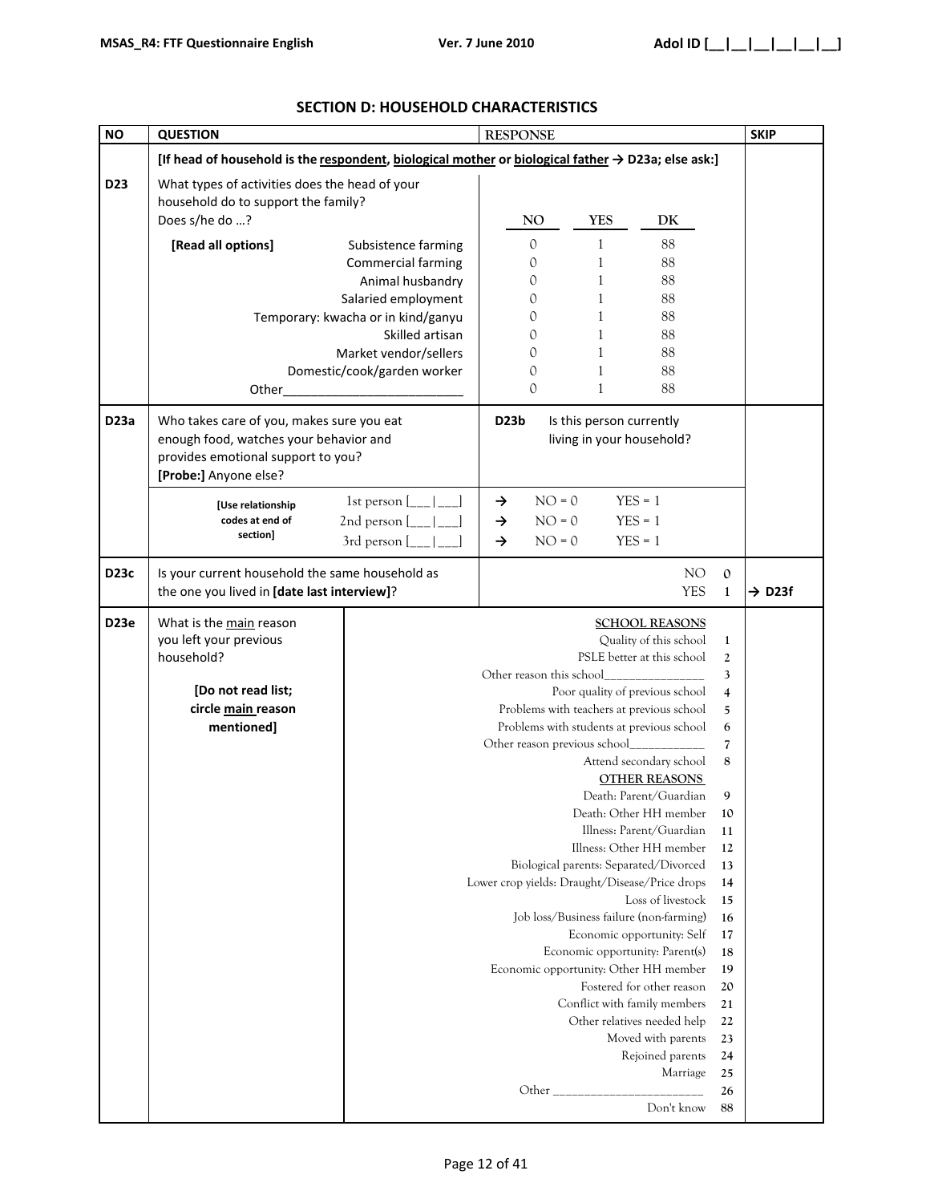## SECTION D: HOUSEHOLD CHARACTERISTICS

| NO | QUESTION | RESPONSE | SKIP |
|---|---|---|---|
| | **[If head of household is the respondent, biological mother or biological father → D23a; else ask:]** | | |
| D23 | What types of activities does the head of your household do to support the family? Does s/he do …? | NO / YES / DK | |
| | **[Read all options]** Subsistence farming | 0 / 1 / 88 | |
| | Commercial farming | 0 / 1 / 88 | |
| | Animal husbandry | 0 / 1 / 88 | |
| | Salaried employment | 0 / 1 / 88 | |
| | Temporary: kwacha or in kind/ganyu | 0 / 1 / 88 | |
| | Skilled artisan | 0 / 1 / 88 | |
| | Market vendor/sellers | 0 / 1 / 88 | |
| | Domestic/cook/garden worker | 0 / 1 / 88 | |
| | Other_________________________ | 0 / 1 / 88 | |
| D23a | Who takes care of you, makes sure you eat enough food, watches your behavior and provides emotional support to you? **[Probe:]** Anyone else? | **D23b** Is this person currently living in your household? | |
| | **[Use relationship codes at end of section]** 1st person [___\|___] | → NO = 0 YES = 1 | |
| | 2nd person [___\|___] | → NO = 0 YES = 1 | |
| | 3rd person [___\|___] | → NO = 0 YES = 1 | |
| D23c | Is your current household the same household as the one you lived in **[date last interview]**? | NO 0 | |
| | | YES 1 | → D23f |
| D23e | What is the main reason you left your previous household? **[Do not read list; circle main reason mentioned]** | **SCHOOL REASONS** | |
| | | Quality of this school 1 | |
| | | PSLE better at this school 2 | |
| | | Other reason this school_______________ 3 | |
| | | Poor quality of previous school 4 | |
| | | Problems with teachers at previous school 5 | |
| | | Problems with students at previous school 6 | |
| | | Other reason previous school___________ 7 | |
| | | Attend secondary school 8 | |
| | | **OTHER REASONS** | |
| | | Death: Parent/Guardian 9 | |
| | | Death: Other HH member 10 | |
| | | Illness: Parent/Guardian 11 | |
| | | Illness: Other HH member 12 | |
| | | Biological parents: Separated/Divorced 13 | |
| | | Lower crop yields: Draught/Disease/Price drops 14 | |
| | | Loss of livestock 15 | |
| | | Job loss/Business failure (non-farming) 16 | |
| | | Economic opportunity: Self 17 | |
| | | Economic opportunity: Parent(s) 18 | |
| | | Economic opportunity: Other HH member 19 | |
| | | Fostered for other reason 20 | |
| | | Conflict with family members 21 | |
| | | Other relatives needed help 22 | |
| | | Moved with parents 23 | |
| | | Rejoined parents 24 | |
| | | Marriage 25 | |
| | | Other _______________________ 26 | |
| | | Don't know 88 | |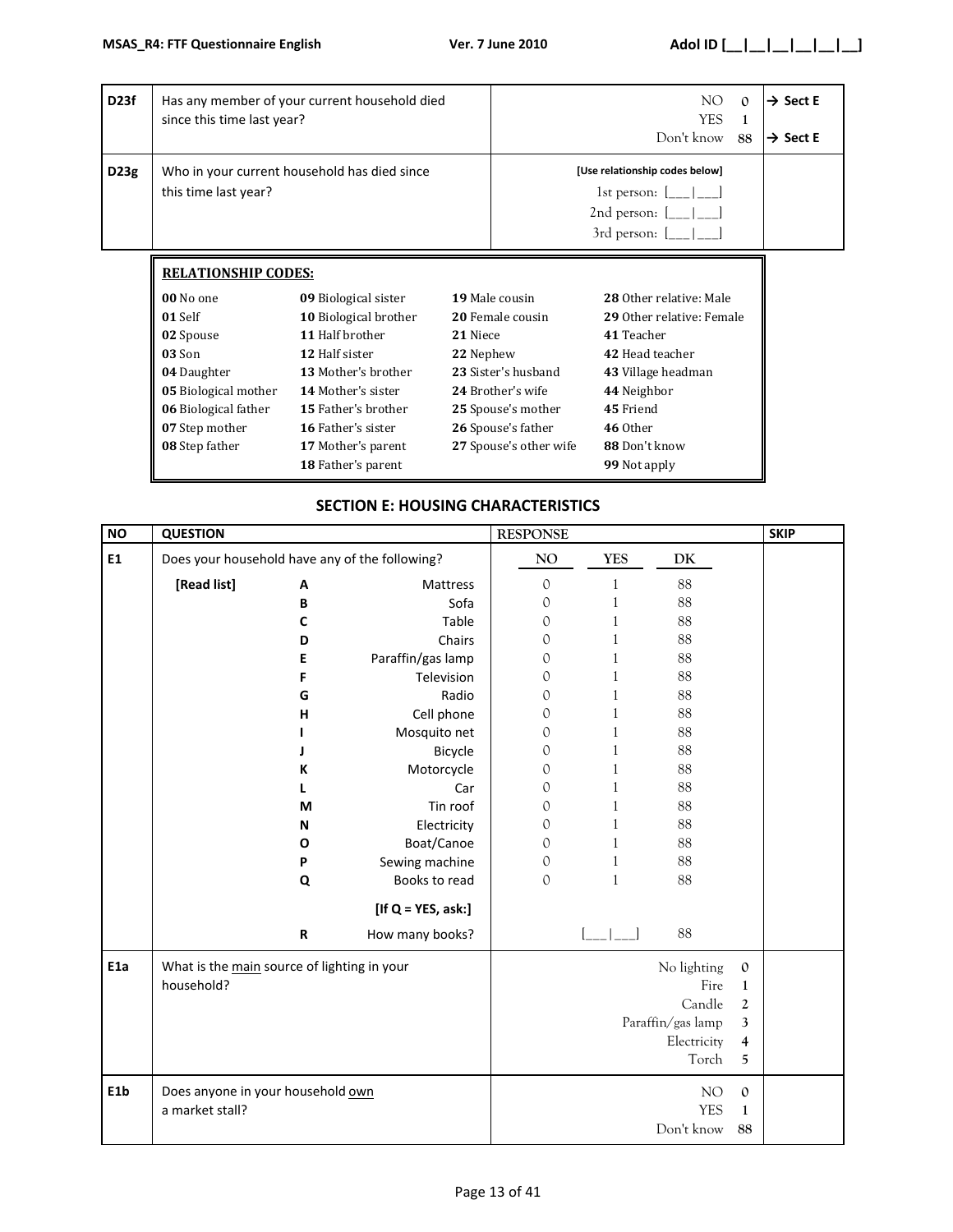| | | | |
|---|---|---|---|
| **D23f** | Has any member of your current household died since this time last year? | NO 0<br>YES 1<br>Don't know 88 | → **Sect E**<br><br>→ **Sect E** |
| **D23g** | Who in your current household has died since this time last year? | **[Use relationship codes below]**<br>1st person: [___\|___]<br>2nd person: [___\|___]<br>3rd person: [___\|___] | |

**RELATIONSHIP CODES:**

| | | | |
|---|---|---|---|
| **00** No one | **09** Biological sister | **19** Male cousin | **28** Other relative: Male |
| **01** Self | **10** Biological brother | **20** Female cousin | **29** Other relative: Female |
| **02** Spouse | **11** Half brother | **21** Niece | **41** Teacher |
| **03** Son | **12** Half sister | **22** Nephew | **42** Head teacher |
| **04** Daughter | **13** Mother's brother | **23** Sister's husband | **43** Village headman |
| **05** Biological mother | **14** Mother's sister | **24** Brother's wife | **44** Neighbor |
| **06** Biological father | **15** Father's brother | **25** Spouse's mother | **45** Friend |
| **07** Step mother | **16** Father's sister | **26** Spouse's father | **46** Other |
| **08** Step father | **17** Mother's parent | **27** Spouse's other wife | **88** Don't know |
| | **18** Father's parent | | **99** Not apply |

## SECTION E: HOUSING CHARACTERISTICS

| NO | QUESTION | | | RESPONSE NO | YES | DK | SKIP |
|---|---|---|---|---|---|---|---|
| **E1** | Does your household have any of the following? | | | NO | YES | DK | |
| | **[Read list]** | **A** | Mattress | 0 | 1 | 88 | |
| | | **B** | Sofa | 0 | 1 | 88 | |
| | | **C** | Table | 0 | 1 | 88 | |
| | | **D** | Chairs | 0 | 1 | 88 | |
| | | **E** | Paraffin/gas lamp | 0 | 1 | 88 | |
| | | **F** | Television | 0 | 1 | 88 | |
| | | **G** | Radio | 0 | 1 | 88 | |
| | | **H** | Cell phone | 0 | 1 | 88 | |
| | | **I** | Mosquito net | 0 | 1 | 88 | |
| | | **J** | Bicycle | 0 | 1 | 88 | |
| | | **K** | Motorcycle | 0 | 1 | 88 | |
| | | **L** | Car | 0 | 1 | 88 | |
| | | **M** | Tin roof | 0 | 1 | 88 | |
| | | **N** | Electricity | 0 | 1 | 88 | |
| | | **O** | Boat/Canoe | 0 | 1 | 88 | |
| | | **P** | Sewing machine | 0 | 1 | 88 | |
| | | **Q** | Books to read | 0 | 1 | 88 | |
| | | | **[If Q = YES, ask:]** | | | | |
| | | **R** | How many books? | | [___\|___] | 88 | |

| | | | |
|---|---|---|---|
| **E1a** | What is the main source of lighting in your household? | No lighting 0<br>Fire 1<br>Candle 2<br>Paraffin/gas lamp 3<br>Electricity 4<br>Torch 5 | |
| **E1b** | Does anyone in your household own a market stall? | NO 0<br>YES 1<br>Don't know 88 | |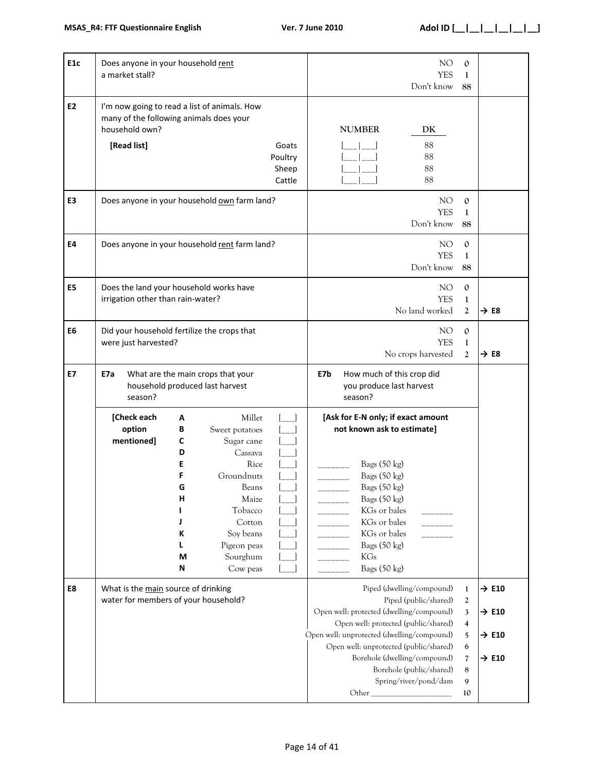| | | | |
|---|---|---|---|
| **E1c** | Does anyone in your household rent a market stall? | NO 0<br>YES 1<br>Don't know 88 | |
| **E2** | I'm now going to read a list of animals. How many of the following animals does your household own?<br>**[Read list]**<br>Goats<br>Poultry<br>Sheep<br>Cattle | **NUMBER** / **DK**<br>[___\|___] 88<br>[___\|___] 88<br>[___\|___] 88<br>[___\|___] 88 | |
| **E3** | Does anyone in your household own farm land? | NO 0<br>YES 1<br>Don't know 88 | |
| **E4** | Does anyone in your household rent farm land? | NO 0<br>YES 1<br>Don't know 88 | |
| **E5** | Does the land your household works have irrigation other than rain-water? | NO 0<br>YES 1<br>No land worked 2 | → **E8** |
| **E6** | Did your household fertilize the crops that were just harvested? | NO 0<br>YES 1<br>No crops harvested 2 | → **E8** |
| **E7** | **E7a** What are the main crops that your household produced last harvest season? | **E7b** How much of this crop did you produce last harvest season? | |
| | **[Check each option mentioned]**<br>**A** Millet [___]<br>**B** Sweet potatoes [___]<br>**C** Sugar cane [___]<br>**D** Cassava [___]<br>**E** Rice [___]<br>**F** Groundnuts [___]<br>**G** Beans [___]<br>**H** Maize [___]<br>**I** Tobacco [___]<br>**J** Cotton [___]<br>**K** Soy beans [___]<br>**L** Pigeon peas [___]<br>**M** Sourghum [___]<br>**N** Cow peas [___] | **[Ask for E-N only; if exact amount not known ask to estimate]**<br><br><br><br>_______ Bags (50 kg)<br>_______ Bags (50 kg)<br>_______ Bags (50 kg)<br>_______ Bags (50 kg)<br>_______ KGs or bales _______<br>_______ KGs or bales _______<br>_______ KGs or bales _______<br>_______ Bags (50 kg)<br>_______ KGs<br>_______ Bags (50 kg) | |
| **E8** | What is the main source of drinking water for members of your household? | Piped (dwelling/compound) 1<br>Piped (public/shared) 2<br>Open well: protected (dwelling/compound) 3<br>Open well: protected (public/shared) 4<br>Open well: unprotected (dwelling/compound) 5<br>Open well: unprotected (public/shared) 6<br>Borehole (dwelling/compound) 7<br>Borehole (public/shared) 8<br>Spring/river/pond/dam 9<br>Other ___________________ 10 | → **E10** (1)<br><br>→ **E10** (3)<br><br>→ **E10** (5)<br><br>→ **E10** (7) |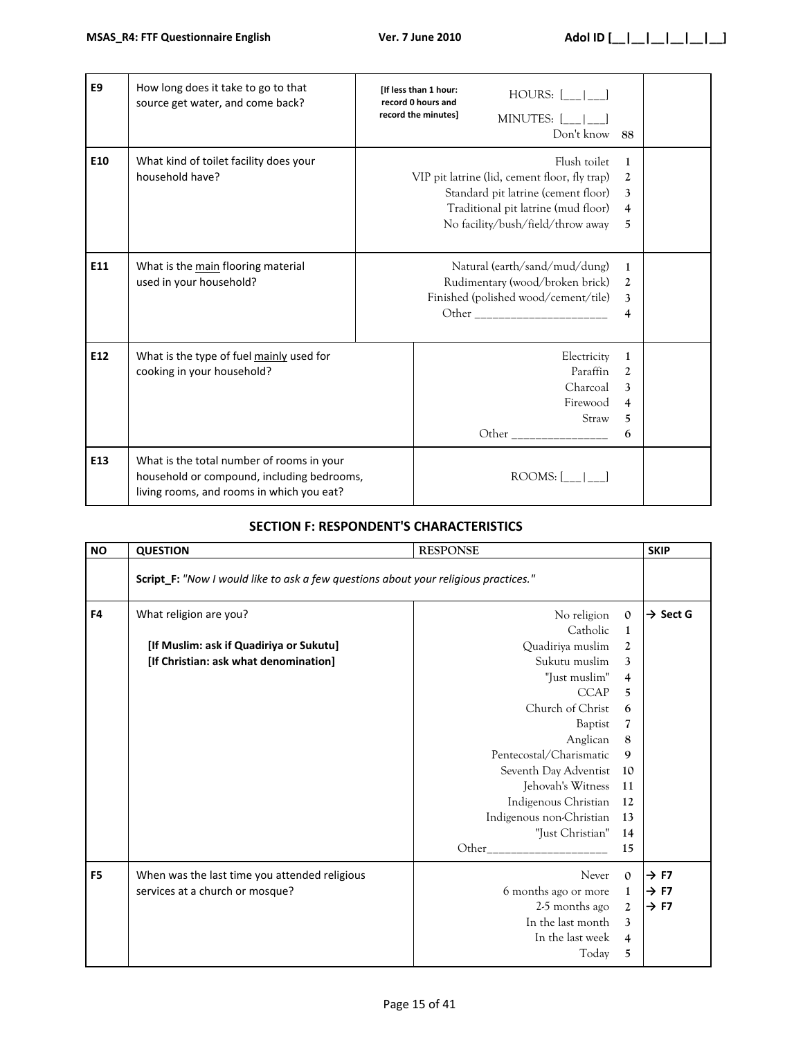| E9 | How long does it take to go to that source get water, and come back? | [If less than 1 hour: record 0 hours and record the minutes] HOURS: [___\|___]<br>MINUTES: [___\|___]<br>Don't know 88 | |
|---|---|---|---|
| E10 | What kind of toilet facility does your household have? | Flush toilet 1<br>VIP pit latrine (lid, cement floor, fly trap) 2<br>Standard pit latrine (cement floor) 3<br>Traditional pit latrine (mud floor) 4<br>No facility/bush/field/throw away 5 | |
| E11 | What is the main flooring material used in your household? | Natural (earth/sand/mud/dung) 1<br>Rudimentary (wood/broken brick) 2<br>Finished (polished wood/cement/tile) 3<br>Other ____________________ 4 | |
| E12 | What is the type of fuel mainly used for cooking in your household? | Electricity 1<br>Paraffin 2<br>Charcoal 3<br>Firewood 4<br>Straw 5<br>Other _______________ 6 | |
| E13 | What is the total number of rooms in your household or compound, including bedrooms, living rooms, and rooms in which you eat? | ROOMS: [___\|___] | |

## SECTION F: RESPONDENT'S CHARACTERISTICS

| NO | QUESTION | RESPONSE | SKIP |
|---|---|---|---|
| | **Script_F:** *"Now I would like to ask a few questions about your religious practices."* | | |
| F4 | What religion are you?<br><br>**[If Muslim: ask if Quadiriya or Sukutu]**<br>**[If Christian: ask what denomination]** | No religion 0<br>Catholic 1<br>Quadiriya muslim 2<br>Sukutu muslim 3<br>"Just muslim" 4<br>CCAP 5<br>Church of Christ 6<br>Baptist 7<br>Anglican 8<br>Pentecostal/Charismatic 9<br>Seventh Day Adventist 10<br>Jehovah's Witness 11<br>Indigenous Christian 12<br>Indigenous non-Christian 13<br>"Just Christian" 14<br>Other__________________ 15 | → Sect G (No religion) |
| F5 | When was the last time you attended religious services at a church or mosque? | Never 0<br>6 months ago or more 1<br>2-5 months ago 2<br>In the last month 3<br>In the last week 4<br>Today 5 | → F7 (Never)<br>→ F7 (6 months ago or more)<br>→ F7 (2-5 months ago) |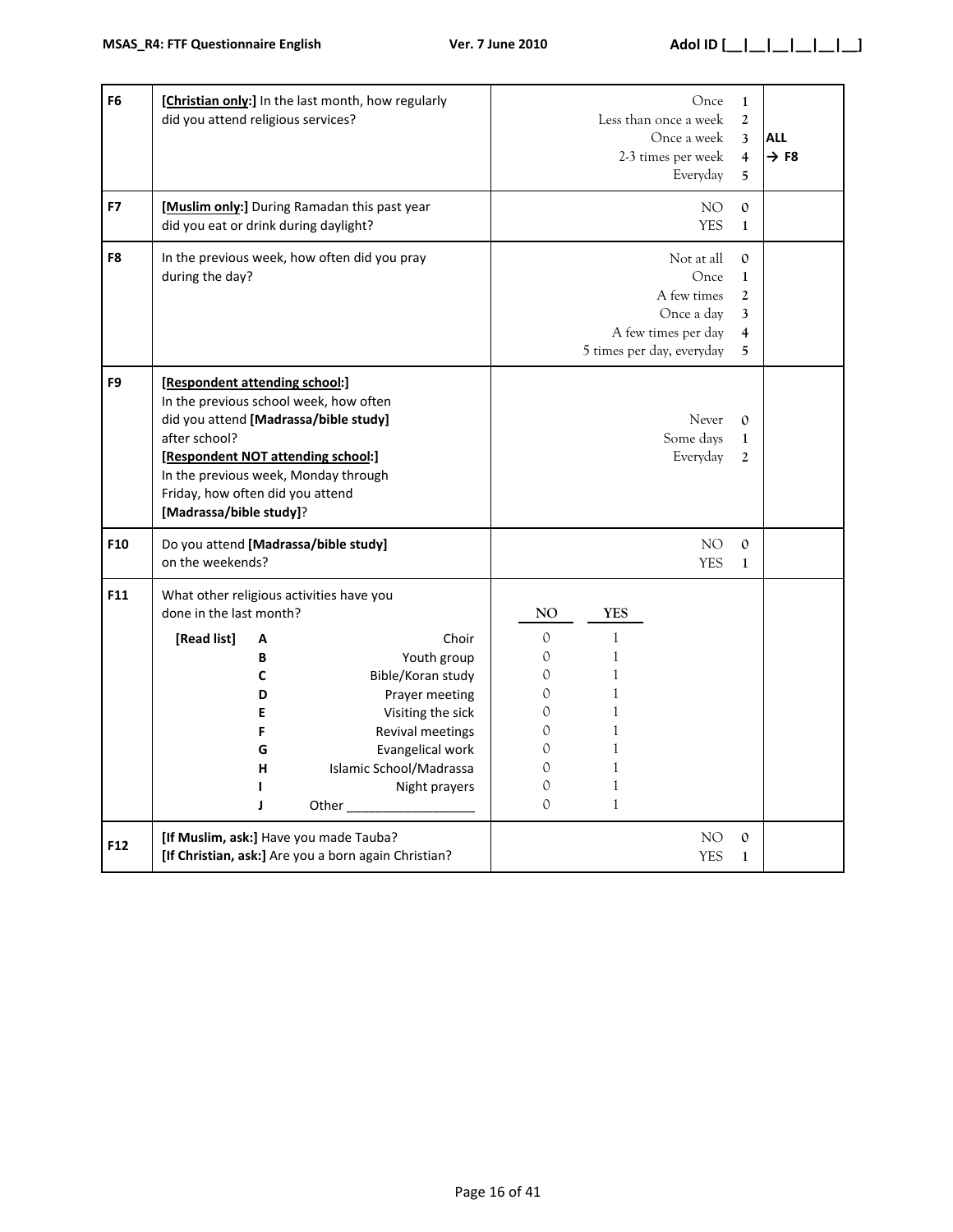| | | | |
|---|---|---|---|
| **F6** | **[<u>Christian only</u>:]** In the last month, how regularly did you attend religious services? | Once 1<br>Less than once a week 2<br>Once a week 3<br>2-3 times per week 4<br>Everyday 5 | **ALL → F8** |
| **F7** | **[<u>Muslim only</u>:]** During Ramadan this past year did you eat or drink during daylight? | NO 0<br>YES 1 | |
| **F8** | In the previous week, how often did you pray during the day? | Not at all 0<br>Once 1<br>A few times 2<br>Once a day 3<br>A few times per day 4<br>5 times per day, everyday 5 | |
| **F9** | **[<u>Respondent attending school</u>:]**<br>In the previous school week, how often did you attend **[Madrassa/bible study]** after school?<br>**[<u>Respondent NOT attending school</u>:]**<br>In the previous week, Monday through Friday, how often did you attend **[Madrassa/bible study]**? | Never 0<br>Some days 1<br>Everyday 2 | |
| **F10** | Do you attend **[Madrassa/bible study]** on the weekends? | NO 0<br>YES 1 | |
| **F11** | What other religious activities have you done in the last month? | | |
| | **[Read list]** | **NO** / **YES** | |
| | **A** Choir | 0 / 1 | |
| | **B** Youth group | 0 / 1 | |
| | **C** Bible/Koran study | 0 / 1 | |
| | **D** Prayer meeting | 0 / 1 | |
| | **E** Visiting the sick | 0 / 1 | |
| | **F** Revival meetings | 0 / 1 | |
| | **G** Evangelical work | 0 / 1 | |
| | **H** Islamic School/Madrassa | 0 / 1 | |
| | **I** Night prayers | 0 / 1 | |
| | **J** Other _________________ | 0 / 1 | |
| **F12** | **[If Muslim, ask:]** Have you made Tauba?<br>**[If Christian, ask:]** Are you a born again Christian? | NO 0<br>YES 1 | |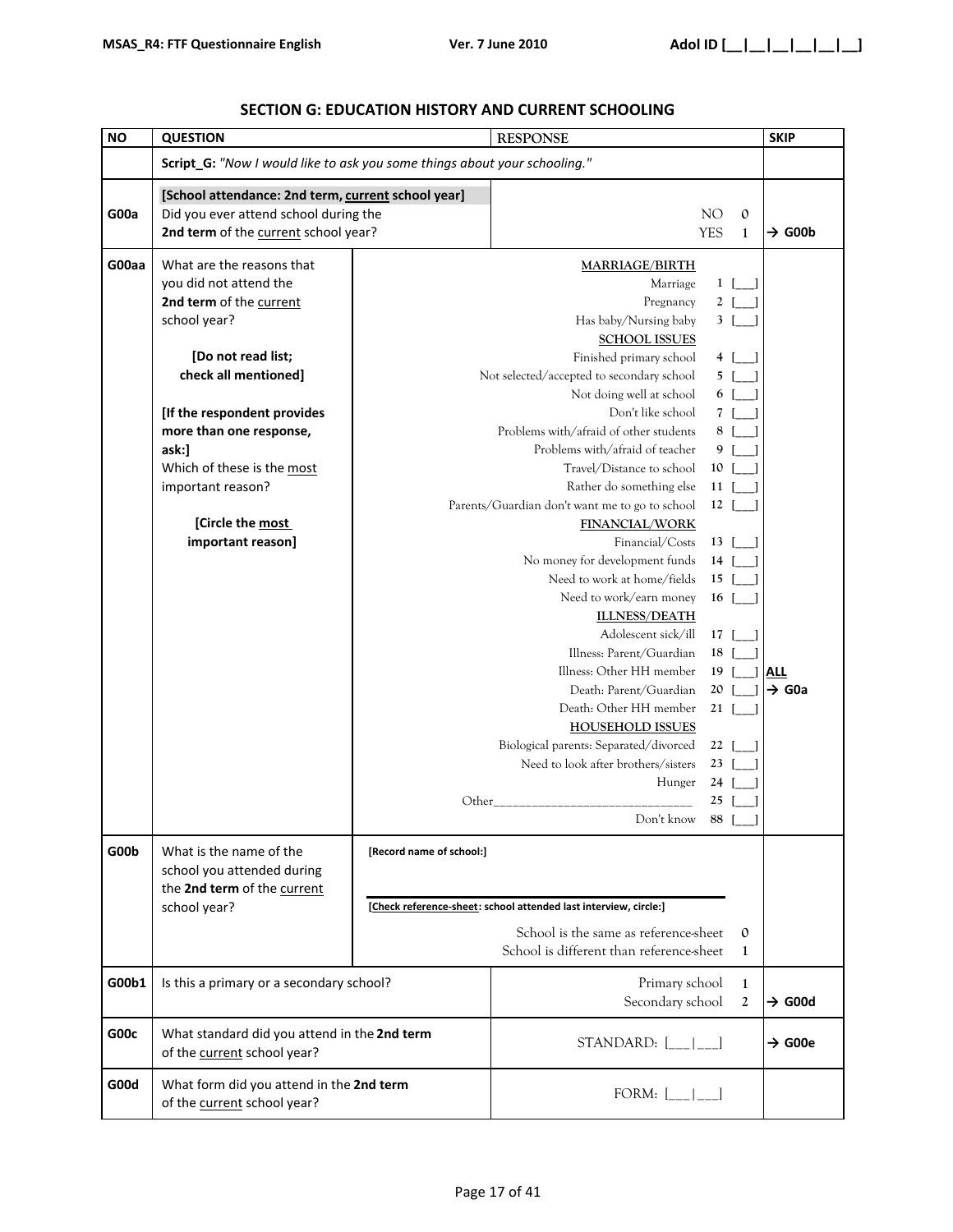## SECTION G: EDUCATION HISTORY AND CURRENT SCHOOLING

| NO | QUESTION | RESPONSE | SKIP |
|---|---|---|---|
| | **Script_G:** *"Now I would like to ask you some things about your schooling."* | | |
| G00a | **[School attendance: 2nd term, current school year]** Did you ever attend school during the **2nd term** of the current school year? | NO 0<br>YES 1 | → G00b |
| G00aa | What are the reasons that you did not attend the **2nd term** of the current school year?<br><br>**[Do not read list; check all mentioned]**<br><br>**[If the respondent provides more than one response, ask:]** Which of these is the most important reason?<br><br>**[Circle the most important reason]** | MARRIAGE/BIRTH<br>Marriage 1 [__]<br>Pregnancy 2 [__]<br>Has baby/Nursing baby 3 [__]<br>SCHOOL ISSUES<br>Finished primary school 4 [__]<br>Not selected/accepted to secondary school 5 [__]<br>Not doing well at school 6 [__]<br>Don't like school 7 [__]<br>Problems with/afraid of other students 8 [__]<br>Problems with/afraid of teacher 9 [__]<br>Travel/Distance to school 10 [__]<br>Rather do something else 11 [__]<br>Parents/Guardian don't want me to go to school 12 [__]<br>FINANCIAL/WORK<br>Financial/Costs 13 [__]<br>No money for development funds 14 [__]<br>Need to work at home/fields 15 [__]<br>Need to work/earn money 16 [__]<br>ILLNESS/DEATH<br>Adolescent sick/ill 17 [__]<br>Illness: Parent/Guardian 18 [__]<br>Illness: Other HH member 19 [__]<br>Death: Parent/Guardian 20 [__]<br>Death: Other HH member 21 [__]<br>HOUSEHOLD ISSUES<br>Biological parents: Separated/divorced 22 [__]<br>Need to look after brothers/sisters 23 [__]<br>Hunger 24 [__]<br>Other_______________________ 25 [__]<br>Don't know 88 [__] | ALL → G0a |
| G00b | What is the name of the school you attended during the **2nd term** of the current school year? | **[Record name of school:]**<br><br>**[Check reference-sheet: school attended last interview, circle:]**<br>School is the same as reference-sheet 0<br>School is different than reference-sheet 1 | |
| G00b1 | Is this a primary or a secondary school? | Primary school 1<br>Secondary school 2 | → G00d |
| G00c | What standard did you attend in the **2nd term** of the current school year? | STANDARD: [___\|___] | → G00e |
| G00d | What form did you attend in the **2nd term** of the current school year? | FORM: [___\|___] | |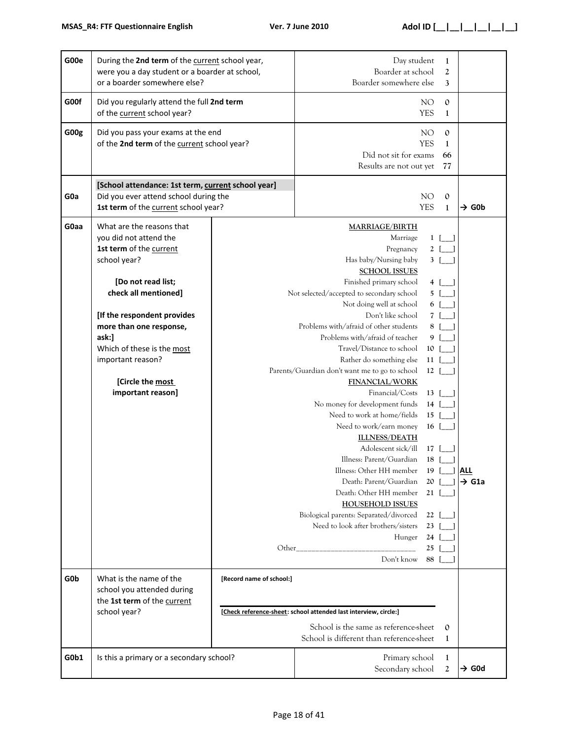| | | | |
|---|---|---|---|
| **G00e** | During the **2nd term** of the current school year, were you a day student or a boarder at school, or a boarder somewhere else? | Day student 1<br>Boarder at school 2<br>Boarder somewhere else 3 | |
| **G00f** | Did you regularly attend the full **2nd term** of the current school year? | NO 0<br>YES 1 | |
| **G00g** | Did you pass your exams at the end of the **2nd term** of the current school year? | NO 0<br>YES 1<br>Did not sit for exams 66<br>Results are not out yet 77 | |
| **G0a** | **[School attendance: 1st term, current school year]**<br>Did you ever attend school during the **1st term** of the current school year? | NO 0<br>YES 1 | → **G0b** |
| **G0aa** | What are the reasons that you did not attend the **1st term** of the current school year?<br><br>**[Do not read list; check all mentioned]**<br><br>**[If the respondent provides more than one response, ask:]**<br>Which of these is the most important reason?<br><br>**[Circle the most important reason]** | **MARRIAGE/BIRTH**<br>Marriage 1 [__]<br>Pregnancy 2 [__]<br>Has baby/Nursing baby 3 [__]<br>**SCHOOL ISSUES**<br>Finished primary school 4 [__]<br>Not selected/accepted to secondary school 5 [__]<br>Not doing well at school 6 [__]<br>Don't like school 7 [__]<br>Problems with/afraid of other students 8 [__]<br>Problems with/afraid of teacher 9 [__]<br>Travel/Distance to school 10 [__]<br>Rather do something else 11 [__]<br>Parents/Guardian don't want me to go to school 12 [__]<br>**FINANCIAL/WORK**<br>Financial/Costs 13 [__]<br>No money for development funds 14 [__]<br>Need to work at home/fields 15 [__]<br>Need to work/earn money 16 [__]<br>**ILLNESS/DEATH**<br>Adolescent sick/ill 17 [__]<br>Illness: Parent/Guardian 18 [__]<br>Illness: Other HH member 19 [__]<br>Death: Parent/Guardian 20 [__]<br>Death: Other HH member 21 [__]<br>**HOUSEHOLD ISSUES**<br>Biological parents: Separated/divorced 22 [__]<br>Need to look after brothers/sisters 23 [__]<br>Hunger 24 [__]<br>Other______________________________ 25 [__]<br>Don't know 88 [__] | **ALL** → **G1a** |
| **G0b** | What is the name of the school you attended during the **1st term** of the current school year? | **[Record name of school:]**<br><br>**[Check reference-sheet: school attended last interview, circle:]**<br>School is the same as reference-sheet 0<br>School is different than reference-sheet 1 | |
| **G0b1** | Is this a primary or a secondary school? | Primary school 1<br>Secondary school 2 | → **G0d** |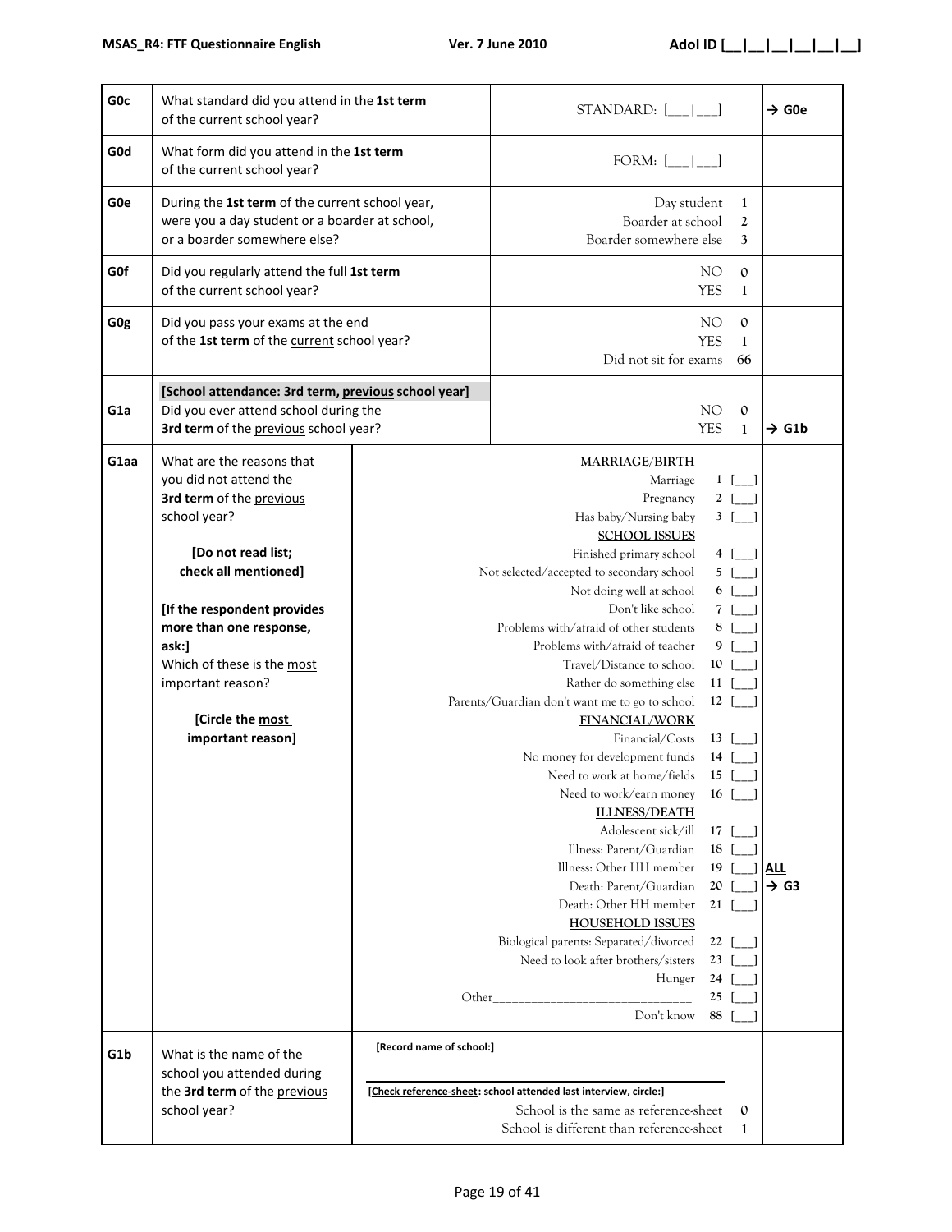| | | | |
|---|---|---|---|
| G0c | What standard did you attend in the **1st term** of the current school year? | STANDARD: [___\|___] | → G0e |
| G0d | What form did you attend in the **1st term** of the current school year? | FORM: [___\|___] | |
| G0e | During the **1st term** of the current school year, were you a day student or a boarder at school, or a boarder somewhere else? | Day student 1<br>Boarder at school 2<br>Boarder somewhere else 3 | |
| G0f | Did you regularly attend the full **1st term** of the current school year? | NO 0<br>YES 1 | |
| G0g | Did you pass your exams at the end of the **1st term** of the current school year? | NO 0<br>YES 1<br>Did not sit for exams 66 | |
| G1a | **[School attendance: 3rd term, previous school year]**<br>Did you ever attend school during the **3rd term** of the previous school year? | NO 0<br>YES 1 | → G1b (YES) |
| G1aa | What are the reasons that you did not attend the **3rd term** of the previous school year?<br><br>**[Do not read list; check all mentioned]**<br><br>**[If the respondent provides more than one response, ask:]**<br>Which of these is the most important reason?<br><br>**[Circle the most important reason]** | **MARRIAGE/BIRTH**<br>Marriage 1 [___]<br>Pregnancy 2 [___]<br>Has baby/Nursing baby 3 [___]<br>**SCHOOL ISSUES**<br>Finished primary school 4 [___]<br>Not selected/accepted to secondary school 5 [___]<br>Not doing well at school 6 [___]<br>Don't like school 7 [___]<br>Problems with/afraid of other students 8 [___]<br>Problems with/afraid of teacher 9 [___]<br>Travel/Distance to school 10 [___]<br>Rather do something else 11 [___]<br>Parents/Guardian don't want me to go to school 12 [___]<br>**FINANCIAL/WORK**<br>Financial/Costs 13 [___]<br>No money for development funds 14 [___]<br>Need to work at home/fields 15 [___]<br>Need to work/earn money 16 [___]<br>**ILLNESS/DEATH**<br>Adolescent sick/ill 17 [___]<br>Illness: Parent/Guardian 18 [___]<br>Illness: Other HH member 19 [___]<br>Death: Parent/Guardian 20 [___]<br>Death: Other HH member 21 [___]<br>**HOUSEHOLD ISSUES**<br>Biological parents: Separated/divorced 22 [___]<br>Need to look after brothers/sisters 23 [___]<br>Hunger 24 [___]<br>Other_____________________________ 25 [___]<br>Don't know 88 [___] | **ALL** → G3 |
| G1b | What is the name of the school you attended during the **3rd term** of the previous school year? | **[Record name of school:]**<br>________________________<br>**[Check reference-sheet: school attended last interview, circle:]**<br>School is the same as reference-sheet 0<br>School is different than reference-sheet 1 | |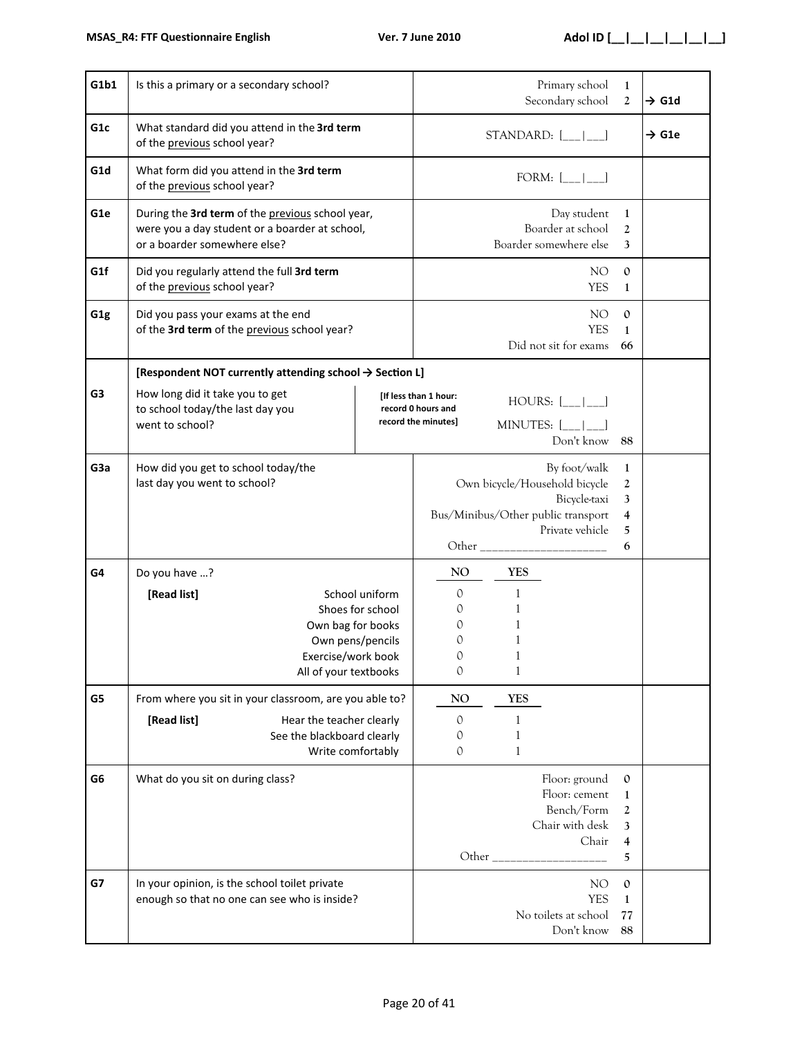| Q | Question | Response | Code | Skip |
|---|---|---|---|---|
| G1b1 | Is this a primary or a secondary school? | Primary school | 1 | |
| | | Secondary school | 2 | → G1d |
| G1c | What standard did you attend in the **3rd term** of the previous school year? | STANDARD: [___\|___] | | → G1e |
| G1d | What form did you attend in the **3rd term** of the previous school year? | FORM: [___\|___] | | |
| G1e | During the **3rd term** of the previous school year, were you a day student or a boarder at school, or a boarder somewhere else? | Day student | 1 | |
| | | Boarder at school | 2 | |
| | | Boarder somewhere else | 3 | |
| G1f | Did you regularly attend the full **3rd term** of the previous school year? | NO | 0 | |
| | | YES | 1 | |
| G1g | Did you pass your exams at the end of the **3rd term** of the previous school year? | NO | 0 | |
| | | YES | 1 | |
| | | Did not sit for exams | 66 | |
| | **[Respondent NOT currently attending school → Section L]** | | | |
| G3 | How long did it take you to get to school today/the last day you went to school? **[If less than 1 hour: record 0 hours and record the minutes]** | HOURS: [___\|___] | | |
| | | MINUTES: [___\|___] | | |
| | | Don't know | 88 | |
| G3a | How did you get to school today/the last day you went to school? | By foot/walk | 1 | |
| | | Own bicycle/Household bicycle | 2 | |
| | | Bicycle-taxi | 3 | |
| | | Bus/Minibus/Other public transport | 4 | |
| | | Private vehicle | 5 | |
| | | Other ____________________ | 6 | |

| G4 | Do you have …? **[Read list]** | NO | YES |
|---|---|---|---|
| | School uniform | 0 | 1 |
| | Shoes for school | 0 | 1 |
| | Own bag for books | 0 | 1 |
| | Own pens/pencils | 0 | 1 |
| | Exercise/work book | 0 | 1 |
| | All of your textbooks | 0 | 1 |

| G5 | From where you sit in your classroom, are you able to? **[Read list]** | NO | YES |
|---|---|---|---|
| | Hear the teacher clearly | 0 | 1 |
| | See the blackboard clearly | 0 | 1 |
| | Write comfortably | 0 | 1 |

| Q | Question | Response | Code |
|---|---|---|---|
| G6 | What do you sit on during class? | Floor: ground | 0 |
| | | Floor: cement | 1 |
| | | Bench/Form | 2 |
| | | Chair with desk | 3 |
| | | Chair | 4 |
| | | Other __________________ | 5 |
| G7 | In your opinion, is the school toilet private enough so that no one can see who is inside? | NO | 0 |
| | | YES | 1 |
| | | No toilets at school | 77 |
| | | Don't know | 88 |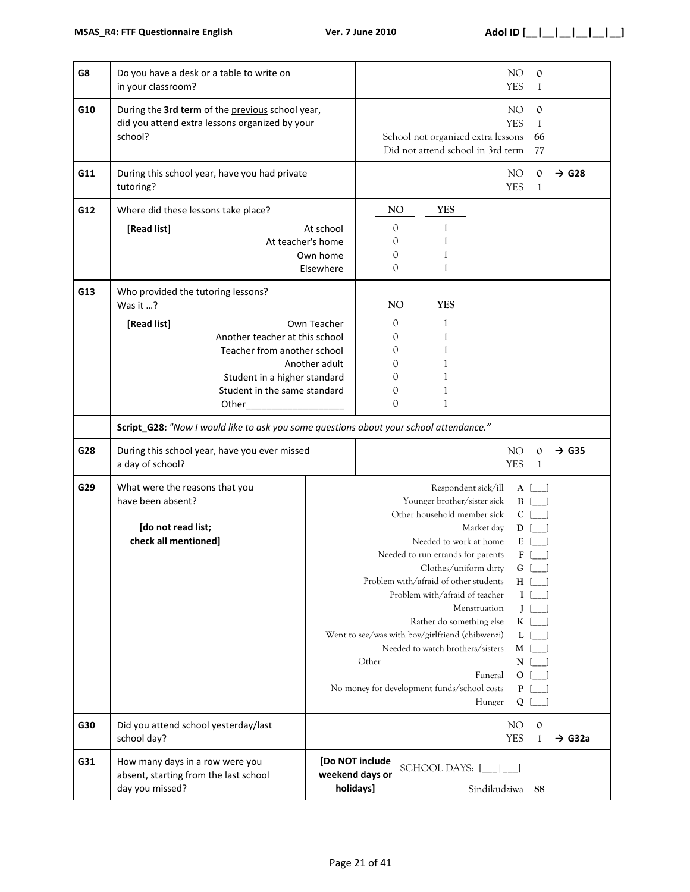| | | | |
|---|---|---|---|
| **G8** | Do you have a desk or a table to write on in your classroom? | NO 0<br>YES 1 | |
| **G10** | During the **3rd term** of the previous school year, did you attend extra lessons organized by your school? | NO 0<br>YES 1<br>School not organized extra lessons 66<br>Did not attend school in 3rd term 77 | |
| **G11** | During this school year, have you had private tutoring? | NO 0<br>YES 1 | → G28 (NO) |
| **G12** | Where did these lessons take place?<br>**[Read list]**<br>At school<br>At teacher's home<br>Own home<br>Elsewhere | NO / YES<br>0 / 1<br>0 / 1<br>0 / 1<br>0 / 1 | |
| **G13** | Who provided the tutoring lessons? Was it …?<br>**[Read list]**<br>Own Teacher<br>Another teacher at this school<br>Teacher from another school<br>Another adult<br>Student in a higher standard<br>Student in the same standard<br>Other___________________ | NO / YES<br>0 / 1<br>0 / 1<br>0 / 1<br>0 / 1<br>0 / 1<br>0 / 1<br>0 / 1 | |
| | **Script_G28:** *"Now I would like to ask you some questions about your school attendance."* | | |
| **G28** | During this school year, have you ever missed a day of school? | NO 0<br>YES 1 | → G35 (NO) |
| **G29** | What were the reasons that you have been absent?<br>**[do not read list; check all mentioned]** | Respondent sick/ill A [___]<br>Younger brother/sister sick B [___]<br>Other household member sick C [___]<br>Market day D [___]<br>Needed to work at home E [___]<br>Needed to run errands for parents F [___]<br>Clothes/uniform dirty G [___]<br>Problem with/afraid of other students H [___]<br>Problem with/afraid of teacher I [___]<br>Menstruation J [___]<br>Rather do something else K [___]<br>Went to see/was with boy/girlfriend (chibwenzi) L [___]<br>Needed to watch brothers/sisters M [___]<br>Other_________________________ N [___]<br>Funeral O [___]<br>No money for development funds/school costs P [___]<br>Hunger Q [___] | |
| **G30** | Did you attend school yesterday/last school day? | NO 0<br>YES 1 | → G32a (YES) |
| **G31** | How many days in a row were you absent, starting from the last school day you missed? | **[Do NOT include weekend days or holidays]**<br>SCHOOL DAYS: [___\|___]<br>Sindikudziwa 88 | |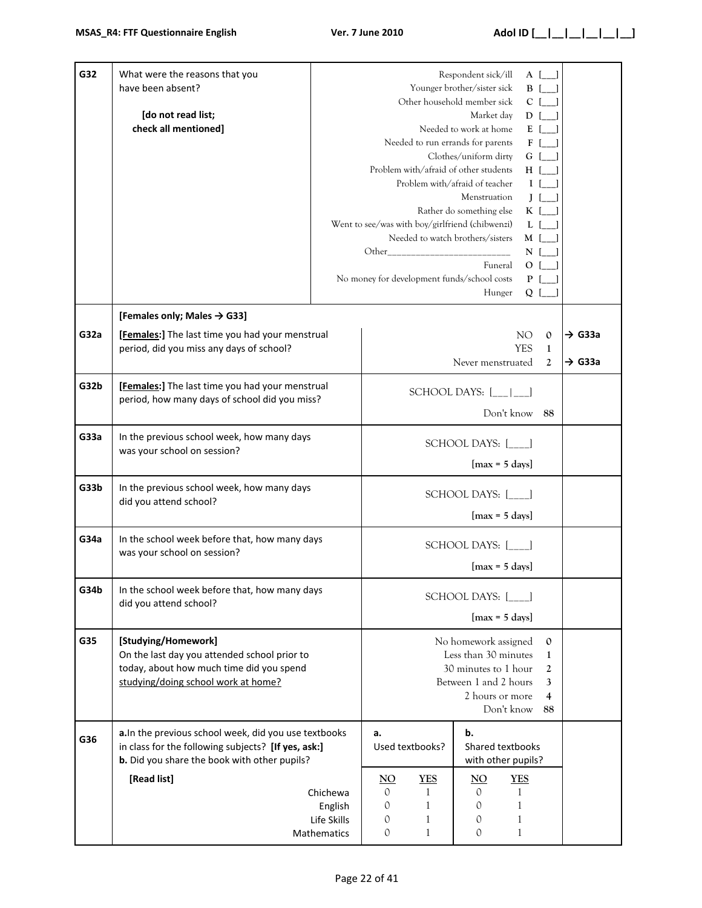| | | | |
|---|---|---|---|
| G32 | What were the reasons that you have been absent?<br><br>**[do not read list; check all mentioned]** | Respondent sick/ill A [___]<br>Younger brother/sister sick B [___]<br>Other household member sick C [___]<br>Market day D [___]<br>Needed to work at home E [___]<br>Needed to run errands for parents F [___]<br>Clothes/uniform dirty G [___]<br>Problem with/afraid of other students H [___]<br>Problem with/afraid of teacher I [___]<br>Menstruation J [___]<br>Rather do something else K [___]<br>Went to see/was with boy/girlfriend (chibwenzi) L [___]<br>Needed to watch brothers/sisters M [___]<br>Other_______________________ N [___]<br>Funeral O [___]<br>No money for development funds/school costs P [___]<br>Hunger Q [___] | |
| | **[Females only; Males → G33]** | | |
| G32a | **[Females:]** The last time you had your menstrual period, did you miss any days of school? | NO 0<br>YES 1<br>Never menstruated 2 | → G33a<br><br>→ G33a |
| G32b | **[Females:]** The last time you had your menstrual period, how many days of school did you miss? | SCHOOL DAYS: [___\|___]<br>Don't know 88 | |
| G33a | In the previous school week, how many days was your school on session? | SCHOOL DAYS: [____]<br>[max = 5 days] | |
| G33b | In the previous school week, how many days did you attend school? | SCHOOL DAYS: [____]<br>[max = 5 days] | |
| G34a | In the school week before that, how many days was your school on session? | SCHOOL DAYS: [____]<br>[max = 5 days] | |
| G34b | In the school week before that, how many days did you attend school? | SCHOOL DAYS: [____]<br>[max = 5 days] | |
| G35 | **[Studying/Homework]**<br>On the last day you attended school prior to today, about how much time did you spend studying/doing school work at home? | No homework assigned 0<br>Less than 30 minutes 1<br>30 minutes to 1 hour 2<br>Between 1 and 2 hours 3<br>2 hours or more 4<br>Don't know 88 | |

| G36 | **a.** In the previous school week, did you use textbooks in class for the following subjects? **[If yes, ask:]**<br>**b.** Did you share the book with other pupils? | **a.** Used textbooks? | | **b.** Shared textbooks with other pupils? | |
|---|---|---|---|---|---|
| | **[Read list]** | NO | YES | NO | YES |
| | Chichewa | 0 | 1 | 0 | 1 |
| | English | 0 | 1 | 0 | 1 |
| | Life Skills | 0 | 1 | 0 | 1 |
| | Mathematics | 0 | 1 | 0 | 1 |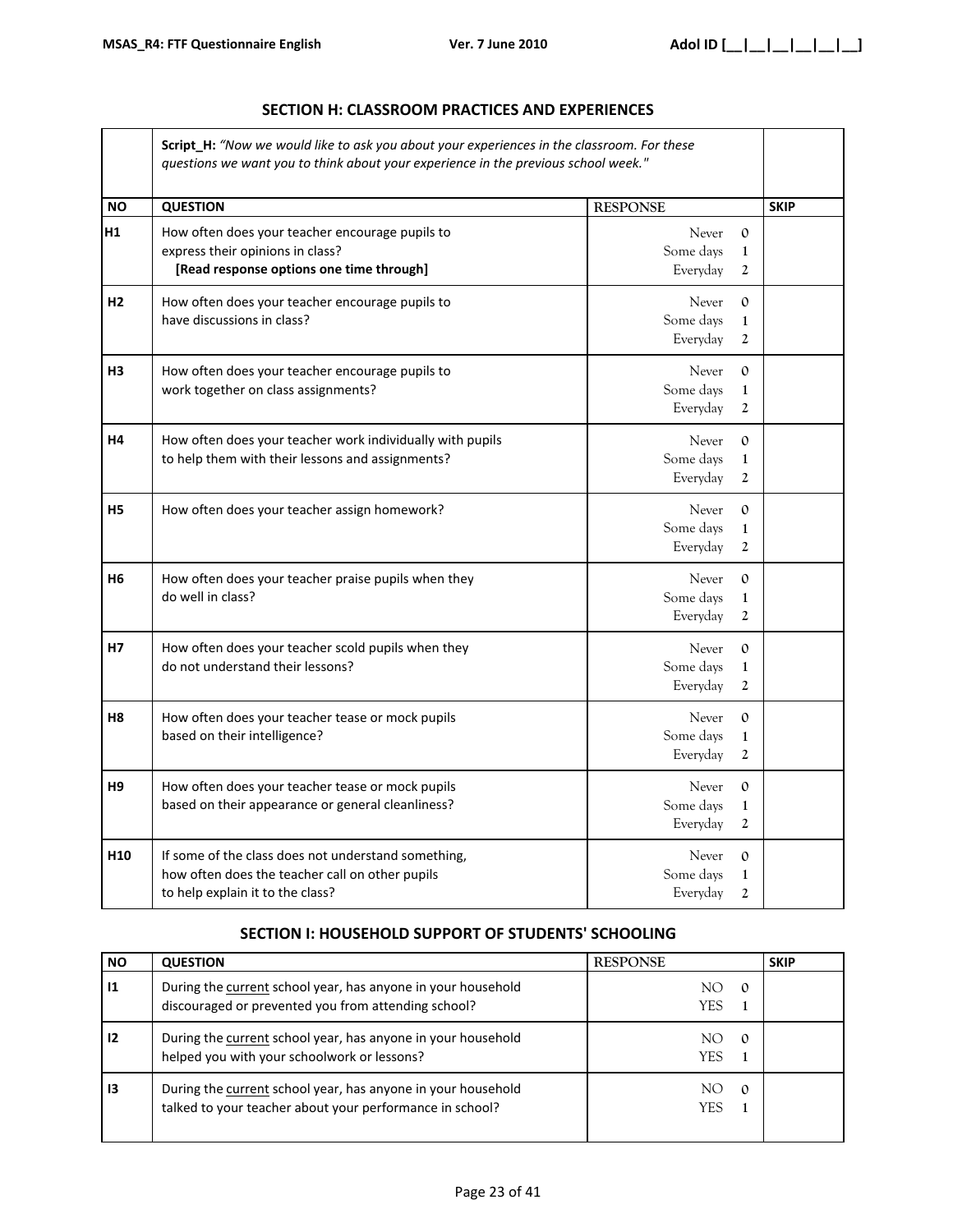## SECTION H: CLASSROOM PRACTICES AND EXPERIENCES

| NO | QUESTION | RESPONSE | SKIP |
|---|---|---|---|
| | **Script_H:** *"Now we would like to ask you about your experiences in the classroom. For these questions we want you to think about your experience in the previous school week."* | | |
| H1 | How often does your teacher encourage pupils to express their opinions in class? **[Read response options one time through]** | Never 0<br>Some days 1<br>Everyday 2 | |
| H2 | How often does your teacher encourage pupils to have discussions in class? | Never 0<br>Some days 1<br>Everyday 2 | |
| H3 | How often does your teacher encourage pupils to work together on class assignments? | Never 0<br>Some days 1<br>Everyday 2 | |
| H4 | How often does your teacher work individually with pupils to help them with their lessons and assignments? | Never 0<br>Some days 1<br>Everyday 2 | |
| H5 | How often does your teacher assign homework? | Never 0<br>Some days 1<br>Everyday 2 | |
| H6 | How often does your teacher praise pupils when they do well in class? | Never 0<br>Some days 1<br>Everyday 2 | |
| H7 | How often does your teacher scold pupils when they do not understand their lessons? | Never 0<br>Some days 1<br>Everyday 2 | |
| H8 | How often does your teacher tease or mock pupils based on their intelligence? | Never 0<br>Some days 1<br>Everyday 2 | |
| H9 | How often does your teacher tease or mock pupils based on their appearance or general cleanliness? | Never 0<br>Some days 1<br>Everyday 2 | |
| H10 | If some of the class does not understand something, how often does the teacher call on other pupils to help explain it to the class? | Never 0<br>Some days 1<br>Everyday 2 | |

## SECTION I: HOUSEHOLD SUPPORT OF STUDENTS' SCHOOLING

| NO | QUESTION | RESPONSE | SKIP |
|---|---|---|---|
| I1 | During the current school year, has anyone in your household discouraged or prevented you from attending school? | NO 0<br>YES 1 | |
| I2 | During the current school year, has anyone in your household helped you with your schoolwork or lessons? | NO 0<br>YES 1 | |
| I3 | During the current school year, has anyone in your household talked to your teacher about your performance in school? | NO 0<br>YES 1 | |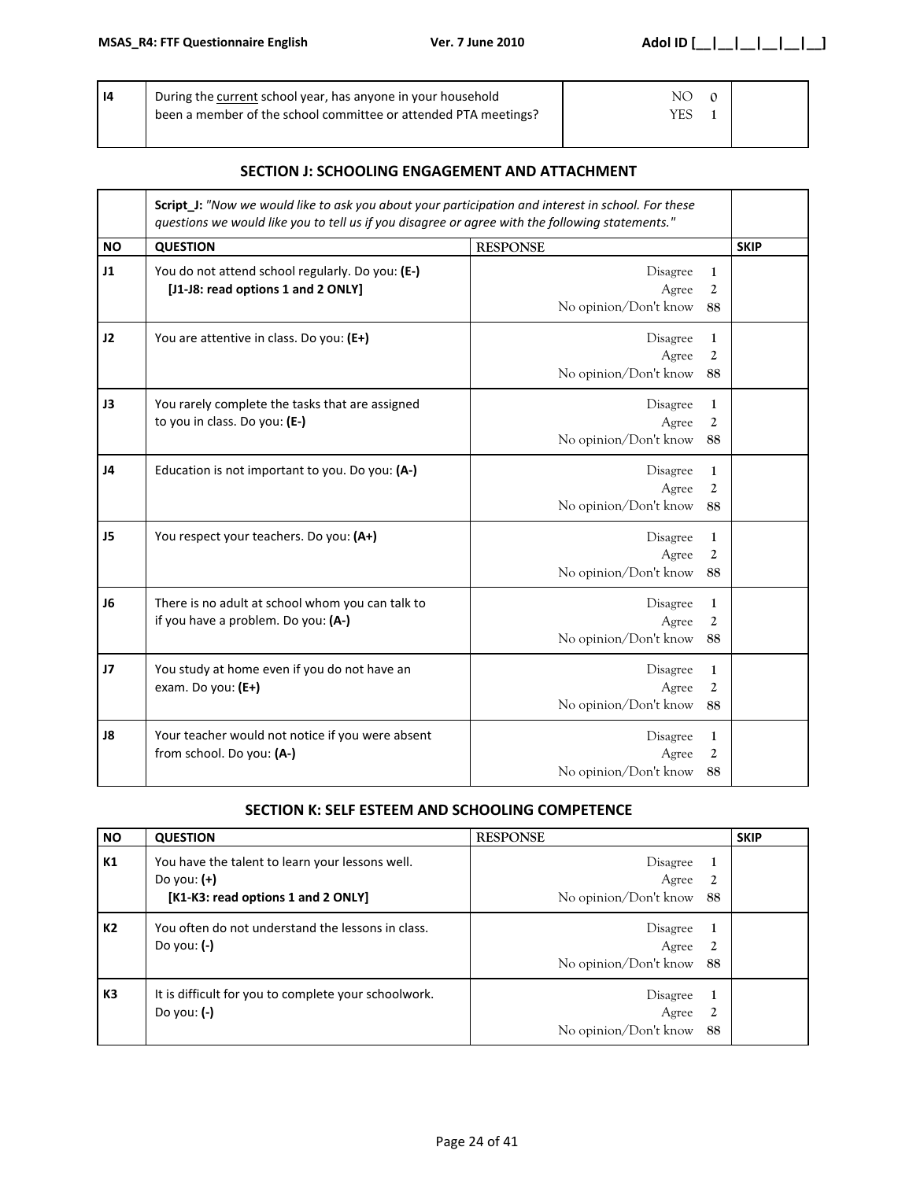| I4 | During the current school year, has anyone in your household been a member of the school committee or attended PTA meetings? | NO 0<br>YES 1 | |
|---|---|---|---|

## SECTION J: SCHOOLING ENGAGEMENT AND ATTACHMENT

| | **Script_J:** *"Now we would like to ask you about your participation and interest in school. For these questions we would like you to tell us if you disagree or agree with the following statements."* | | |
|---|---|---|---|
| **NO** | **QUESTION** | **RESPONSE** | **SKIP** |
| **J1** | You do not attend school regularly. Do you: **(E-)**<br>**[J1-J8: read options 1 and 2 ONLY]** | Disagree 1<br>Agree 2<br>No opinion/Don't know 88 | |
| **J2** | You are attentive in class. Do you: **(E+)** | Disagree 1<br>Agree 2<br>No opinion/Don't know 88 | |
| **J3** | You rarely complete the tasks that are assigned to you in class. Do you: **(E-)** | Disagree 1<br>Agree 2<br>No opinion/Don't know 88 | |
| **J4** | Education is not important to you. Do you: **(A-)** | Disagree 1<br>Agree 2<br>No opinion/Don't know 88 | |
| **J5** | You respect your teachers. Do you: **(A+)** | Disagree 1<br>Agree 2<br>No opinion/Don't know 88 | |
| **J6** | There is no adult at school whom you can talk to if you have a problem. Do you: **(A-)** | Disagree 1<br>Agree 2<br>No opinion/Don't know 88 | |
| **J7** | You study at home even if you do not have an exam. Do you: **(E+)** | Disagree 1<br>Agree 2<br>No opinion/Don't know 88 | |
| **J8** | Your teacher would not notice if you were absent from school. Do you: **(A-)** | Disagree 1<br>Agree 2<br>No opinion/Don't know 88 | |

## SECTION K: SELF ESTEEM AND SCHOOLING COMPETENCE

| **NO** | **QUESTION** | **RESPONSE** | **SKIP** |
|---|---|---|---|
| **K1** | You have the talent to learn your lessons well. Do you: **(+)**<br>**[K1-K3: read options 1 and 2 ONLY]** | Disagree 1<br>Agree 2<br>No opinion/Don't know 88 | |
| **K2** | You often do not understand the lessons in class. Do you: **(-)** | Disagree 1<br>Agree 2<br>No opinion/Don't know 88 | |
| **K3** | It is difficult for you to complete your schoolwork. Do you: **(-)** | Disagree 1<br>Agree 2<br>No opinion/Don't know 88 | |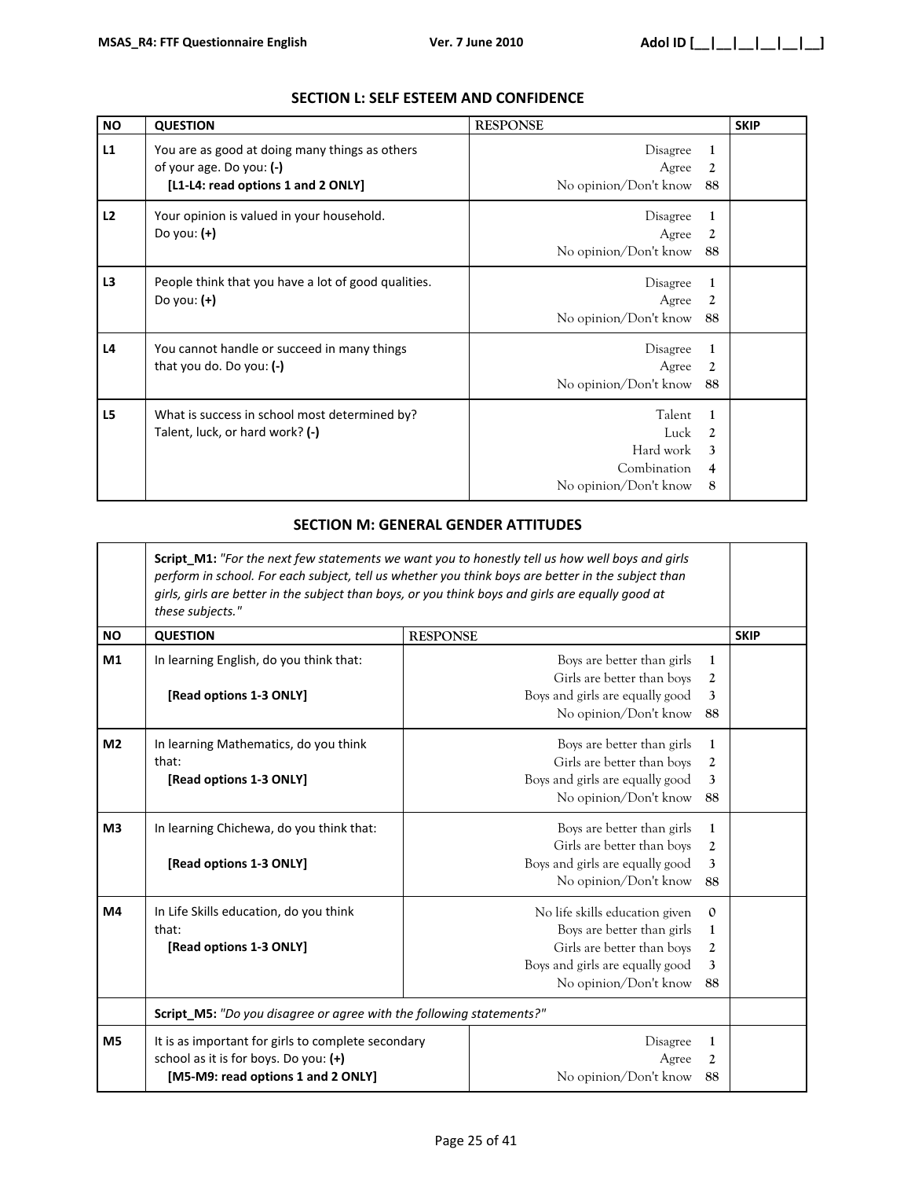## SECTION L: SELF ESTEEM AND CONFIDENCE

| NO | QUESTION | RESPONSE | SKIP |
|---|---|---|---|
| L1 | You are as good at doing many things as others of your age. Do you: **(-)**<br>**[L1-L4: read options 1 and 2 ONLY]** | Disagree 1<br>Agree 2<br>No opinion/Don't know 88 | |
| L2 | Your opinion is valued in your household. Do you: **(+)** | Disagree 1<br>Agree 2<br>No opinion/Don't know 88 | |
| L3 | People think that you have a lot of good qualities. Do you: **(+)** | Disagree 1<br>Agree 2<br>No opinion/Don't know 88 | |
| L4 | You cannot handle or succeed in many things that you do. Do you: **(-)** | Disagree 1<br>Agree 2<br>No opinion/Don't know 88 | |
| L5 | What is success in school most determined by? Talent, luck, or hard work? **(-)** | Talent 1<br>Luck 2<br>Hard work 3<br>Combination 4<br>No opinion/Don't know 8 | |

## SECTION M: GENERAL GENDER ATTITUDES

| NO | QUESTION | RESPONSE | SKIP |
|---|---|---|---|
| | **Script_M1:** *"For the next few statements we want you to honestly tell us how well boys and girls perform in school. For each subject, tell us whether you think boys are better in the subject than girls, girls are better in the subject than boys, or you think boys and girls are equally good at these subjects."* | | |
| M1 | In learning English, do you think that:<br>**[Read options 1-3 ONLY]** | Boys are better than girls 1<br>Girls are better than boys 2<br>Boys and girls are equally good 3<br>No opinion/Don't know 88 | |
| M2 | In learning Mathematics, do you think that:<br>**[Read options 1-3 ONLY]** | Boys are better than girls 1<br>Girls are better than boys 2<br>Boys and girls are equally good 3<br>No opinion/Don't know 88 | |
| M3 | In learning Chichewa, do you think that:<br>**[Read options 1-3 ONLY]** | Boys are better than girls 1<br>Girls are better than boys 2<br>Boys and girls are equally good 3<br>No opinion/Don't know 88 | |
| M4 | In Life Skills education, do you think that:<br>**[Read options 1-3 ONLY]** | No life skills education given 0<br>Boys are better than girls 1<br>Girls are better than boys 2<br>Boys and girls are equally good 3<br>No opinion/Don't know 88 | |
| | **Script_M5:** *"Do you disagree or agree with the following statements?"* | | |
| M5 | It is as important for girls to complete secondary school as it is for boys. Do you: **(+)**<br>**[M5-M9: read options 1 and 2 ONLY]** | Disagree 1<br>Agree 2<br>No opinion/Don't know 88 | |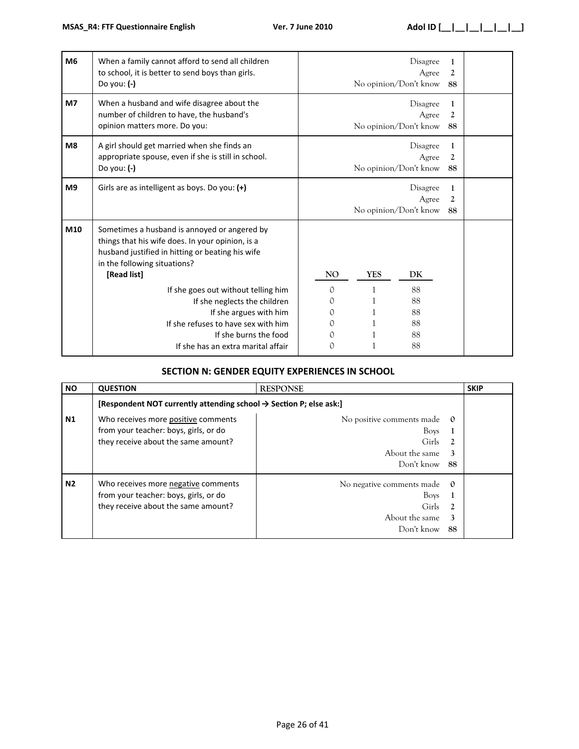| | | | |
|---|---|---|---|
| **M6** | When a family cannot afford to send all children to school, it is better to send boys than girls. Do you: **(-)** | Disagree 1<br>Agree 2<br>No opinion/Don't know 88 | |
| **M7** | When a husband and wife disagree about the number of children to have, the husband's opinion matters more. Do you: | Disagree 1<br>Agree 2<br>No opinion/Don't know 88 | |
| **M8** | A girl should get married when she finds an appropriate spouse, even if she is still in school. Do you: **(-)** | Disagree 1<br>Agree 2<br>No opinion/Don't know 88 | |
| **M9** | Girls are as intelligent as boys. Do you: **(+)** | Disagree 1<br>Agree 2<br>No opinion/Don't know 88 | |
| **M10** | Sometimes a husband is annoyed or angered by things that his wife does. In your opinion, is a husband justified in hitting or beating his wife in the following situations? **[Read list]** | NO / YES / DK | |
| | If she goes out without telling him | 0 / 1 / 88 | |
| | If she neglects the children | 0 / 1 / 88 | |
| | If she argues with him | 0 / 1 / 88 | |
| | If she refuses to have sex with him | 0 / 1 / 88 | |
| | If she burns the food | 0 / 1 / 88 | |
| | If she has an extra marital affair | 0 / 1 / 88 | |

## SECTION N: GENDER EQUITY EXPERIENCES IN SCHOOL

| NO | QUESTION | RESPONSE | SKIP |
|---|---|---|---|
| | **[Respondent NOT currently attending school → Section P; else ask:]** | | |
| **N1** | Who receives more positive comments from your teacher: boys, girls, or do they receive about the same amount? | No positive comments made 0<br>Boys 1<br>Girls 2<br>About the same 3<br>Don't know 88 | |
| **N2** | Who receives more negative comments from your teacher: boys, girls, or do they receive about the same amount? | No negative comments made 0<br>Boys 1<br>Girls 2<br>About the same 3<br>Don't know 88 | |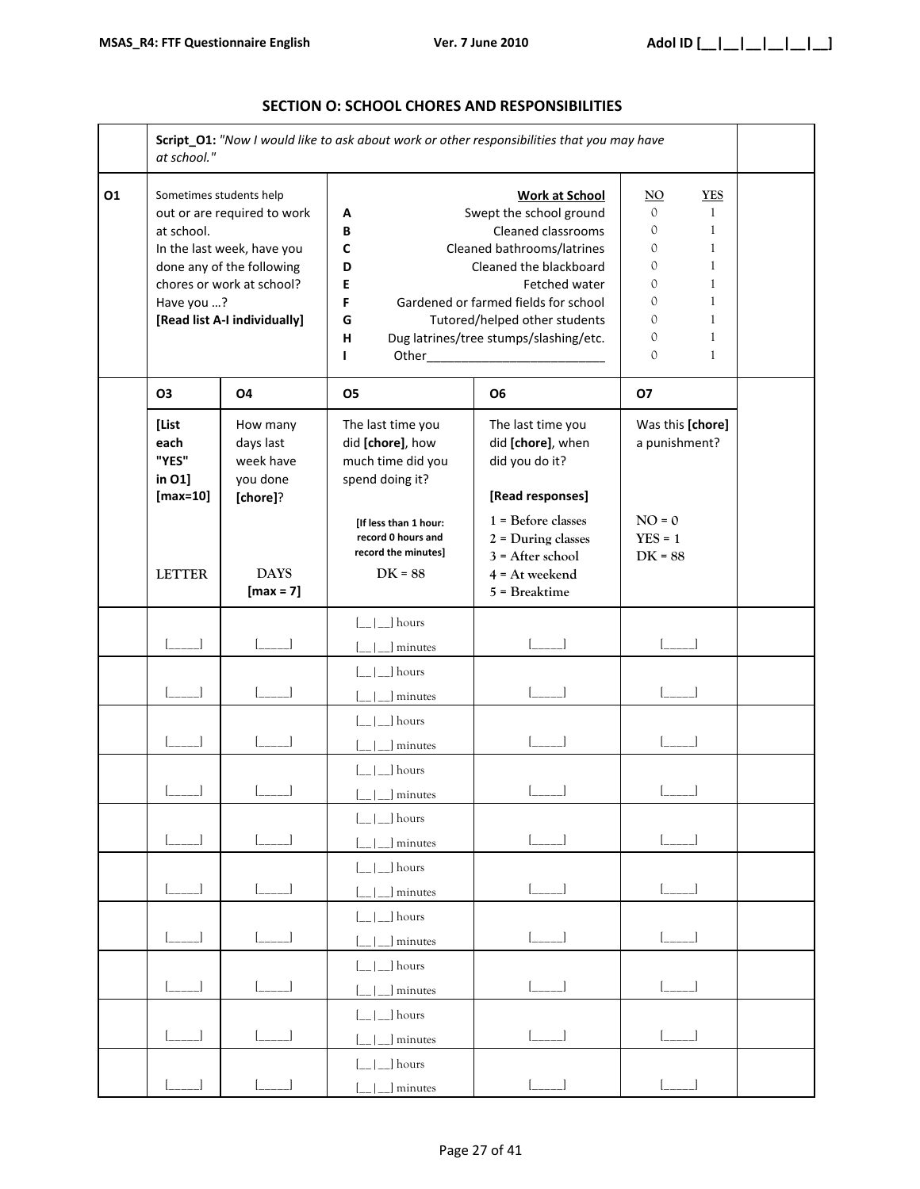## SECTION O: SCHOOL CHORES AND RESPONSIBILITIES

**Script_O1:** *"Now I would like to ask about work or other responsibilities that you may have at school."*

| | | | **Work at School** | NO | YES |
|---|---|---|---|---|---|
| **O1** | Sometimes students help out or are required to work at school. In the last week, have you done any of the following chores or work at school? Have you …? **[Read list A-I individually]** | **A** | Swept the school ground | 0 | 1 |
| | | **B** | Cleaned classrooms | 0 | 1 |
| | | **C** | Cleaned bathrooms/latrines | 0 | 1 |
| | | **D** | Cleaned the blackboard | 0 | 1 |
| | | **E** | Fetched water | 0 | 1 |
| | | **F** | Gardened or farmed fields for school | 0 | 1 |
| | | **G** | Tutored/helped other students | 0 | 1 |
| | | **H** | Dug latrines/tree stumps/slashing/etc. | 0 | 1 |
| | | **I** | Other_________________________ | 0 | 1 |

| **O3** | **O4** | **O5** | **O6** | **O7** |
|---|---|---|---|---|
| **[List each "YES" in O1] [max=10]** LETTER | How many days last week have you done **[chore]**? DAYS **[max = 7]** | The last time you did **[chore]**, how much time did you spend doing it? **[If less than 1 hour: record 0 hours and record the minutes]** DK = 88 | The last time you did **[chore]**, when did you do it? **[Read responses]** 1 = Before classes 2 = During classes 3 = After school 4 = At weekend 5 = Breaktime | Was this **[chore]** a punishment? NO = 0 YES = 1 DK = 88 |
| [_____] | [_____] | [__\|__] hours [__\|__] minutes | [_____] | [_____] |
| [_____] | [_____] | [__\|__] hours [__\|__] minutes | [_____] | [_____] |
| [_____] | [_____] | [__\|__] hours [__\|__] minutes | [_____] | [_____] |
| [_____] | [_____] | [__\|__] hours [__\|__] minutes | [_____] | [_____] |
| [_____] | [_____] | [__\|__] hours [__\|__] minutes | [_____] | [_____] |
| [_____] | [_____] | [__\|__] hours [__\|__] minutes | [_____] | [_____] |
| [_____] | [_____] | [__\|__] hours [__\|__] minutes | [_____] | [_____] |
| [_____] | [_____] | [__\|__] hours [__\|__] minutes | [_____] | [_____] |
| [_____] | [_____] | [__\|__] hours [__\|__] minutes | [_____] | [_____] |
| [_____] | [_____] | [__\|__] hours [__\|__] minutes | [_____] | [_____] |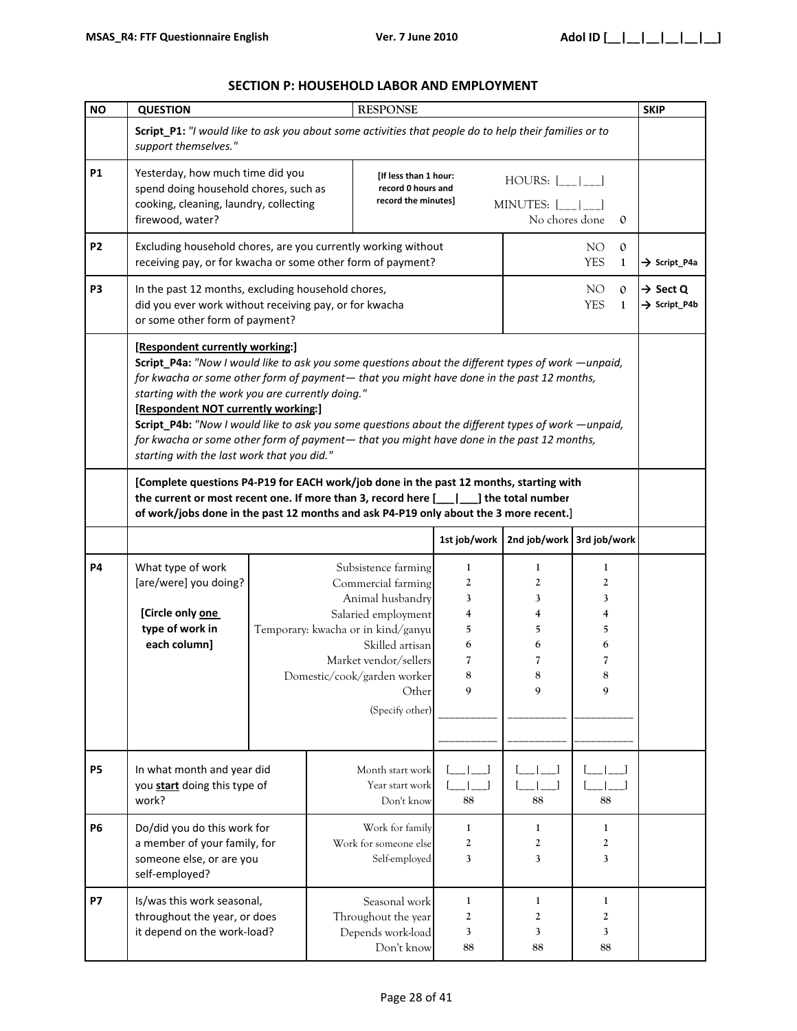## SECTION P: HOUSEHOLD LABOR AND EMPLOYMENT

| NO | QUESTION | RESPONSE | | | | SKIP |
|---|---|---|---|---|---|---|
| | **Script_P1:** *"I would like to ask you about some activities that people do to help their families or to support themselves."* | | | | | |
| **P1** | Yesterday, how much time did you spend doing household chores, such as cooking, cleaning, laundry, collecting firewood, water? | **[If less than 1 hour: record 0 hours and record the minutes]** | HOURS: [___\|___]<br>MINUTES: [___\|___]<br>No chores done 0 | | | |
| **P2** | Excluding household chores, are you currently working without receiving pay, or for kwacha or some other form of payment? | | NO 0<br>YES 1 | | | → Script_P4a |
| **P3** | In the past 12 months, excluding household chores, did you ever work without receiving pay, or for kwacha or some other form of payment? | | NO 0<br>YES 1 | | | → Sect Q<br>→ Script_P4b |
| | **[Respondent currently working:]**<br>**Script_P4a:** *"Now I would like to ask you some questions about the different types of work —unpaid, for kwacha or some other form of payment— that you might have done in the past 12 months, starting with the work you are currently doing."*<br>**[Respondent NOT currently working:]**<br>**Script_P4b:** *"Now I would like to ask you some questions about the different types of work —unpaid, for kwacha or some other form of payment— that you might have done in the past 12 months, starting with the last work that you did."* | | | | | |
| | **[Complete questions P4-P19 for EACH work/job done in the past 12 months, starting with the current or most recent one. If more than 3, record here [___\|___] the total number of work/jobs done in the past 12 months and ask P4-P19 only about the 3 more recent.]** | | | | | |
| | | | **1st job/work** | **2nd job/work** | **3rd job/work** | |
| **P4** | What type of work [are/were] you doing?<br><br>**[Circle only one type of work in each column]** | Subsistence farming<br>Commercial farming<br>Animal husbandry<br>Salaried employment<br>Temporary: kwacha or in kind/ganyu<br>Skilled artisan<br>Market vendor/sellers<br>Domestic/cook/garden worker<br>Other<br>(Specify other) | 1<br>2<br>3<br>4<br>5<br>6<br>7<br>8<br>9<br>__________<br>__________ | 1<br>2<br>3<br>4<br>5<br>6<br>7<br>8<br>9<br>__________<br>__________ | 1<br>2<br>3<br>4<br>5<br>6<br>7<br>8<br>9<br>__________<br>__________ | |
| **P5** | In what month and year did you **start** doing this type of work? | Month start work<br>Year start work<br>Don't know | [___\|___]<br>[___\|___]<br>88 | [___\|___]<br>[___\|___]<br>88 | [___\|___]<br>[___\|___]<br>88 | |
| **P6** | Do/did you do this work for a member of your family, for someone else, or are you self-employed? | Work for family<br>Work for someone else<br>Self-employed | 1<br>2<br>3 | 1<br>2<br>3 | 1<br>2<br>3 | |
| **P7** | Is/was this work seasonal, throughout the year, or does it depend on the work-load? | Seasonal work<br>Throughout the year<br>Depends work-load<br>Don't know | 1<br>2<br>3<br>88 | 1<br>2<br>3<br>88 | 1<br>2<br>3<br>88 | |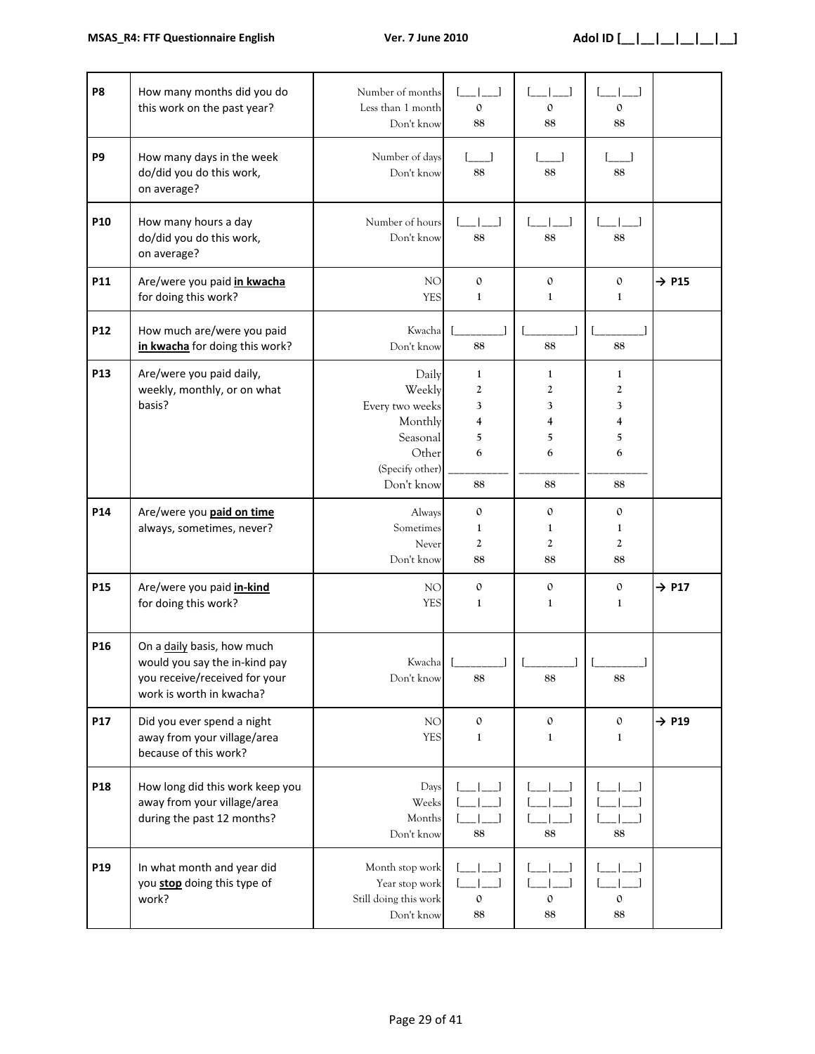| | | | | | | |
|---|---|---|---|---|---|---|
| **P8** | How many months did you do this work on the past year? | Number of months<br>Less than 1 month<br>Don't know | [___\|___]<br>0<br>88 | [___\|___]<br>0<br>88 | [___\|___]<br>0<br>88 | |
| **P9** | How many days in the week do/did you do this work, on average? | Number of days<br>Don't know | [____]<br>88 | [____]<br>88 | [____]<br>88 | |
| **P10** | How many hours a day do/did you do this work, on average? | Number of hours<br>Don't know | [___\|___]<br>88 | [___\|___]<br>88 | [___\|___]<br>88 | |
| **P11** | Are/were you paid **in kwacha** for doing this work? | NO<br>YES | 0<br>1 | 0<br>1 | 0<br>1 | → **P15** |
| **P12** | How much are/were you paid **in kwacha** for doing this work? | Kwacha<br>Don't know | [_________]<br>88 | [_________]<br>88 | [_________]<br>88 | |
| **P13** | Are/were you paid daily, weekly, monthly, or on what basis? | Daily<br>Weekly<br>Every two weeks<br>Monthly<br>Seasonal<br>Other<br>(Specify other)<br>Don't know | 1<br>2<br>3<br>4<br>5<br>6<br>___________<br>88 | 1<br>2<br>3<br>4<br>5<br>6<br>___________<br>88 | 1<br>2<br>3<br>4<br>5<br>6<br>___________<br>88 | |
| **P14** | Are/were you **paid on time** always, sometimes, never? | Always<br>Sometimes<br>Never<br>Don't know | 0<br>1<br>2<br>88 | 0<br>1<br>2<br>88 | 0<br>1<br>2<br>88 | |
| **P15** | Are/were you paid **in-kind** for doing this work? | NO<br>YES | 0<br>1 | 0<br>1 | 0<br>1 | → **P17** |
| **P16** | On a daily basis, how much would you say the in-kind pay you receive/received for your work is worth in kwacha? | Kwacha<br>Don't know | [_________]<br>88 | [_________]<br>88 | [_________]<br>88 | |
| **P17** | Did you ever spend a night away from your village/area because of this work? | NO<br>YES | 0<br>1 | 0<br>1 | 0<br>1 | → **P19** |
| **P18** | How long did this work keep you away from your village/area during the past 12 months? | Days<br>Weeks<br>Months<br>Don't know | [___\|___]<br>[___\|___]<br>[___\|___]<br>88 | [___\|___]<br>[___\|___]<br>[___\|___]<br>88 | [___\|___]<br>[___\|___]<br>[___\|___]<br>88 | |
| **P19** | In what month and year did you **stop** doing this type of work? | Month stop work<br>Year stop work<br>Still doing this work<br>Don't know | [___\|___]<br>[___\|___]<br>0<br>88 | [___\|___]<br>[___\|___]<br>0<br>88 | [___\|___]<br>[___\|___]<br>0<br>88 | |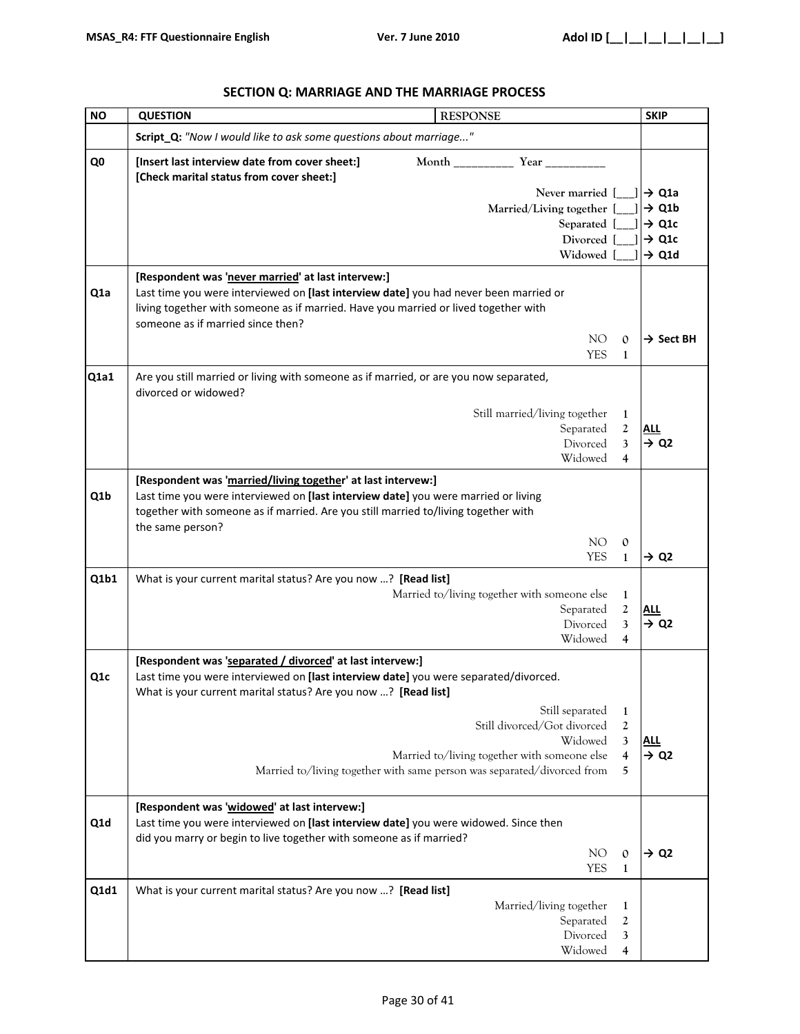## SECTION Q: MARRIAGE AND THE MARRIAGE PROCESS

| NO | QUESTION | RESPONSE | SKIP |
|---|---|---|---|
| | **Script_Q:** *"Now I would like to ask some questions about marriage..."* | | |
| Q0 | **[Insert last interview date from cover sheet:]**<br>**[Check marital status from cover sheet:]** | Month __________ Year __________<br>Never married [___]<br>Married/Living together [___]<br>Separated [___]<br>Divorced [___]<br>Widowed [___] | <br>→ **Q1a**<br>→ **Q1b**<br>→ **Q1c**<br>→ **Q1c**<br>→ **Q1d** |
| Q1a | **[Respondent was '<u>never married</u>' at last intervew:]**<br>Last time you were interviewed on **[last interview date]** you had never been married or living together with someone as if married. Have you married or lived together with someone as if married since then? | NO 0<br>YES 1 | → **Sect BH** |
| Q1a1 | Are you still married or living with someone as if married, or are you now separated, divorced or widowed? | Still married/living together 1<br>Separated 2<br>Divorced 3<br>Widowed 4 | **<u>ALL</u>**<br>→ **Q2** |
| Q1b | **[Respondent was '<u>married/living together</u>' at last intervew:]**<br>Last time you were interviewed on **[last interview date]** you were married or living together with someone as if married. Are you still married to/living together with the same person? | NO 0<br>YES 1 | <br>→ **Q2** |
| Q1b1 | What is your current marital status? Are you now …? **[Read list]** | Married to/living together with someone else 1<br>Separated 2<br>Divorced 3<br>Widowed 4 | **<u>ALL</u>**<br>→ **Q2** |
| Q1c | **[Respondent was '<u>separated / divorced</u>' at last intervew:]**<br>Last time you were interviewed on **[last interview date]** you were separated/divorced. What is your current marital status? Are you now …? **[Read list]** | Still separated 1<br>Still divorced/Got divorced 2<br>Widowed 3<br>Married to/living together with someone else 4<br>Married to/living together with same person was separated/divorced from 5 | **<u>ALL</u>**<br>→ **Q2** |
| Q1d | **[Respondent was '<u>widowed</u>' at last intervew:]**<br>Last time you were interviewed on **[last interview date]** you were widowed. Since then did you marry or begin to live together with someone as if married? | NO 0<br>YES 1 | → **Q2** |
| Q1d1 | What is your current marital status? Are you now …? **[Read list]** | Married/living together 1<br>Separated 2<br>Divorced 3<br>Widowed 4 | |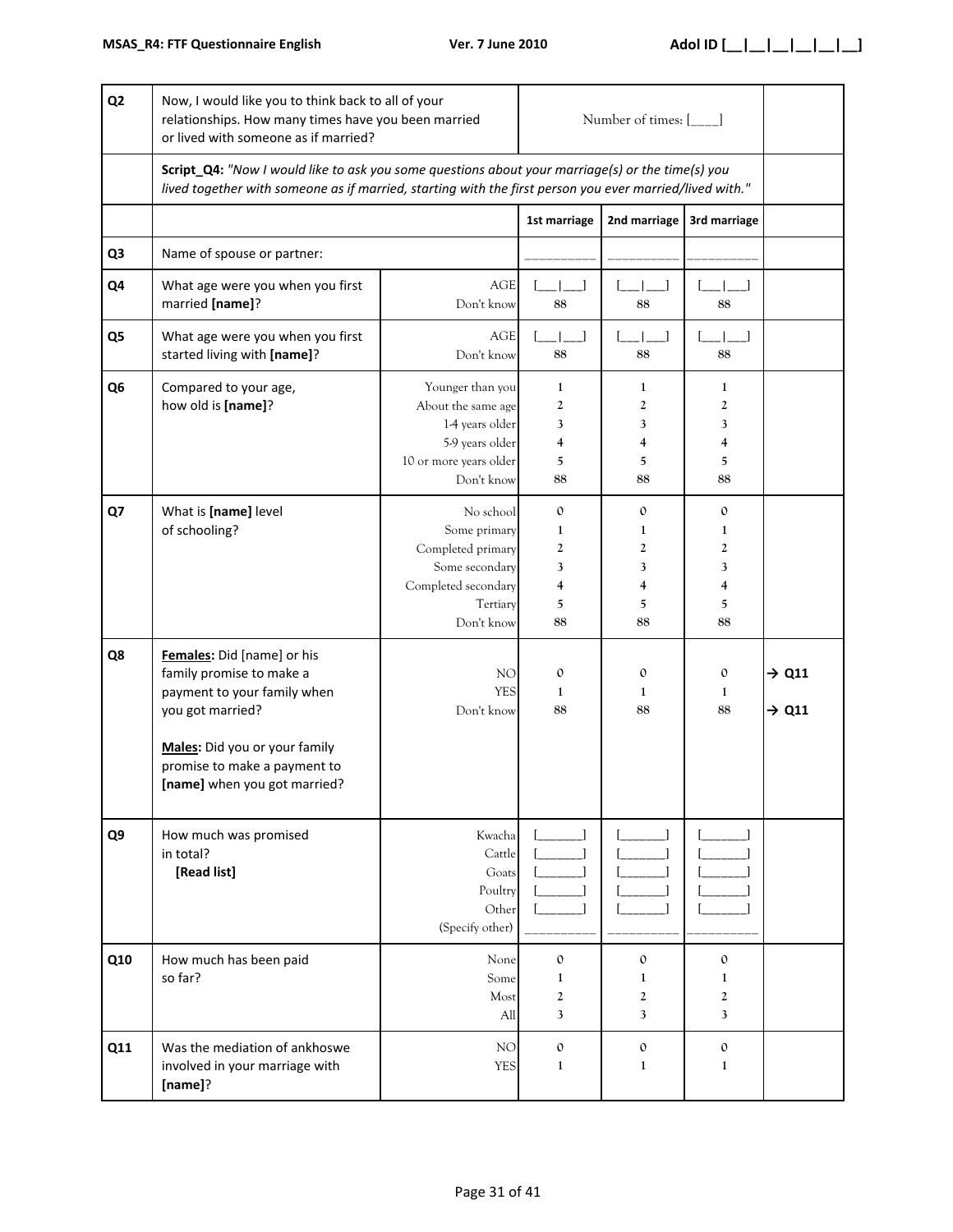| | | | | | | |
|---|---|---|---|---|---|---|
| **Q2** | Now, I would like you to think back to all of your relationships. How many times have you been married or lived with someone as if married? | | Number of times: [____] | | | |
| | **Script_Q4:** *"Now I would like to ask you some questions about your marriage(s) or the time(s) you lived together with someone as if married, starting with the first person you ever married/lived with."* | | | | | |
| | | | **1st marriage** | **2nd marriage** | **3rd marriage** | |
| **Q3** | Name of spouse or partner: | | __________ | __________ | __________ | |
| **Q4** | What age were you when you first married **[name]**? | AGE<br>Don't know | [___\|___]<br>88 | [___\|___]<br>88 | [___\|___]<br>88 | |
| **Q5** | What age were you when you first started living with **[name]**? | AGE<br>Don't know | [___\|___]<br>88 | [___\|___]<br>88 | [___\|___]<br>88 | |
| **Q6** | Compared to your age, how old is **[name]**? | Younger than you<br>About the same age<br>1-4 years older<br>5-9 years older<br>10 or more years older<br>Don't know | 1<br>2<br>3<br>4<br>5<br>88 | 1<br>2<br>3<br>4<br>5<br>88 | 1<br>2<br>3<br>4<br>5<br>88 | |
| **Q7** | What is **[name]** level of schooling? | No school<br>Some primary<br>Completed primary<br>Some secondary<br>Completed secondary<br>Tertiary<br>Don't know | 0<br>1<br>2<br>3<br>4<br>5<br>88 | 0<br>1<br>2<br>3<br>4<br>5<br>88 | 0<br>1<br>2<br>3<br>4<br>5<br>88 | |
| **Q8** | **Females:** Did [name] or his family promise to make a payment to your family when you got married?<br><br>**Males:** Did you or your family promise to make a payment to **[name]** when you got married? | NO<br>YES<br>Don't know | 0<br>1<br>88 | 0<br>1<br>88 | 0<br>1<br>88 | → **Q11**<br><br>→ **Q11** |
| **Q9** | How much was promised in total?<br>**[Read list]** | Kwacha<br>Cattle<br>Goats<br>Poultry<br>Other<br>(Specify other) | [_______]<br>[_______]<br>[_______]<br>[_______]<br>[_______]<br>__________ | [_______]<br>[_______]<br>[_______]<br>[_______]<br>[_______]<br>__________ | [_______]<br>[_______]<br>[_______]<br>[_______]<br>[_______]<br>__________ | |
| **Q10** | How much has been paid so far? | None<br>Some<br>Most<br>All | 0<br>1<br>2<br>3 | 0<br>1<br>2<br>3 | 0<br>1<br>2<br>3 | |
| **Q11** | Was the mediation of ankhoswe involved in your marriage with **[name]**? | NO<br>YES | 0<br>1 | 0<br>1 | 0<br>1 | |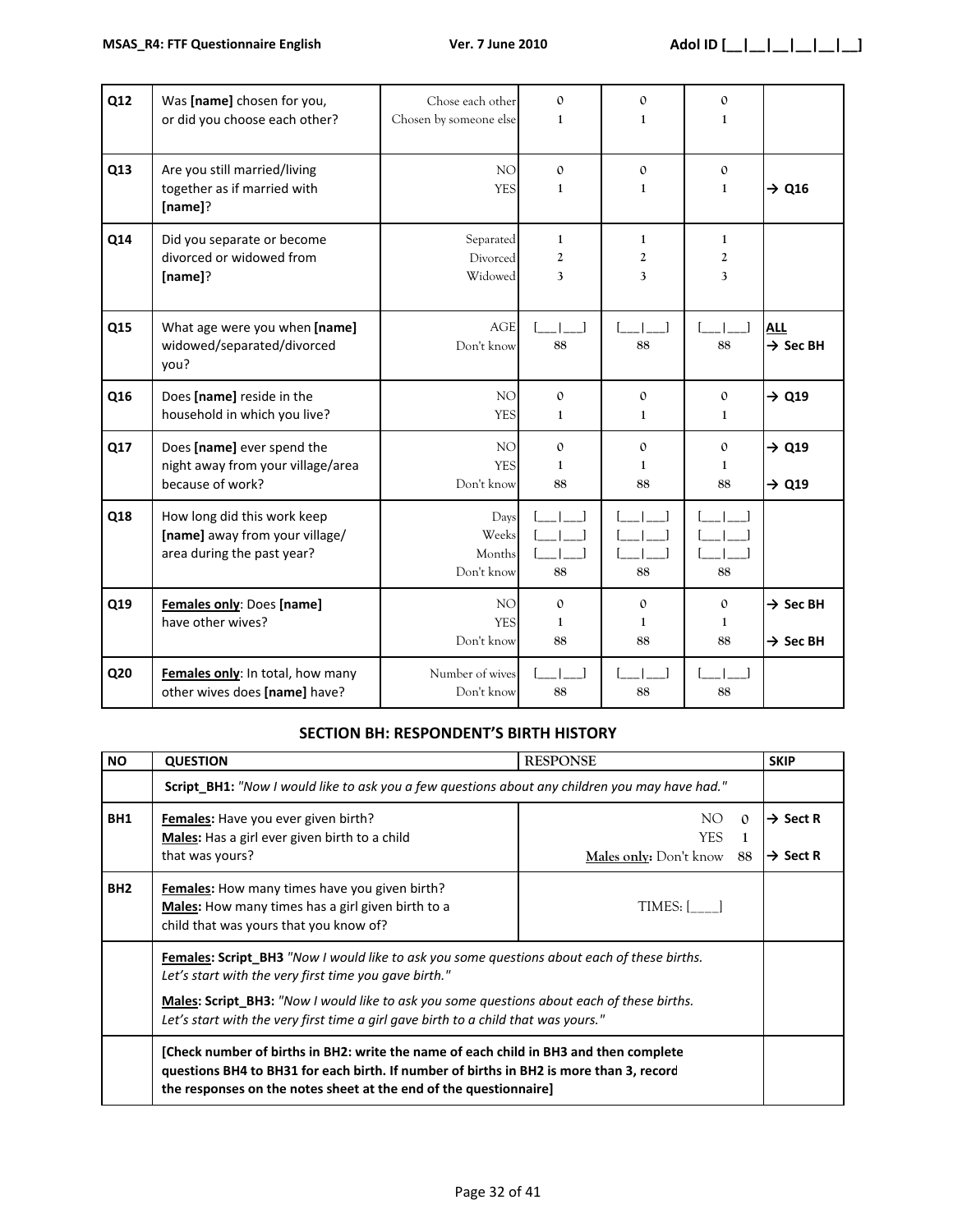| Q12 | Was **[name]** chosen for you, or did you choose each other? | Chose each other<br>Chosen by someone else | 0<br>1 | 0<br>1 | 0<br>1 | |
|---|---|---|---|---|---|---|
| **Q13** | Are you still married/living together as if married with **[name]**? | NO<br>YES | 0<br>1 | 0<br>1 | 0<br>1 | <br>→ **Q16** |
| **Q14** | Did you separate or become divorced or widowed from **[name]**? | Separated<br>Divorced<br>Widowed | 1<br>2<br>3 | 1<br>2<br>3 | 1<br>2<br>3 | |
| **Q15** | What age were you when **[name]** widowed/separated/divorced you? | AGE<br>Don't know | [___\|___]<br>88 | [___\|___]<br>88 | [___\|___]<br>88 | **ALL**<br>→ **Sec BH** |
| **Q16** | Does **[name]** reside in the household in which you live? | NO<br>YES | 0<br>1 | 0<br>1 | 0<br>1 | → **Q19** |
| **Q17** | Does **[name]** ever spend the night away from your village/area because of work? | NO<br>YES<br>Don't know | 0<br>1<br>88 | 0<br>1<br>88 | 0<br>1<br>88 | → **Q19**<br><br>→ **Q19** |
| **Q18** | How long did this work keep **[name]** away from your village/ area during the past year? | Days<br>Weeks<br>Months<br>Don't know | [___\|___]<br>[___\|___]<br>[___\|___]<br>88 | [___\|___]<br>[___\|___]<br>[___\|___]<br>88 | [___\|___]<br>[___\|___]<br>[___\|___]<br>88 | |
| **Q19** | **Females only**: Does **[name]** have other wives? | NO<br>YES<br>Don't know | 0<br>1<br>88 | 0<br>1<br>88 | 0<br>1<br>88 | → **Sec BH**<br><br>→ **Sec BH** |
| **Q20** | **Females only**: In total, how many other wives does **[name]** have? | Number of wives<br>Don't know | [___\|___]<br>88 | [___\|___]<br>88 | [___\|___]<br>88 | |

## SECTION BH: RESPONDENT'S BIRTH HISTORY

| NO | QUESTION | RESPONSE | SKIP |
|---|---|---|---|
| | **Script_BH1:** *"Now I would like to ask you a few questions about any children you may have had."* | | |
| **BH1** | **Females:** Have you ever given birth?<br>**Males:** Has a girl ever given birth to a child that was yours? | NO 0<br>YES 1<br>**Males only:** Don't know 88 | → **Sect R**<br><br>→ **Sect R** |
| **BH2** | **Females:** How many times have you given birth?<br>**Males:** How many times has a girl given birth to a child that was yours that you know of? | TIMES: [____] | |
| | **Females: Script_BH3** *"Now I would like to ask you some questions about each of these births. Let's start with the very first time you gave birth."*<br>**Males: Script_BH3:** *"Now I would like to ask you some questions about each of these births. Let's start with the very first time a girl gave birth to a child that was yours."* | | |
| | **[Check number of births in BH2: write the name of each child in BH3 and then complete questions BH4 to BH31 for each birth. If number of births in BH2 is more than 3, record the responses on the notes sheet at the end of the questionnaire]** | | |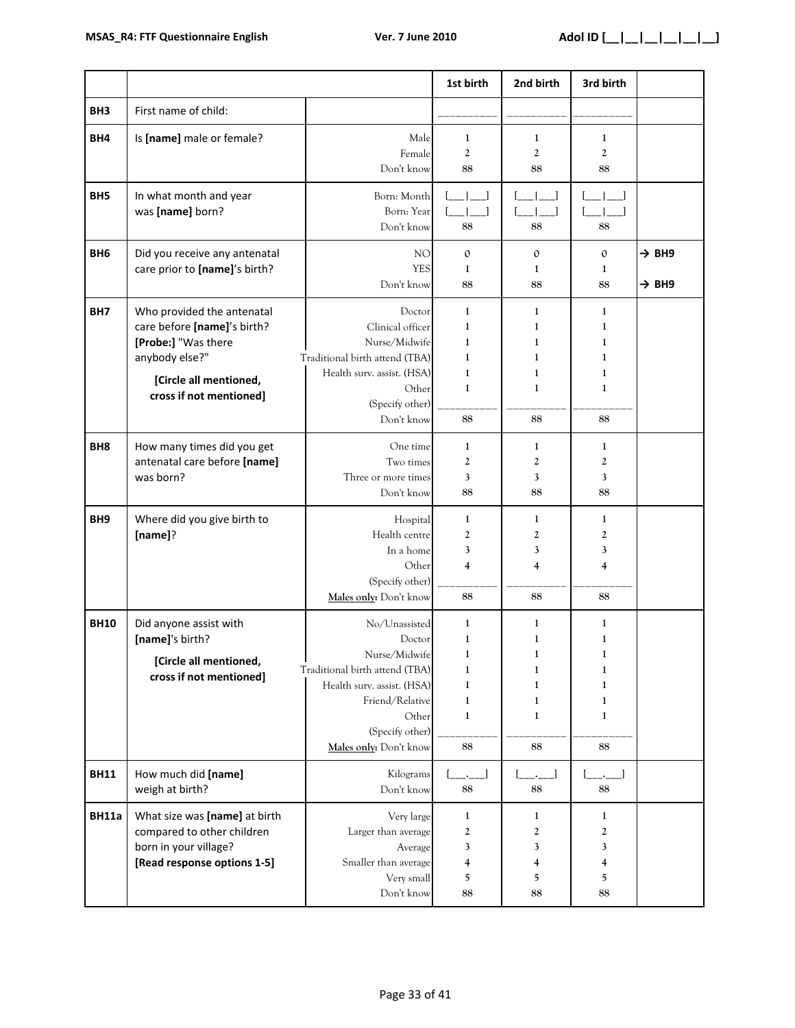| | | | 1st birth | 2nd birth | 3rd birth | |
|---|---|---|---|---|---|---|
| BH3 | First name of child: | | __________ | __________ | __________ | |
| BH4 | Is **[name]** male or female? | Male<br>Female<br>Don't know | 1<br>2<br>88 | 1<br>2<br>88 | 1<br>2<br>88 | |
| BH5 | In what month and year was **[name]** born? | Born: Month<br>Born: Year<br>Don't know | [___\|___]<br>[___\|___]<br>88 | [___\|___]<br>[___\|___]<br>88 | [___\|___]<br>[___\|___]<br>88 | |
| BH6 | Did you receive any antenatal care prior to **[name]**'s birth? | NO<br>YES<br>Don't know | 0<br>1<br>88 | 0<br>1<br>88 | 0<br>1<br>88 | → BH9<br><br>→ BH9 |
| BH7 | Who provided the antenatal care before **[name]**'s birth? **[Probe:]** "Was there anybody else?"<br>**[Circle all mentioned, cross if not mentioned]** | Doctor<br>Clinical officer<br>Nurse/Midwife<br>Traditional birth attend (TBA)<br>Health surv. assist. (HSA)<br>Other<br>(Specify other)<br>Don't know | 1<br>1<br>1<br>1<br>1<br>1<br>__________<br>88 | 1<br>1<br>1<br>1<br>1<br>1<br>__________<br>88 | 1<br>1<br>1<br>1<br>1<br>1<br>__________<br>88 | |
| BH8 | How many times did you get antenatal care before **[name]** was born? | One time<br>Two times<br>Three or more times<br>Don't know | 1<br>2<br>3<br>88 | 1<br>2<br>3<br>88 | 1<br>2<br>3<br>88 | |
| BH9 | Where did you give birth to **[name]**? | Hospital<br>Health centre<br>In a home<br>Other<br>(Specify other)<br><u>Males only</u>: Don't know | 1<br>2<br>3<br>4<br>__________<br>88 | 1<br>2<br>3<br>4<br>__________<br>88 | 1<br>2<br>3<br>4<br>__________<br>88 | |
| BH10 | Did anyone assist with **[name]**'s birth?<br>**[Circle all mentioned, cross if not mentioned]** | No/Unassisted<br>Doctor<br>Nurse/Midwife<br>Traditional birth attend (TBA)<br>Health surv. assist. (HSA)<br>Friend/Relative<br>Other<br>(Specify other)<br><u>Males only</u>: Don't know | 1<br>1<br>1<br>1<br>1<br>1<br>1<br>__________<br>88 | 1<br>1<br>1<br>1<br>1<br>1<br>1<br>__________<br>88 | 1<br>1<br>1<br>1<br>1<br>1<br>1<br>__________<br>88 | |
| BH11 | How much did **[name]** weigh at birth? | Kilograms<br>Don't know | [___.___]<br>88 | [___.___]<br>88 | [___.___]<br>88 | |
| BH11a | What size was **[name]** at birth compared to other children born in your village?<br>**[Read response options 1-5]** | Very large<br>Larger than average<br>Average<br>Smaller than average<br>Very small<br>Don't know | 1<br>2<br>3<br>4<br>5<br>88 | 1<br>2<br>3<br>4<br>5<br>88 | 1<br>2<br>3<br>4<br>5<br>88 | |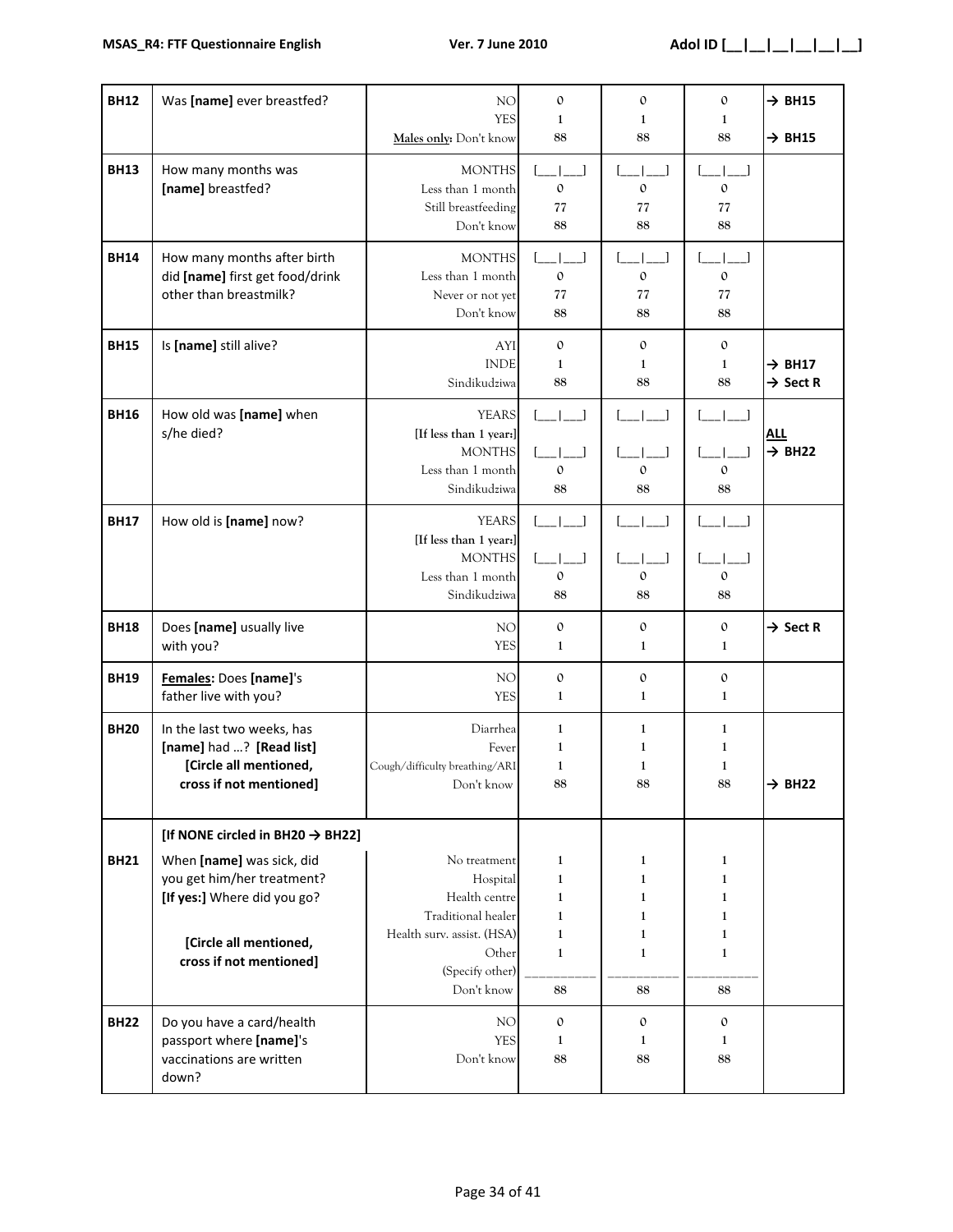| | | | | | | |
|---|---|---|---|---|---|---|
| **BH12** | Was **[name]** ever breastfed? | NO<br>YES<br>Males only: Don't know | 0<br>1<br>88 | 0<br>1<br>88 | 0<br>1<br>88 | → **BH15**<br><br>→ **BH15** |
| **BH13** | How many months was **[name]** breastfed? | MONTHS<br>Less than 1 month<br>Still breastfeeding<br>Don't know | [___\|___]<br>0<br>77<br>88 | [___\|___]<br>0<br>77<br>88 | [___\|___]<br>0<br>77<br>88 | |
| **BH14** | How many months after birth did **[name]** first get food/drink other than breastmilk? | MONTHS<br>Less than 1 month<br>Never or not yet<br>Don't know | [___\|___]<br>0<br>77<br>88 | [___\|___]<br>0<br>77<br>88 | [___\|___]<br>0<br>77<br>88 | |
| **BH15** | Is **[name]** still alive? | AYI<br>INDE<br>Sindikudziwa | 0<br>1<br>88 | 0<br>1<br>88 | 0<br>1<br>88 | <br>→ **BH17**<br>→ **Sect R** |
| **BH16** | How old was **[name]** when s/he died? | YEARS<br>[If less than 1 year:]<br>MONTHS<br>Less than 1 month<br>Sindikudziwa | [___\|___]<br><br>[___\|___]<br>0<br>88 | [___\|___]<br><br>[___\|___]<br>0<br>88 | [___\|___]<br><br>[___\|___]<br>0<br>88 | **ALL**<br>→ **BH22** |
| **BH17** | How old is **[name]** now? | YEARS<br>[If less than 1 year:]<br>MONTHS<br>Less than 1 month<br>Sindikudziwa | [___\|___]<br><br>[___\|___]<br>0<br>88 | [___\|___]<br><br>[___\|___]<br>0<br>88 | [___\|___]<br><br>[___\|___]<br>0<br>88 | |
| **BH18** | Does **[name]** usually live with you? | NO<br>YES | 0<br>1 | 0<br>1 | 0<br>1 | → **Sect R** |
| **BH19** | **Females:** Does **[name]**'s father live with you? | NO<br>YES | 0<br>1 | 0<br>1 | 0<br>1 | |
| **BH20** | In the last two weeks, has **[name]** had …? **[Read list]**<br>**[Circle all mentioned, cross if not mentioned]** | Diarrhea<br>Fever<br>Cough/difficulty breathing/ARI<br>Don't know | 1<br>1<br>1<br>88 | 1<br>1<br>1<br>88 | 1<br>1<br>1<br>88 | <br><br><br>→ **BH22** |
| | **[If NONE circled in BH20 → BH22]** | | | | | |
| **BH21** | When **[name]** was sick, did you get him/her treatment? **[If yes:]** Where did you go?<br>**[Circle all mentioned, cross if not mentioned]** | No treatment<br>Hospital<br>Health centre<br>Traditional healer<br>Health surv. assist. (HSA)<br>Other<br>(Specify other)<br>Don't know | 1<br>1<br>1<br>1<br>1<br>1<br>__________<br>88 | 1<br>1<br>1<br>1<br>1<br>1<br>__________<br>88 | 1<br>1<br>1<br>1<br>1<br>1<br>__________<br>88 | |
| **BH22** | Do you have a card/health passport where **[name]**'s vaccinations are written down? | NO<br>YES<br>Don't know | 0<br>1<br>88 | 0<br>1<br>88 | 0<br>1<br>88 | |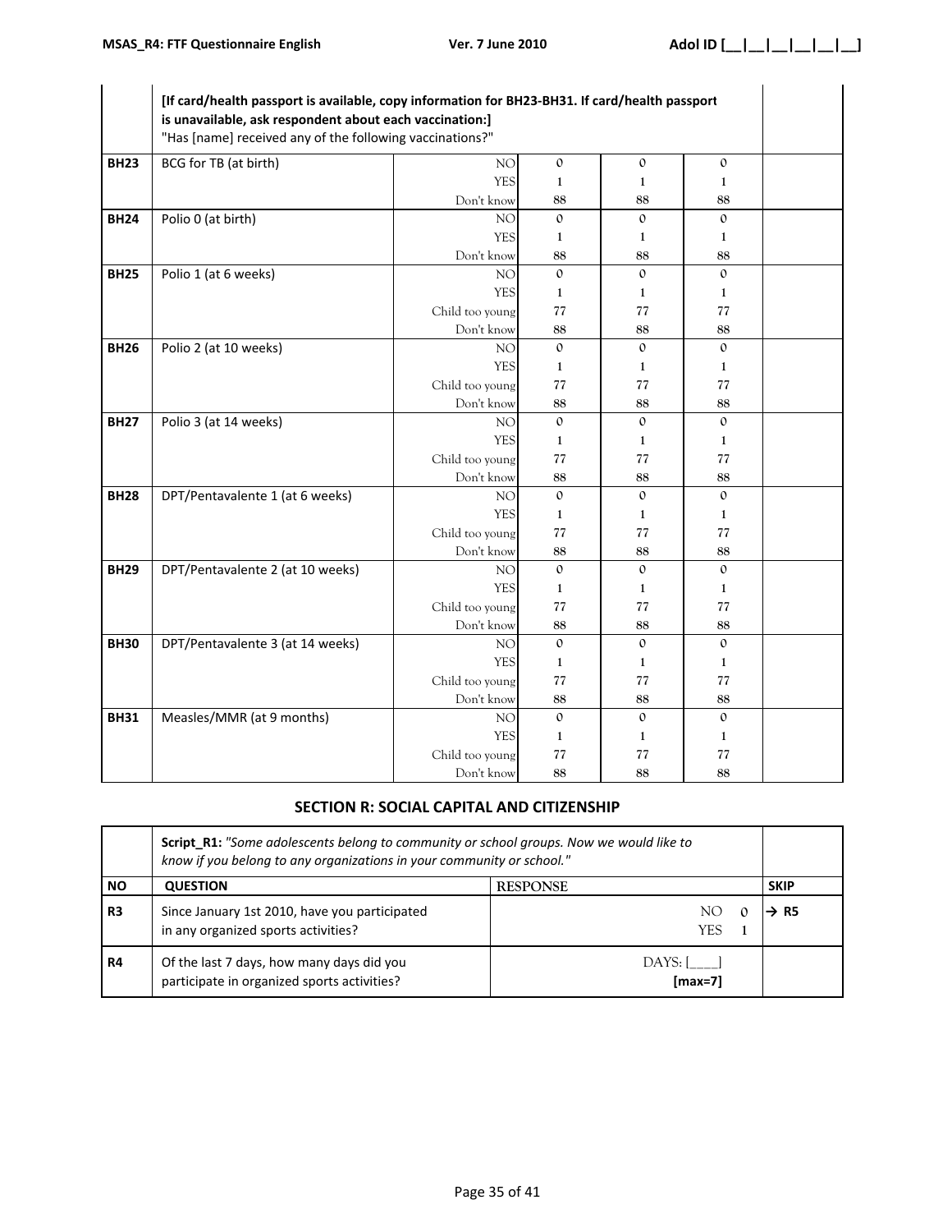| | [If card/health passport is available, copy information for BH23-BH31. If card/health passport is unavailable, ask respondent about each vaccination:] "Has [name] received any of the following vaccinations?" | | | | | |
|---|---|---|---|---|---|---|
| **BH23** | BCG for TB (at birth) | NO<br>YES<br>Don't know | 0<br>1<br>88 | 0<br>1<br>88 | 0<br>1<br>88 | |
| **BH24** | Polio 0 (at birth) | NO<br>YES<br>Don't know | 0<br>1<br>88 | 0<br>1<br>88 | 0<br>1<br>88 | |
| **BH25** | Polio 1 (at 6 weeks) | NO<br>YES<br>Child too young<br>Don't know | 0<br>1<br>77<br>88 | 0<br>1<br>77<br>88 | 0<br>1<br>77<br>88 | |
| **BH26** | Polio 2 (at 10 weeks) | NO<br>YES<br>Child too young<br>Don't know | 0<br>1<br>77<br>88 | 0<br>1<br>77<br>88 | 0<br>1<br>77<br>88 | |
| **BH27** | Polio 3 (at 14 weeks) | NO<br>YES<br>Child too young<br>Don't know | 0<br>1<br>77<br>88 | 0<br>1<br>77<br>88 | 0<br>1<br>77<br>88 | |
| **BH28** | DPT/Pentavalente 1 (at 6 weeks) | NO<br>YES<br>Child too young<br>Don't know | 0<br>1<br>77<br>88 | 0<br>1<br>77<br>88 | 0<br>1<br>77<br>88 | |
| **BH29** | DPT/Pentavalente 2 (at 10 weeks) | NO<br>YES<br>Child too young<br>Don't know | 0<br>1<br>77<br>88 | 0<br>1<br>77<br>88 | 0<br>1<br>77<br>88 | |
| **BH30** | DPT/Pentavalente 3 (at 14 weeks) | NO<br>YES<br>Child too young<br>Don't know | 0<br>1<br>77<br>88 | 0<br>1<br>77<br>88 | 0<br>1<br>77<br>88 | |
| **BH31** | Measles/MMR (at 9 months) | NO<br>YES<br>Child too young<br>Don't know | 0<br>1<br>77<br>88 | 0<br>1<br>77<br>88 | 0<br>1<br>77<br>88 | |

## SECTION R: SOCIAL CAPITAL AND CITIZENSHIP

| | **Script_R1:** *"Some adolescents belong to community or school groups. Now we would like to know if you belong to any organizations in your community or school."* | | |
|---|---|---|---|
| **NO** | **QUESTION** | **RESPONSE** | **SKIP** |
| **R3** | Since January 1st 2010, have you participated in any organized sports activities? | NO 0<br>YES 1 | → **R5** |
| **R4** | Of the last 7 days, how many days did you participate in organized sports activities? | DAYS: [___]<br>**[max=7]** | |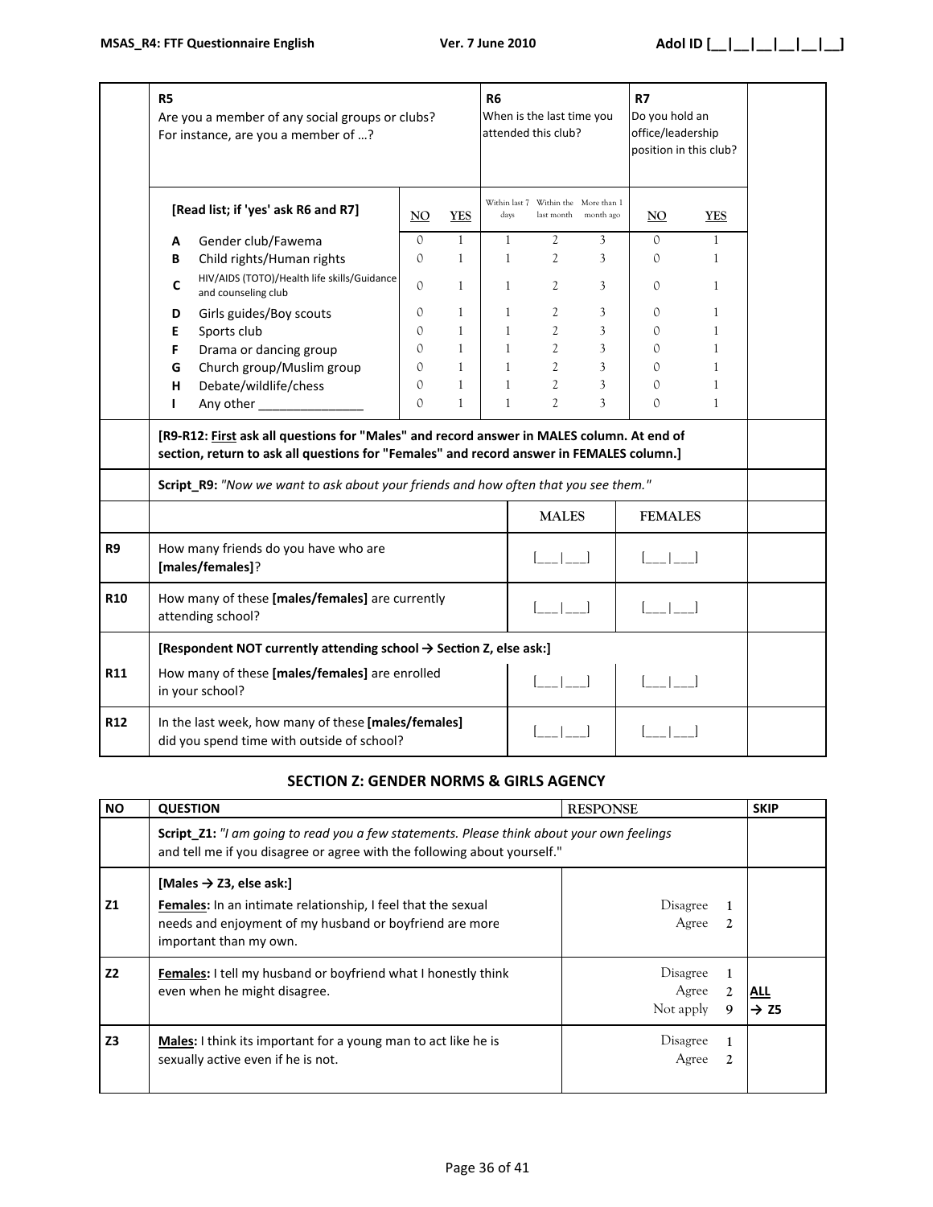| | R5<br>Are you a member of any social groups or clubs? For instance, are you a member of ...? | | | R6<br>When is the last time you attended this club? | | | R7<br>Do you hold an office/leadership position in this club? | | |
|---|---|---|---|---|---|---|---|---|---|
| | **[Read list; if 'yes' ask R6 and R7]** | NO | YES | Within last 7 days | Within the last month | More than 1 month ago | NO | YES | |
| | **A** Gender club/Fawema | 0 | 1 | 1 | 2 | 3 | 0 | 1 | |
| | **B** Child rights/Human rights | 0 | 1 | 1 | 2 | 3 | 0 | 1 | |
| | **C** HIV/AIDS (TOTO)/Health life skills/Guidance and counseling club | 0 | 1 | 1 | 2 | 3 | 0 | 1 | |
| | **D** Girls guides/Boy scouts | 0 | 1 | 1 | 2 | 3 | 0 | 1 | |
| | **E** Sports club | 0 | 1 | 1 | 2 | 3 | 0 | 1 | |
| | **F** Drama or dancing group | 0 | 1 | 1 | 2 | 3 | 0 | 1 | |
| | **G** Church group/Muslim group | 0 | 1 | 1 | 2 | 3 | 0 | 1 | |
| | **H** Debate/wildlife/chess | 0 | 1 | 1 | 2 | 3 | 0 | 1 | |
| | **I** Any other _______________ | 0 | 1 | 1 | 2 | 3 | 0 | 1 | |

**[R9-R12: First ask all questions for "Males" and record answer in MALES column. At end of section, return to ask all questions for "Females" and record answer in FEMALES column.]**

**Script_R9:** *"Now we want to ask about your friends and how often that you see them."*

| | | MALES | FEMALES | |
|---|---|---|---|---|
| **R9** | How many friends do you have who are **[males/females]**? | [___\|___] | [___\|___] | |
| **R10** | How many of these **[males/females]** are currently attending school? | [___\|___] | [___\|___] | |
| | **[Respondent NOT currently attending school → Section Z, else ask:]** | | | |
| **R11** | How many of these **[males/females]** are enrolled in your school? | [___\|___] | [___\|___] | |
| **R12** | In the last week, how many of these **[males/females]** did you spend time with outside of school? | [___\|___] | [___\|___] | |

## SECTION Z: GENDER NORMS & GIRLS AGENCY

| NO | QUESTION | RESPONSE | SKIP |
|---|---|---|---|
| | **Script_Z1:** *"I am going to read you a few statements. Please think about your own feelings and tell me if you disagree or agree with the following about yourself."* | | |
| **Z1** | **[Males → Z3, else ask:]**<br>**Females:** In an intimate relationship, I feel that the sexual needs and enjoyment of my husband or boyfriend are more important than my own. | Disagree 1<br>Agree 2 | |
| **Z2** | **Females:** I tell my husband or boyfriend what I honestly think even when he might disagree. | Disagree 1<br>Agree 2<br>Not apply 9 | **ALL → Z5** |
| **Z3** | **Males:** I think its important for a young man to act like he is sexually active even if he is not. | Disagree 1<br>Agree 2 | |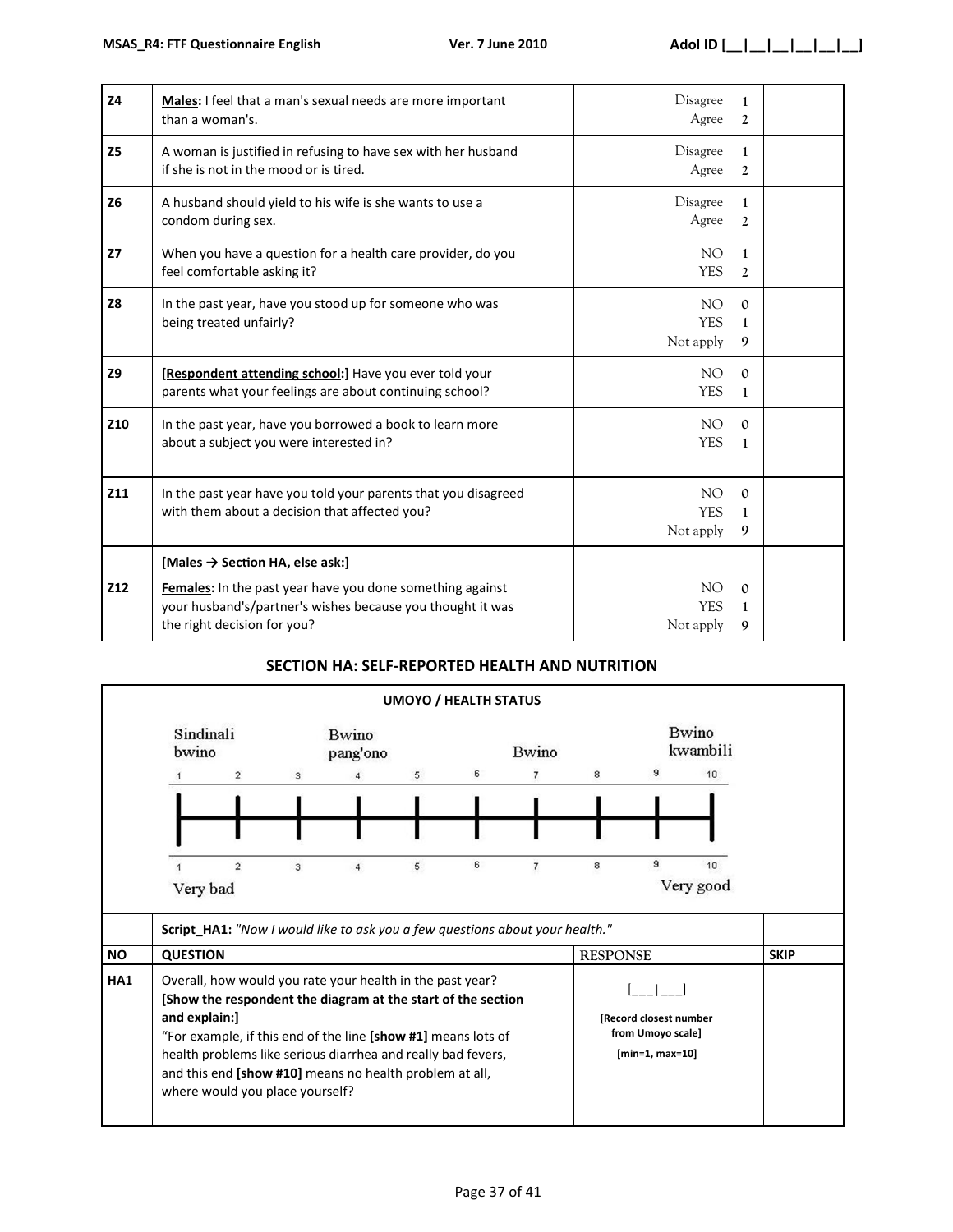| | | | |
|---|---|---|---|
| **Z4** | **Males:** I feel that a man's sexual needs are more important than a woman's. | Disagree 1<br>Agree 2 | |
| **Z5** | A woman is justified in refusing to have sex with her husband if she is not in the mood or is tired. | Disagree 1<br>Agree 2 | |
| **Z6** | A husband should yield to his wife is she wants to use a condom during sex. | Disagree 1<br>Agree 2 | |
| **Z7** | When you have a question for a health care provider, do you feel comfortable asking it? | NO 1<br>YES 2 | |
| **Z8** | In the past year, have you stood up for someone who was being treated unfairly? | NO 0<br>YES 1<br>Not apply 9 | |
| **Z9** | **[Respondent attending school:]** Have you ever told your parents what your feelings are about continuing school? | NO 0<br>YES 1 | |
| **Z10** | In the past year, have you borrowed a book to learn more about a subject you were interested in? | NO 0<br>YES 1 | |
| **Z11** | In the past year have you told your parents that you disagreed with them about a decision that affected you? | NO 0<br>YES 1<br>Not apply 9 | |
| **Z12** | **[Males → Section HA, else ask:]**<br>**Females:** In the past year have you done something against your husband's/partner's wishes because you thought it was the right decision for you? | NO 0<br>YES 1<br>Not apply 9 | |

## SECTION HA: SELF-REPORTED HEALTH AND NUTRITION

**UMOYO / HEALTH STATUS**

Sindinali bwino — Bwino pang'ono — Bwino — Bwino kwambili

1 2 3 4 5 6 7 8 9 10

Very bad — Very good

**Script_HA1:** *"Now I would like to ask you a few questions about your health."*

| NO | QUESTION | RESPONSE | SKIP |
|---|---|---|---|
| **HA1** | Overall, how would you rate your health in the past year?<br>**[Show the respondent the diagram at the start of the section and explain:]**<br>"For example, if this end of the line **[show #1]** means lots of health problems like serious diarrhea and really bad fevers, and this end **[show #10]** means no health problem at all, where would you place yourself? | [\_\_\_\|\_\_\_]<br>**[Record closest number from Umoyo scale]**<br>**[min=1, max=10]** | |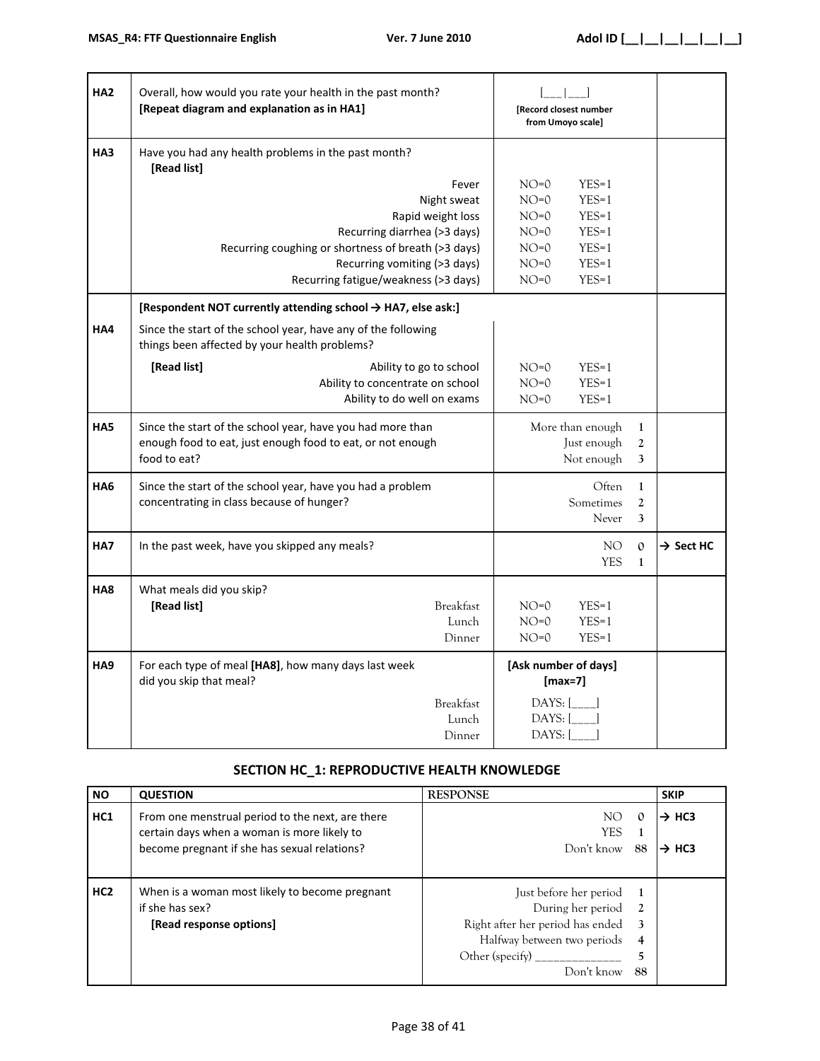| | | | |
|---|---|---|---|
| HA2 | Overall, how would you rate your health in the past month?<br>**[Repeat diagram and explanation as in HA1]** | [___\|___]<br>**[Record closest number from Umoyo scale]** | |
| HA3 | Have you had any health problems in the past month?<br>**[Read list]**<br>Fever<br>Night sweat<br>Rapid weight loss<br>Recurring diarrhea (>3 days)<br>Recurring coughing or shortness of breath (>3 days)<br>Recurring vomiting (>3 days)<br>Recurring fatigue/weakness (>3 days) | <br><br>NO=0 YES=1<br>NO=0 YES=1<br>NO=0 YES=1<br>NO=0 YES=1<br>NO=0 YES=1<br>NO=0 YES=1<br>NO=0 YES=1 | |
| | **[Respondent NOT currently attending school → HA7, else ask:]** | | |
| HA4 | Since the start of the school year, have any of the following things been affected by your health problems?<br>**[Read list]** Ability to go to school<br>Ability to concentrate on school<br>Ability to do well on exams | <br><br>NO=0 YES=1<br>NO=0 YES=1<br>NO=0 YES=1 | |
| HA5 | Since the start of the school year, have you had more than enough food to eat, just enough food to eat, or not enough food to eat? | More than enough 1<br>Just enough 2<br>Not enough 3 | |
| HA6 | Since the start of the school year, have you had a problem concentrating in class because of hunger? | Often 1<br>Sometimes 2<br>Never 3 | |
| HA7 | In the past week, have you skipped any meals? | NO 0<br>YES 1 | → Sect HC |
| HA8 | What meals did you skip?<br>**[Read list]** Breakfast<br>Lunch<br>Dinner | <br>NO=0 YES=1<br>NO=0 YES=1<br>NO=0 YES=1 | |
| HA9 | For each type of meal **[HA8]**, how many days last week did you skip that meal?<br>Breakfast<br>Lunch<br>Dinner | **[Ask number of days] [max=7]**<br>DAYS: [____]<br>DAYS: [____]<br>DAYS: [____] | |

## SECTION HC_1: REPRODUCTIVE HEALTH KNOWLEDGE

| NO | QUESTION | RESPONSE | SKIP |
|---|---|---|---|
| HC1 | From one menstrual period to the next, are there certain days when a woman is more likely to become pregnant if she has sexual relations? | NO 0<br>YES 1<br>Don't know 88 | → HC3<br><br>→ HC3 |
| HC2 | When is a woman most likely to become pregnant if she has sex?<br>**[Read response options]** | Just before her period 1<br>During her period 2<br>Right after her period has ended 3<br>Halfway between two periods 4<br>Other (specify) ______________ 5<br>Don't know 88 | |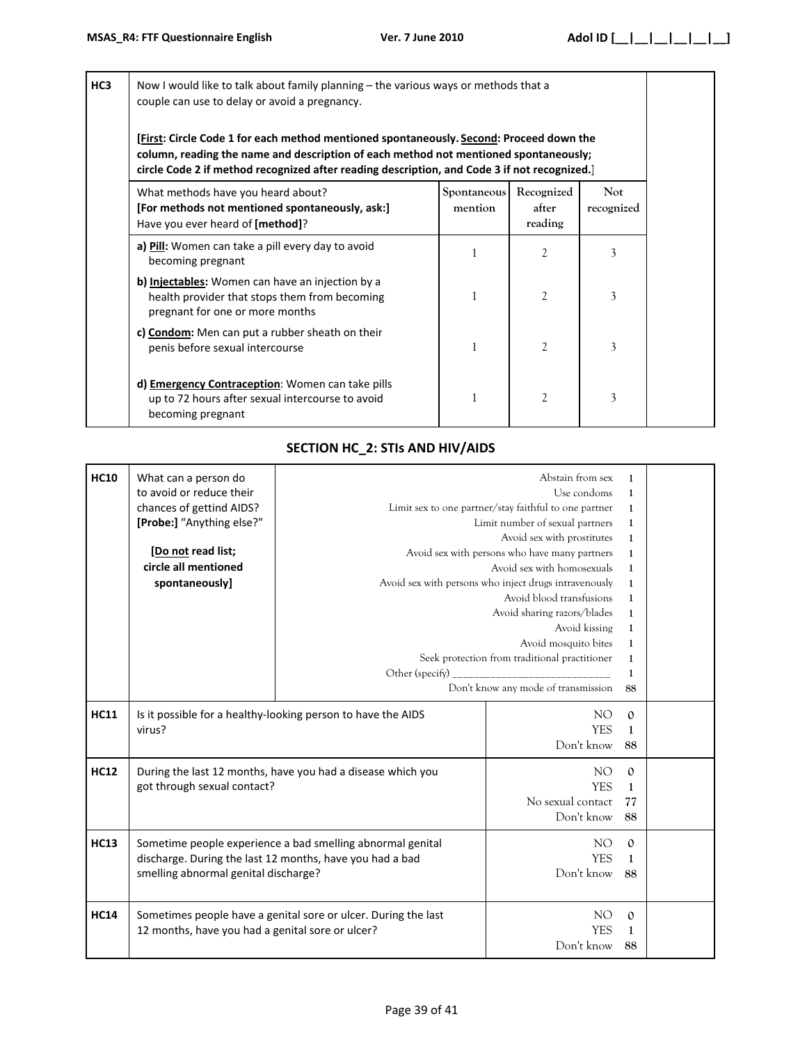| HC3 | Now I would like to talk about family planning – the various ways or methods that a couple can use to delay or avoid a pregnancy.<br><br>**[<u>First</u>: Circle Code 1 for each method mentioned spontaneously. <u>Second</u>: Proceed down the column, reading the name and description of each method not mentioned spontaneously; circle Code 2 if method recognized after reading description, and Code 3 if not recognized.]** | | | | |
|---|---|---|---|---|---|
| | What methods have you heard about?<br>**[For methods not mentioned spontaneously, ask:]**<br>Have you ever heard of **[method]**? | Spontaneous mention | Recognized after reading | Not recognized | |
| | **a) <u>Pill</u>:** Women can take a pill every day to avoid becoming pregnant | 1 | 2 | 3 | |
| | **b) <u>Injectables</u>:** Women can have an injection by a health provider that stops them from becoming pregnant for one or more months | 1 | 2 | 3 | |
| | **c) <u>Condom</u>:** Men can put a rubber sheath on their penis before sexual intercourse | 1 | 2 | 3 | |
| | **d) <u>Emergency Contraception</u>**: Women can take pills up to 72 hours after sexual intercourse to avoid becoming pregnant | 1 | 2 | 3 | |

## SECTION HC_2: STIs AND HIV/AIDS

| | | | |
|---|---|---|---|
| **HC10** | What can a person do to avoid or reduce their chances of gettind AIDS?<br>**[Probe:]** "Anything else?"<br><br>**[<u>Do not</u> read list; circle all mentioned spontaneously]** | Abstain from sex 1<br>Use condoms 1<br>Limit sex to one partner/stay faithful to one partner 1<br>Limit number of sexual partners 1<br>Avoid sex with prostitutes 1<br>Avoid sex with persons who have many partners 1<br>Avoid sex with homosexuals 1<br>Avoid sex with persons who inject drugs intravenously 1<br>Avoid blood transfusions 1<br>Avoid sharing razors/blades 1<br>Avoid kissing 1<br>Avoid mosquito bites 1<br>Seek protection from traditional practitioner 1<br>Other (specify) ___________________________ 1<br>Don't know any mode of transmission 88 | |
| **HC11** | Is it possible for a healthy-looking person to have the AIDS virus? | NO 0<br>YES 1<br>Don't know 88 | |
| **HC12** | During the last 12 months, have you had a disease which you got through sexual contact? | NO 0<br>YES 1<br>No sexual contact 77<br>Don't know 88 | |
| **HC13** | Sometime people experience a bad smelling abnormal genital discharge. During the last 12 months, have you had a bad smelling abnormal genital discharge? | NO 0<br>YES 1<br>Don't know 88 | |
| **HC14** | Sometimes people have a genital sore or ulcer. During the last 12 months, have you had a genital sore or ulcer? | NO 0<br>YES 1<br>Don't know 88 | |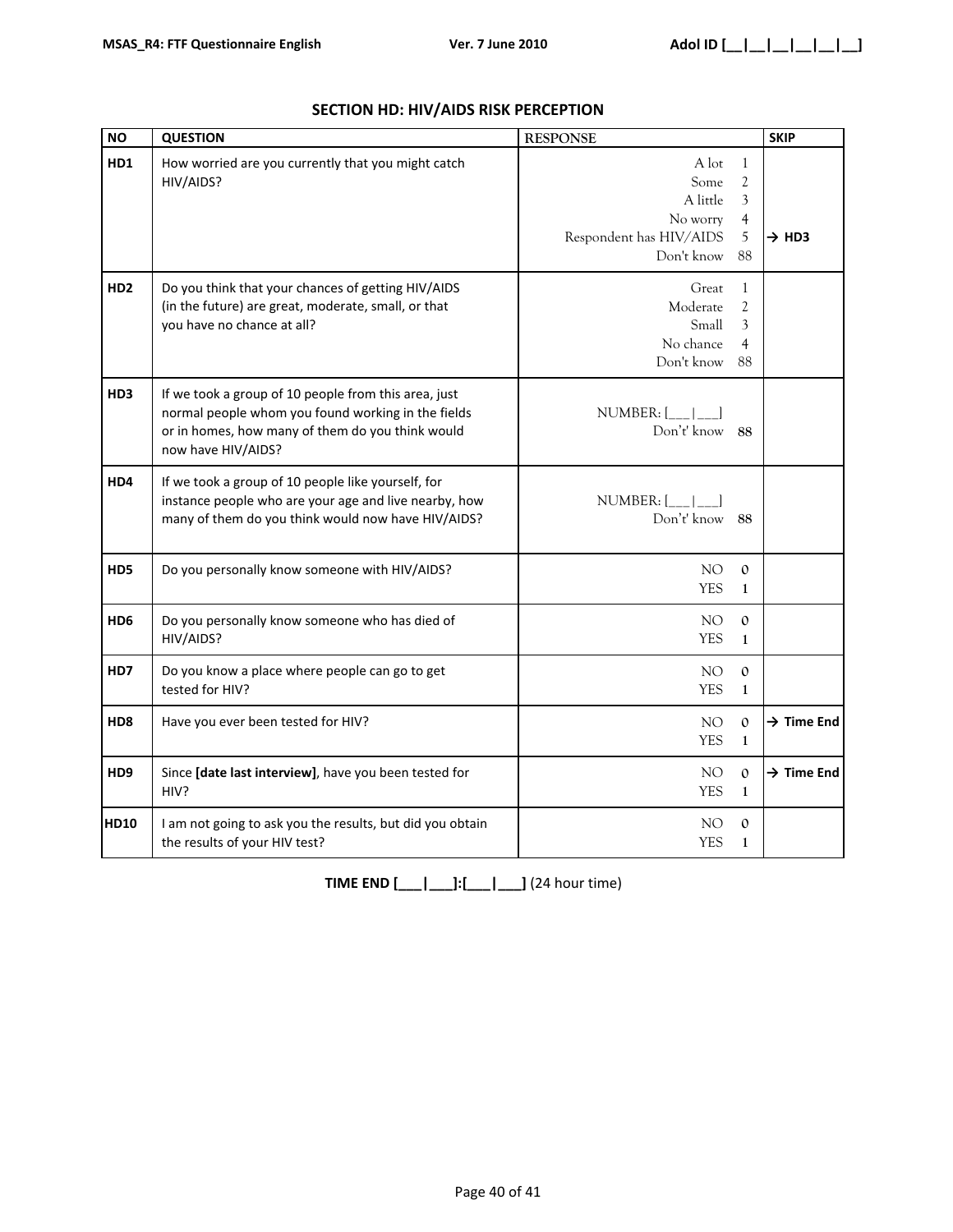## SECTION HD: HIV/AIDS RISK PERCEPTION

| NO | QUESTION | RESPONSE | SKIP |
|---|---|---|---|
| HD1 | How worried are you currently that you might catch HIV/AIDS? | A lot 1<br>Some 2<br>A little 3<br>No worry 4<br>Respondent has HIV/AIDS 5<br>Don't know 88 | <br><br><br><br>→ HD3 |
| HD2 | Do you think that your chances of getting HIV/AIDS (in the future) are great, moderate, small, or that you have no chance at all? | Great 1<br>Moderate 2<br>Small 3<br>No chance 4<br>Don't know 88 | |
| HD3 | If we took a group of 10 people from this area, just normal people whom you found working in the fields or in homes, how many of them do you think would now have HIV/AIDS? | NUMBER: [___\|___]<br>Don't' know 88 | |
| HD4 | If we took a group of 10 people like yourself, for instance people who are your age and live nearby, how many of them do you think would now have HIV/AIDS? | NUMBER: [___\|___]<br>Don't' know 88 | |
| HD5 | Do you personally know someone with HIV/AIDS? | NO 0<br>YES 1 | |
| HD6 | Do you personally know someone who has died of HIV/AIDS? | NO 0<br>YES 1 | |
| HD7 | Do you know a place where people can go to get tested for HIV? | NO 0<br>YES 1 | |
| HD8 | Have you ever been tested for HIV? | NO 0<br>YES 1 | → Time End |
| HD9 | Since **[date last interview]**, have you been tested for HIV? | NO 0<br>YES 1 | → Time End |
| HD10 | I am not going to ask you the results, but did you obtain the results of your HIV test? | NO 0<br>YES 1 | |

**TIME END [___|___]:[___|___]** (24 hour time)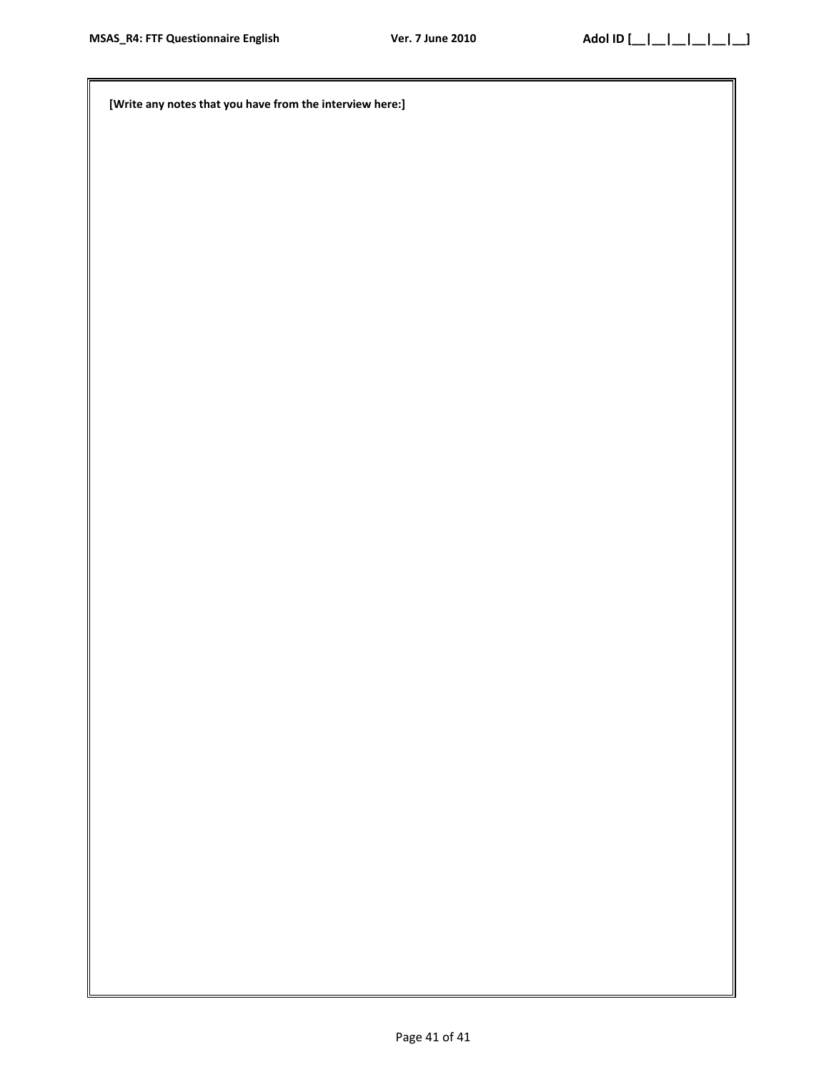**[Write any notes that you have from the interview here:]**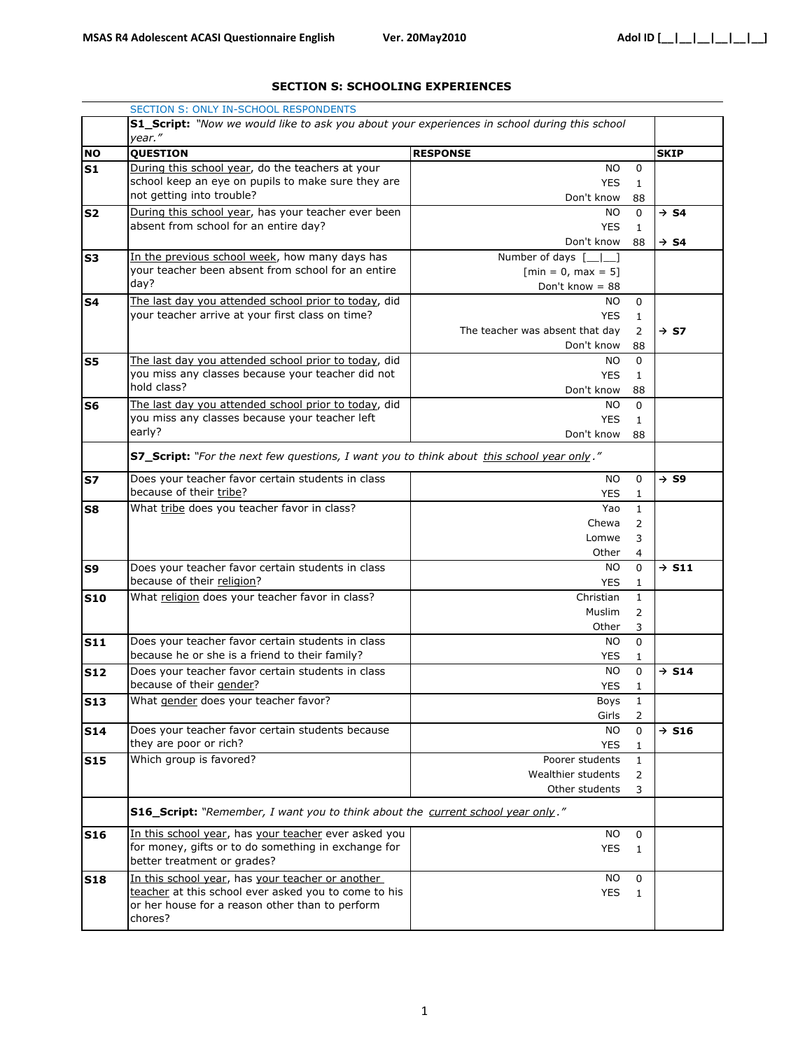## SECTION S: SCHOOLING EXPERIENCES

SECTION S: ONLY IN-SCHOOL RESPONDENTS

| NO | QUESTION | RESPONSE | | SKIP |
|---|---|---|---|---|
| | **S1_Script:** *"Now we would like to ask you about your experiences in school during this school year."* | | | |
| **S1** | During this school year, do the teachers at your school keep an eye on pupils to make sure they are not getting into trouble? | NO | 0 | |
| | | YES | 1 | |
| | | Don't know | 88 | |
| **S2** | During this school year, has your teacher ever been absent from school for an entire day? | NO | 0 | → **S4** |
| | | YES | 1 | |
| | | Don't know | 88 | → **S4** |
| **S3** | In the previous school week, how many days has your teacher been absent from school for an entire day? | Number of days [__\|__] [min = 0, max = 5] Don't know = 88 | | |
| **S4** | The last day you attended school prior to today, did your teacher arrive at your first class on time? | NO | 0 | |
| | | YES | 1 | |
| | | The teacher was absent that day | 2 | → **S7** |
| | | Don't know | 88 | |
| **S5** | The last day you attended school prior to today, did you miss any classes because your teacher did not hold class? | NO | 0 | |
| | | YES | 1 | |
| | | Don't know | 88 | |
| **S6** | The last day you attended school prior to today, did you miss any classes because your teacher left early? | NO | 0 | |
| | | YES | 1 | |
| | | Don't know | 88 | |
| | **S7_Script:** *"For the next few questions, I want you to think about this school year only."* | | | |
| **S7** | Does your teacher favor certain students in class because of their tribe? | NO | 0 | → **S9** |
| | | YES | 1 | |
| **S8** | What tribe does you teacher favor in class? | Yao | 1 | |
| | | Chewa | 2 | |
| | | Lomwe | 3 | |
| | | Other | 4 | |
| **S9** | Does your teacher favor certain students in class because of their religion? | NO | 0 | → **S11** |
| | | YES | 1 | |
| **S10** | What religion does your teacher favor in class? | Christian | 1 | |
| | | Muslim | 2 | |
| | | Other | 3 | |
| **S11** | Does your teacher favor certain students in class because he or she is a friend to their family? | NO | 0 | |
| | | YES | 1 | |
| **S12** | Does your teacher favor certain students in class because of their gender? | NO | 0 | → **S14** |
| | | YES | 1 | |
| **S13** | What gender does your teacher favor? | Boys | 1 | |
| | | Girls | 2 | |
| **S14** | Does your teacher favor certain students because they are poor or rich? | NO | 0 | → **S16** |
| | | YES | 1 | |
| **S15** | Which group is favored? | Poorer students | 1 | |
| | | Wealthier students | 2 | |
| | | Other students | 3 | |
| | **S16_Script:** *"Remember, I want you to think about the current school year only."* | | | |
| **S16** | In this school year, has your teacher ever asked you for money, gifts or to do something in exchange for better treatment or grades? | NO | 0 | |
| | | YES | 1 | |
| **S18** | In this school year, has your teacher or another teacher at this school ever asked you to come to his or her house for a reason other than to perform chores? | NO | 0 | |
| | | YES | 1 | |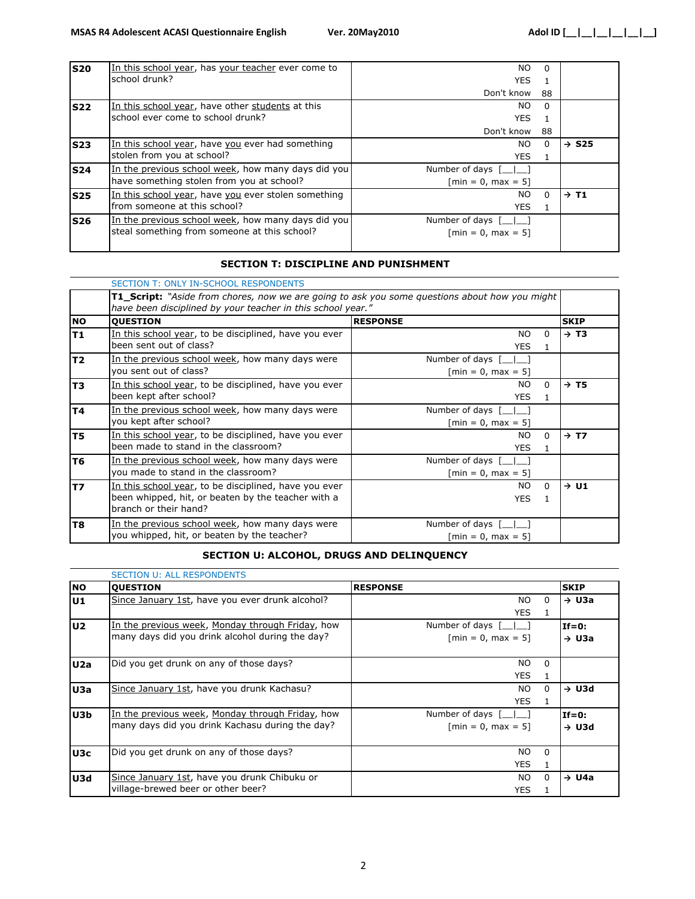| S20 | In this school year, has your teacher ever come to school drunk? | NO 0<br>YES 1<br>Don't know 88 | |
|---|---|---|---|
| S22 | In this school year, have other students at this school ever come to school drunk? | NO 0<br>YES 1<br>Don't know 88 | |
| S23 | In this school year, have you ever had something stolen from you at school? | NO 0<br>YES 1 | → S25 |
| S24 | In the previous school week, how many days did you have something stolen from you at school? | Number of days [__|__]<br>[min = 0, max = 5] | |
| S25 | In this school year, have you ever stolen something from someone at this school? | NO 0<br>YES 1 | → T1 |
| S26 | In the previous school week, how many days did you steal something from someone at this school? | Number of days [__|__]<br>[min = 0, max = 5] | |

## SECTION T: DISCIPLINE AND PUNISHMENT

SECTION T: ONLY IN-SCHOOL RESPONDENTS

**T1_Script:** *"Aside from chores, now we are going to ask you some questions about how you might have been disciplined by your teacher in this school year."*

| NO | QUESTION | RESPONSE | SKIP |
|---|---|---|---|
| T1 | In this school year, to be disciplined, have you ever been sent out of class? | NO 0<br>YES 1 | → T3 |
| T2 | In the previous school week, how many days were you sent out of class? | Number of days [__|__]<br>[min = 0, max = 5] | |
| T3 | In this school year, to be disciplined, have you ever been kept after school? | NO 0<br>YES 1 | → T5 |
| T4 | In the previous school week, how many days were you kept after school? | Number of days [__|__]<br>[min = 0, max = 5] | |
| T5 | In this school year, to be disciplined, have you ever been made to stand in the classroom? | NO 0<br>YES 1 | → T7 |
| T6 | In the previous school week, how many days were you made to stand in the classroom? | Number of days [__|__]<br>[min = 0, max = 5] | |
| T7 | In this school year, to be disciplined, have you ever been whipped, hit, or beaten by the teacher with a branch or their hand? | NO 0<br>YES 1 | → U1 |
| T8 | In the previous school week, how many days were you whipped, hit, or beaten by the teacher? | Number of days [__|__]<br>[min = 0, max = 5] | |

## SECTION U: ALCOHOL, DRUGS AND DELINQUENCY

SECTION U: ALL RESPONDENTS

| NO | QUESTION | RESPONSE | SKIP |
|---|---|---|---|
| U1 | Since January 1st, have you ever drunk alcohol? | NO 0<br>YES 1 | → U3a |
| U2 | In the previous week, Monday through Friday, how many days did you drink alcohol during the day? | Number of days [__|__]<br>[min = 0, max = 5] | **If=0:**<br>→ U3a |
| U2a | Did you get drunk on any of those days? | NO 0<br>YES 1 | |
| U3a | Since January 1st, have you drunk Kachasu? | NO 0<br>YES 1 | → U3d |
| U3b | In the previous week, Monday through Friday, how many days did you drink Kachasu during the day? | Number of days [__|__]<br>[min = 0, max = 5] | **If=0:**<br>→ U3d |
| U3c | Did you get drunk on any of those days? | NO 0<br>YES 1 | |
| U3d | Since January 1st, have you drunk Chibuku or village-brewed beer or other beer? | NO 0<br>YES 1 | → U4a |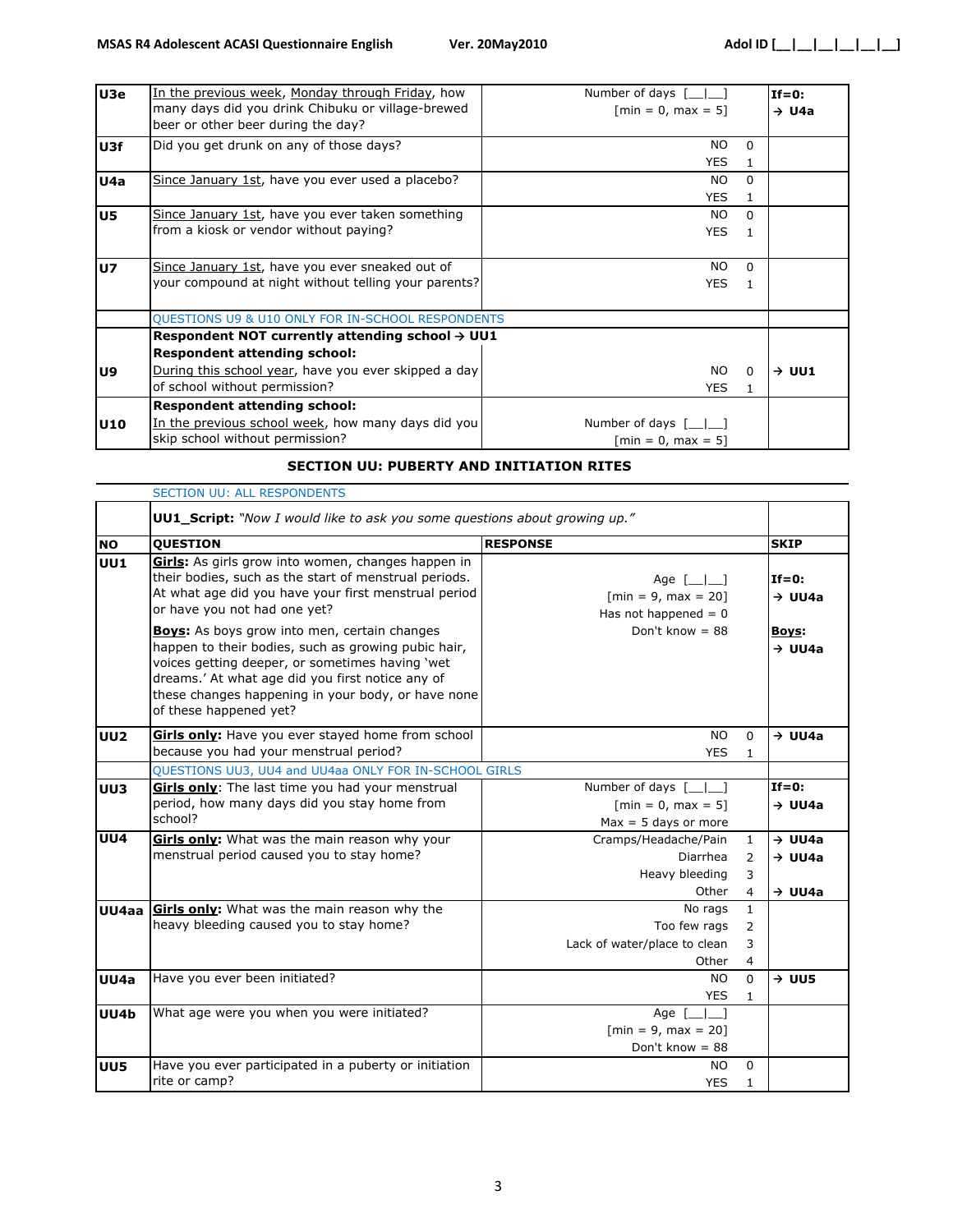| | | | |
|---|---|---|---|
| U3e | In the previous week, Monday through Friday, how many days did you drink Chibuku or village-brewed beer or other beer during the day? | Number of days [__\|__] [min = 0, max = 5] | If=0: → U4a |
| U3f | Did you get drunk on any of those days? | NO 0<br>YES 1 | |
| U4a | Since January 1st, have you ever used a placebo? | NO 0<br>YES 1 | |
| U5 | Since January 1st, have you ever taken something from a kiosk or vendor without paying? | NO 0<br>YES 1 | |
| U7 | Since January 1st, have you ever sneaked out of your compound at night without telling your parents? | NO 0<br>YES 1 | |
| | QUESTIONS U9 & U10 ONLY FOR IN-SCHOOL RESPONDENTS | | |
| U9 | **Respondent NOT currently attending school → UU1**<br>**Respondent attending school:**<br>During this school year, have you ever skipped a day of school without permission? | NO 0<br>YES 1 | → UU1 |
| U10 | **Respondent attending school:**<br>In the previous school week, how many days did you skip school without permission? | Number of days [__\|__] [min = 0, max = 5] | |

## SECTION UU: PUBERTY AND INITIATION RITES

SECTION UU: ALL RESPONDENTS

| NO | QUESTION | RESPONSE | SKIP |
|---|---|---|---|
| | **UU1_Script:** *"Now I would like to ask you some questions about growing up."* | | |
| UU1 | **Girls:** As girls grow into women, changes happen in their bodies, such as the start of menstrual periods. At what age did you have your first menstrual period or have you not had one yet?<br><br>**Boys:** As boys grow into men, certain changes happen to their bodies, such as growing pubic hair, voices getting deeper, or sometimes having 'wet dreams.' At what age did you first notice any of these changes happening in your body, or have none of these happened yet? | Age [__\|__]<br>[min = 9, max = 20]<br>Has not happened = 0<br>Don't know = 88 | If=0: → UU4a<br><br>**Boys:** → UU4a |
| UU2 | **Girls only:** Have you ever stayed home from school because you had your menstrual period? | NO 0<br>YES 1 | → UU4a |
| | QUESTIONS UU3, UU4 and UU4aa ONLY FOR IN-SCHOOL GIRLS | | |
| UU3 | **Girls only**: The last time you had your menstrual period, how many days did you stay home from school? | Number of days [__\|__]<br>[min = 0, max = 5]<br>Max = 5 days or more | If=0: → UU4a |
| UU4 | **Girls only**: What was the main reason why your menstrual period caused you to stay home? | Cramps/Headache/Pain 1<br>Diarrhea 2<br>Heavy bleeding 3<br>Other 4 | → UU4a<br>→ UU4a<br><br>→ UU4a |
| UU4aa | **Girls only**: What was the main reason why the heavy bleeding caused you to stay home? | No rags 1<br>Too few rags 2<br>Lack of water/place to clean 3<br>Other 4 | |
| UU4a | Have you ever been initiated? | NO 0<br>YES 1 | → UU5 |
| UU4b | What age were you when you were initiated? | Age [__\|__]<br>[min = 9, max = 20]<br>Don't know = 88 | |
| UU5 | Have you ever participated in a puberty or initiation rite or camp? | NO 0<br>YES 1 | |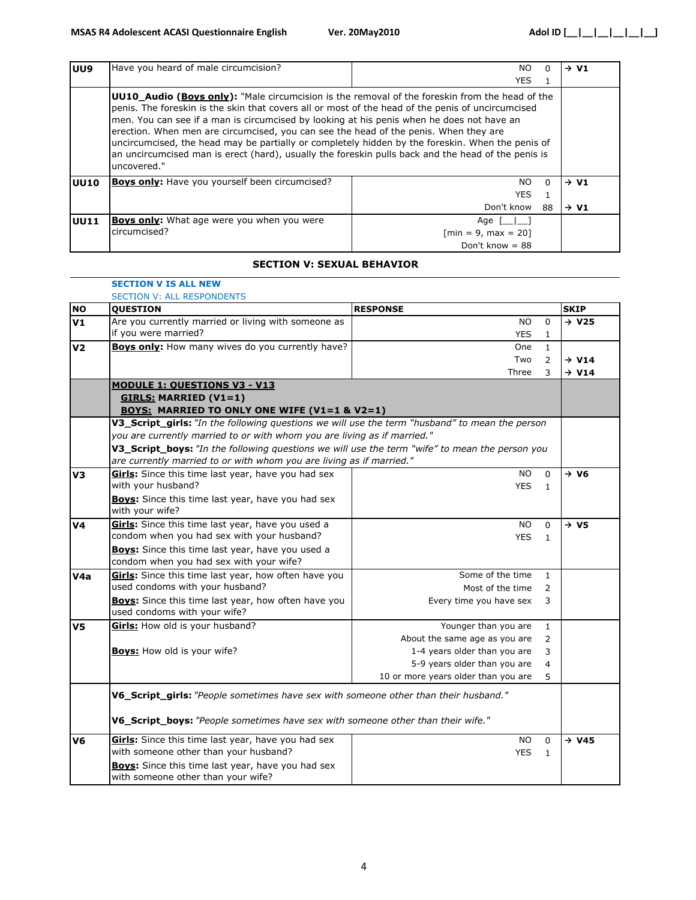| | | | |
|---|---|---|---|
| **UU9** | Have you heard of male circumcision? | NO 0<br>YES 1 | → **V1** |
| | **UU10_Audio (Boys only):** "Male circumcision is the removal of the foreskin from the head of the penis. The foreskin is the skin that covers all or most of the head of the penis of uncircumcised men. You can see if a man is circumcised by looking at his penis when he does not have an erection. When men are circumcised, you can see the head of the penis. When they are uncircumcised, the head may be partially or completely hidden by the foreskin. When the penis of an uncircumcised man is erect (hard), usually the foreskin pulls back and the head of the penis is uncovered." | | |
| **UU10** | **Boys only**: Have you yourself been circumcised? | NO 0<br>YES 1<br>Don't know 88 | → **V1**<br><br>→ **V1** |
| **UU11** | **Boys only**: What age were you when you were circumcised? | Age [__\|__]<br>[min = 9, max = 20]<br>Don't know = 88 | |

## SECTION V: SEXUAL BEHAVIOR

**SECTION V IS ALL NEW**

SECTION V: ALL RESPONDENTS

| NO | QUESTION | RESPONSE | SKIP |
|---|---|---|---|
| **V1** | Are you currently married or living with someone as if you were married? | NO 0<br>YES 1 | → **V25** |
| **V2** | **Boys only**: How many wives do you currently have? | One 1<br>Two 2<br>Three 3 | <br>→ **V14**<br>→ **V14** |
| | **MODULE 1: QUESTIONS V3 - V13**<br>**GIRLS: MARRIED (V1=1)**<br>**BOYS: MARRIED TO ONLY ONE WIFE (V1=1 & V2=1)** | | |
| | **V3_Script_girls:** *"In the following questions we will use the term "husband" to mean the person you are currently married to or with whom you are living as if married."*<br>**V3_Script_boys:** *"In the following questions we will use the term "wife" to mean the person you are currently married to or with whom you are living as if married."* | | |
| **V3** | **Girls**: Since this time last year, have you had sex with your husband?<br>**Boys**: Since this time last year, have you had sex with your wife? | NO 0<br>YES 1 | → **V6** |
| **V4** | **Girls**: Since this time last year, have you used a condom when you had sex with your husband?<br>**Boys**: Since this time last year, have you used a condom when you had sex with your wife? | NO 0<br>YES 1 | → **V5** |
| **V4a** | **Girls**: Since this time last year, how often have you used condoms with your husband?<br>**Boys**: Since this time last year, how often have you used condoms with your wife? | Some of the time 1<br>Most of the time 2<br>Every time you have sex 3 | |
| **V5** | **Girls:** How old is your husband?<br>**Boys:** How old is your wife? | Younger than you are 1<br>About the same age as you are 2<br>1-4 years older than you are 3<br>5-9 years older than you are 4<br>10 or more years older than you are 5 | |
| | **V6_Script_girls:** *"People sometimes have sex with someone other than their husband."*<br>**V6_Script_boys:** *"People sometimes have sex with someone other than their wife."* | | |
| **V6** | **Girls**: Since this time last year, have you had sex with someone other than your husband?<br>**Boys**: Since this time last year, have you had sex with someone other than your wife? | NO 0<br>YES 1 | → **V45** |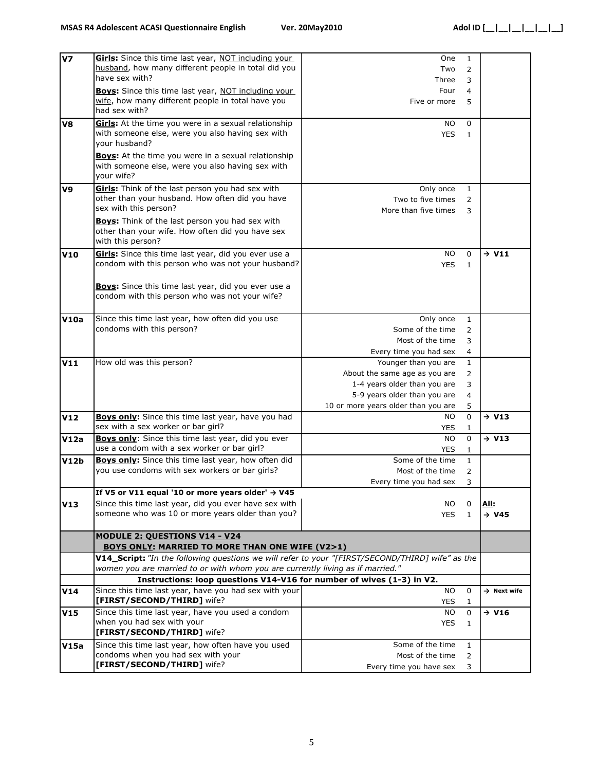| | | | |
|---|---|---|---|
| **V7** | **Girls:** Since this time last year, NOT including your husband, how many different people in total did you have sex with?<br>**Boys:** Since this time last year, NOT including your wife, how many different people in total have you had sex with? | One 1<br>Two 2<br>Three 3<br>Four 4<br>Five or more 5 | |
| **V8** | **Girls:** At the time you were in a sexual relationship with someone else, were you also having sex with your husband?<br>**Boys:** At the time you were in a sexual relationship with someone else, were you also having sex with your wife? | NO 0<br>YES 1 | |
| **V9** | **Girls:** Think of the last person you had sex with other than your husband. How often did you have sex with this person?<br>**Boys:** Think of the last person you had sex with other than your wife. How often did you have sex with this person? | Only once 1<br>Two to five times 2<br>More than five times 3 | |
| **V10** | **Girls:** Since this time last year, did you ever use a condom with this person who was not your husband?<br>**Boys:** Since this time last year, did you ever use a condom with this person who was not your wife? | NO 0<br>YES 1 | → **V11** |
| **V10a** | Since this time last year, how often did you use condoms with this person? | Only once 1<br>Some of the time 2<br>Most of the time 3<br>Every time you had sex 4 | |
| **V11** | How old was this person? | Younger than you are 1<br>About the same age as you are 2<br>1-4 years older than you are 3<br>5-9 years older than you are 4<br>10 or more years older than you are 5 | |
| **V12** | **Boys only:** Since this time last year, have you had sex with a sex worker or bar girl? | NO 0<br>YES 1 | → **V13** |
| **V12a** | **Boys only**: Since this time last year, did you ever use a condom with a sex worker or bar girl? | NO 0<br>YES 1 | → **V13** |
| **V12b** | **Boys only:** Since this time last year, how often did you use condoms with sex workers or bar girls? | Some of the time 1<br>Most of the time 2<br>Every time you had sex 3 | |
| | **If V5 or V11 equal '10 or more years older' → V45** | | |
| **V13** | Since this time last year, did you ever have sex with someone who was 10 or more years older than you? | NO 0<br>YES 1 | **All:**<br>→ **V45** |
| | **MODULE 2: QUESTIONS V14 - V24**<br>**BOYS ONLY: MARRIED TO MORE THAN ONE WIFE (V2>1)** | | |
| | **V14_Script:** *"In the following questions we will refer to your "[FIRST/SECOND/THIRD] wife" as the women you are married to or with whom you are currently living as if married."* | | |
| | **Instructions: loop questions V14-V16 for number of wives (1-3) in V2.** | | |
| **V14** | Since this time last year, have you had sex with your **[FIRST/SECOND/THIRD]** wife? | NO 0<br>YES 1 | → **Next wife** |
| **V15** | Since this time last year, have you used a condom when you had sex with your **[FIRST/SECOND/THIRD]** wife? | NO 0<br>YES 1 | → **V16** |
| **V15a** | Since this time last year, how often have you used condoms when you had sex with your **[FIRST/SECOND/THIRD]** wife? | Some of the time 1<br>Most of the time 2<br>Every time you have sex 3 | |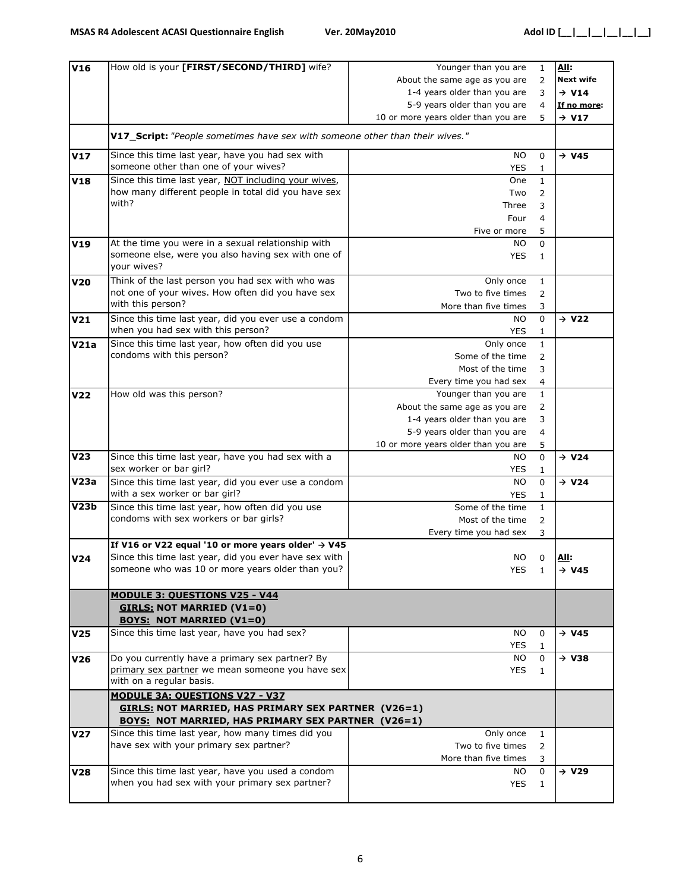| | | | | |
|---|---|---|---|---|
| **V16** | How old is your **[FIRST/SECOND/THIRD]** wife? | Younger than you are<br>About the same age as you are<br>1-4 years older than you are<br>5-9 years older than you are<br>10 or more years older than you are | 1<br>2<br>3<br>4<br>5 | **All:**<br>**Next wife**<br>**→ V14**<br>**If no more:**<br>**→ V17** |
| | **V17_Script:** *"People sometimes have sex with someone other than their wives."* | | | |
| **V17** | Since this time last year, have you had sex with someone other than one of your wives? | NO<br>YES | 0<br>1 | **→ V45** |
| **V18** | Since this time last year, NOT including your wives, how many different people in total did you have sex with? | One<br>Two<br>Three<br>Four<br>Five or more | 1<br>2<br>3<br>4<br>5 | |
| **V19** | At the time you were in a sexual relationship with someone else, were you also having sex with one of your wives? | NO<br>YES | 0<br>1 | |
| **V20** | Think of the last person you had sex with who was not one of your wives. How often did you have sex with this person? | Only once<br>Two to five times<br>More than five times | 1<br>2<br>3 | |
| **V21** | Since this time last year, did you ever use a condom when you had sex with this person? | NO<br>YES | 0<br>1 | **→ V22** |
| **V21a** | Since this time last year, how often did you use condoms with this person? | Only once<br>Some of the time<br>Most of the time<br>Every time you had sex | 1<br>2<br>3<br>4 | |
| **V22** | How old was this person? | Younger than you are<br>About the same age as you are<br>1-4 years older than you are<br>5-9 years older than you are<br>10 or more years older than you are | 1<br>2<br>3<br>4<br>5 | |
| **V23** | Since this time last year, have you had sex with a sex worker or bar girl? | NO<br>YES | 0<br>1 | **→ V24** |
| **V23a** | Since this time last year, did you ever use a condom with a sex worker or bar girl? | NO<br>YES | 0<br>1 | **→ V24** |
| **V23b** | Since this time last year, how often did you use condoms with sex workers or bar girls? | Some of the time<br>Most of the time<br>Every time you had sex | 1<br>2<br>3 | |
| **V24** | **If V16 or V22 equal '10 or more years older' → V45**<br>Since this time last year, did you ever have sex with someone who was 10 or more years older than you? | NO<br>YES | 0<br>1 | **All:**<br>**→ V45** |
| | **MODULE 3: QUESTIONS V25 - V44**<br>**GIRLS: NOT MARRIED (V1=0)**<br>**BOYS: NOT MARRIED (V1=0)** | | | |
| **V25** | Since this time last year, have you had sex? | NO<br>YES | 0<br>1 | **→ V45** |
| **V26** | Do you currently have a primary sex partner? By primary sex partner we mean someone you have sex with on a regular basis. | NO<br>YES | 0<br>1 | **→ V38** |
| | **MODULE 3A: QUESTIONS V27 - V37**<br>**GIRLS: NOT MARRIED, HAS PRIMARY SEX PARTNER (V26=1)**<br>**BOYS: NOT MARRIED, HAS PRIMARY SEX PARTNER (V26=1)** | | | |
| **V27** | Since this time last year, how many times did you have sex with your primary sex partner? | Only once<br>Two to five times<br>More than five times | 1<br>2<br>3 | |
| **V28** | Since this time last year, have you used a condom when you had sex with your primary sex partner? | NO<br>YES | 0<br>1 | **→ V29** |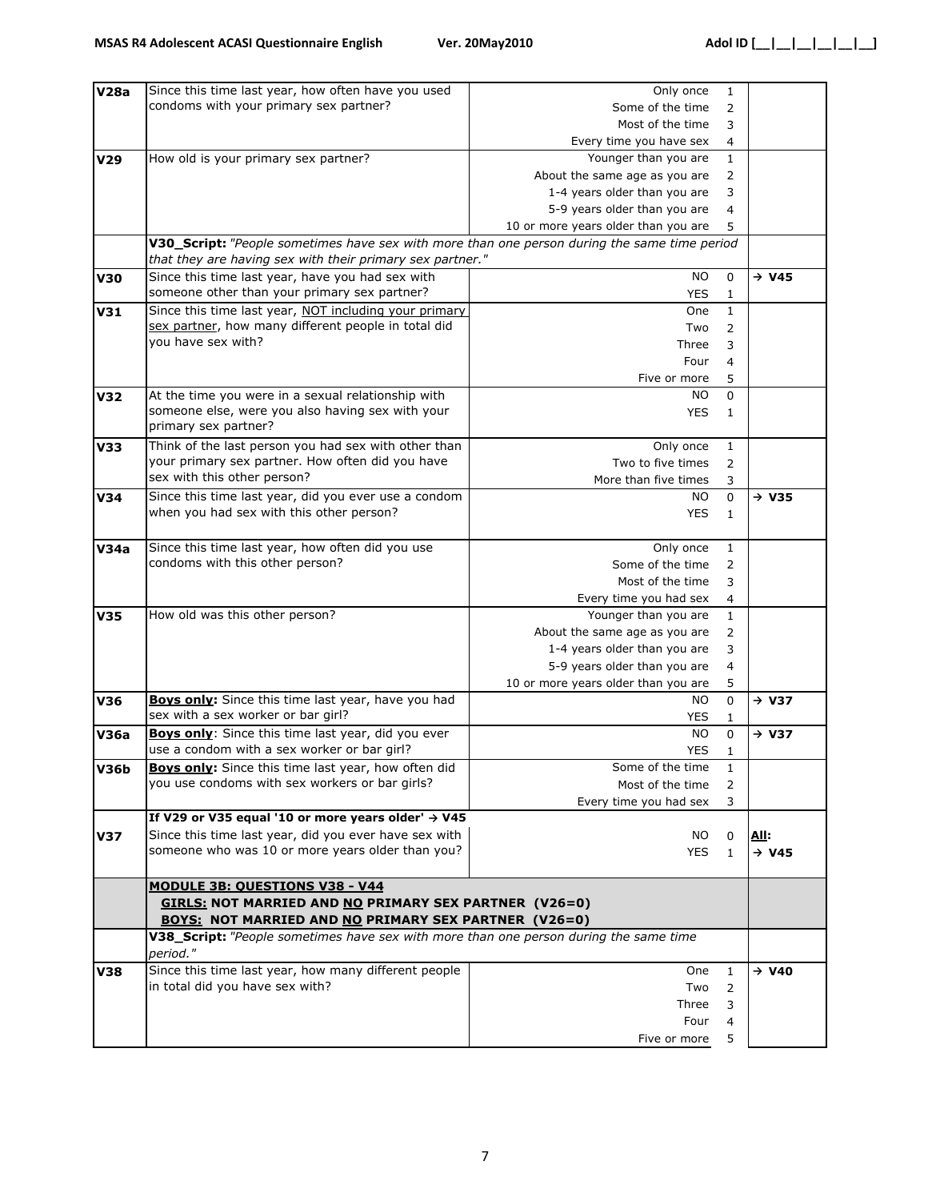| | | | |
|---|---|---|---|
| **V28a** | Since this time last year, how often have you used condoms with your primary sex partner? | Only once 1<br>Some of the time 2<br>Most of the time 3<br>Every time you have sex 4 | |
| **V29** | How old is your primary sex partner? | Younger than you are 1<br>About the same age as you are 2<br>1-4 years older than you are 3<br>5-9 years older than you are 4<br>10 or more years older than you are 5 | |
| | **V30_Script:** *"People sometimes have sex with more than one person during the same time period that they are having sex with their primary sex partner."* | | |
| **V30** | Since this time last year, have you had sex with someone other than your primary sex partner? | NO 0<br>YES 1 | → **V45** |
| **V31** | Since this time last year, <u>NOT including your primary sex partner</u>, how many different people in total did you have sex with? | One 1<br>Two 2<br>Three 3<br>Four 4<br>Five or more 5 | |
| **V32** | At the time you were in a sexual relationship with someone else, were you also having sex with your primary sex partner? | NO 0<br>YES 1 | |
| **V33** | Think of the last person you had sex with other than your primary sex partner. How often did you have sex with this other person? | Only once 1<br>Two to five times 2<br>More than five times 3 | |
| **V34** | Since this time last year, did you ever use a condom when you had sex with this other person? | NO 0<br>YES 1 | → **V35** |
| **V34a** | Since this time last year, how often did you use condoms with this other person? | Only once 1<br>Some of the time 2<br>Most of the time 3<br>Every time you had sex 4 | |
| **V35** | How old was this other person? | Younger than you are 1<br>About the same age as you are 2<br>1-4 years older than you are 3<br>5-9 years older than you are 4<br>10 or more years older than you are 5 | |
| **V36** | <u>**Boys only:**</u> Since this time last year, have you had sex with a sex worker or bar girl? | NO 0<br>YES 1 | → **V37** |
| **V36a** | <u>**Boys only**</u>: Since this time last year, did you ever use a condom with a sex worker or bar girl? | NO 0<br>YES 1 | → **V37** |
| **V36b** | <u>**Boys only:**</u> Since this time last year, how often did you use condoms with sex workers or bar girls? | Some of the time 1<br>Most of the time 2<br>Every time you had sex 3 | |
| | **If V29 or V35 equal '10 or more years older' → V45** | | |
| **V37** | Since this time last year, did you ever have sex with someone who was 10 or more years older than you? | NO 0<br>YES 1 | <u>**All:**</u><br>→ **V45** |
| | <u>**MODULE 3B: QUESTIONS V38 - V44**</u><br><u>**GIRLS:**</u> **NOT MARRIED AND <u>NO</u> PRIMARY SEX PARTNER (V26=0)**<br><u>**BOYS:**</u> **NOT MARRIED AND <u>NO</u> PRIMARY SEX PARTNER (V26=0)** | | |
| | **V38_Script:** *"People sometimes have sex with more than one person during the same time period."* | | |
| **V38** | Since this time last year, how many different people in total did you have sex with? | One 1<br>Two 2<br>Three 3<br>Four 4<br>Five or more 5 | → **V40** |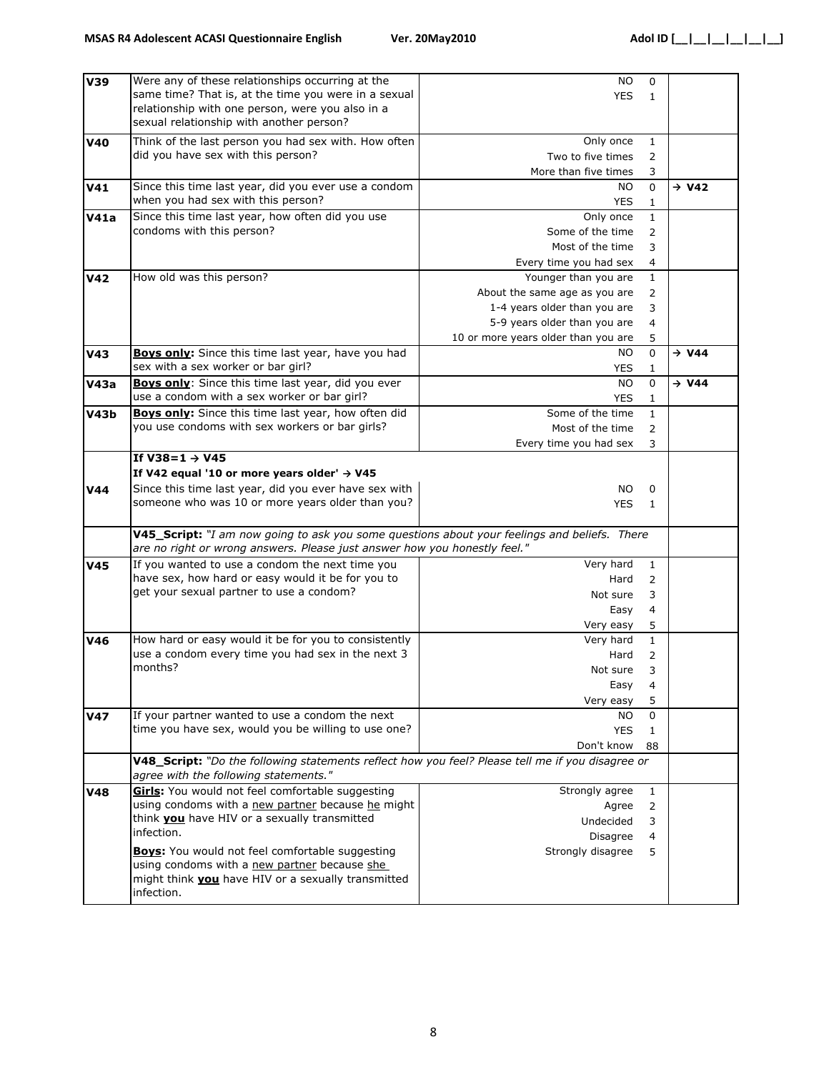| | | | | |
|---|---|---|---|---|
| **V39** | Were any of these relationships occurring at the same time? That is, at the time you were in a sexual relationship with one person, were you also in a sexual relationship with another person? | NO<br>YES | 0<br>1 | |
| **V40** | Think of the last person you had sex with. How often did you have sex with this person? | Only once<br>Two to five times<br>More than five times | 1<br>2<br>3 | |
| **V41** | Since this time last year, did you ever use a condom when you had sex with this person? | NO<br>YES | 0<br>1 | → **V42** |
| **V41a** | Since this time last year, how often did you use condoms with this person? | Only once<br>Some of the time<br>Most of the time<br>Every time you had sex | 1<br>2<br>3<br>4 | |
| **V42** | How old was this person? | Younger than you are<br>About the same age as you are<br>1-4 years older than you are<br>5-9 years older than you are<br>10 or more years older than you are | 1<br>2<br>3<br>4<br>5 | |
| **V43** | **Boys only:** Since this time last year, have you had sex with a sex worker or bar girl? | NO<br>YES | 0<br>1 | → **V44** |
| **V43a** | **Boys only**: Since this time last year, did you ever use a condom with a sex worker or bar girl? | NO<br>YES | 0<br>1 | → **V44** |
| **V43b** | **Boys only:** Since this time last year, how often did you use condoms with sex workers or bar girls? | Some of the time<br>Most of the time<br>Every time you had sex | 1<br>2<br>3 | |
| **V44** | **If V38=1 → V45**<br>**If V42 equal '10 or more years older' → V45**<br>Since this time last year, did you ever have sex with someone who was 10 or more years older than you? | NO<br>YES | 0<br>1 | |
| | **V45_Script:** *"I am now going to ask you some questions about your feelings and beliefs. There are no right or wrong answers. Please just answer how you honestly feel."* | | | |
| **V45** | If you wanted to use a condom the next time you have sex, how hard or easy would it be for you to get your sexual partner to use a condom? | Very hard<br>Hard<br>Not sure<br>Easy<br>Very easy | 1<br>2<br>3<br>4<br>5 | |
| **V46** | How hard or easy would it be for you to consistently use a condom every time you had sex in the next 3 months? | Very hard<br>Hard<br>Not sure<br>Easy<br>Very easy | 1<br>2<br>3<br>4<br>5 | |
| **V47** | If your partner wanted to use a condom the next time you have sex, would you be willing to use one? | NO<br>YES<br>Don't know | 0<br>1<br>88 | |
| | **V48_Script:** *"Do the following statements reflect how you feel? Please tell me if you disagree or agree with the following statements."* | | | |
| **V48** | **Girls:** You would not feel comfortable suggesting using condoms with a new partner because he might think **you** have HIV or a sexually transmitted infection.<br>**Boys:** You would not feel comfortable suggesting using condoms with a new partner because she might think **you** have HIV or a sexually transmitted infection. | Strongly agree<br>Agree<br>Undecided<br>Disagree<br>Strongly disagree | 1<br>2<br>3<br>4<br>5 | |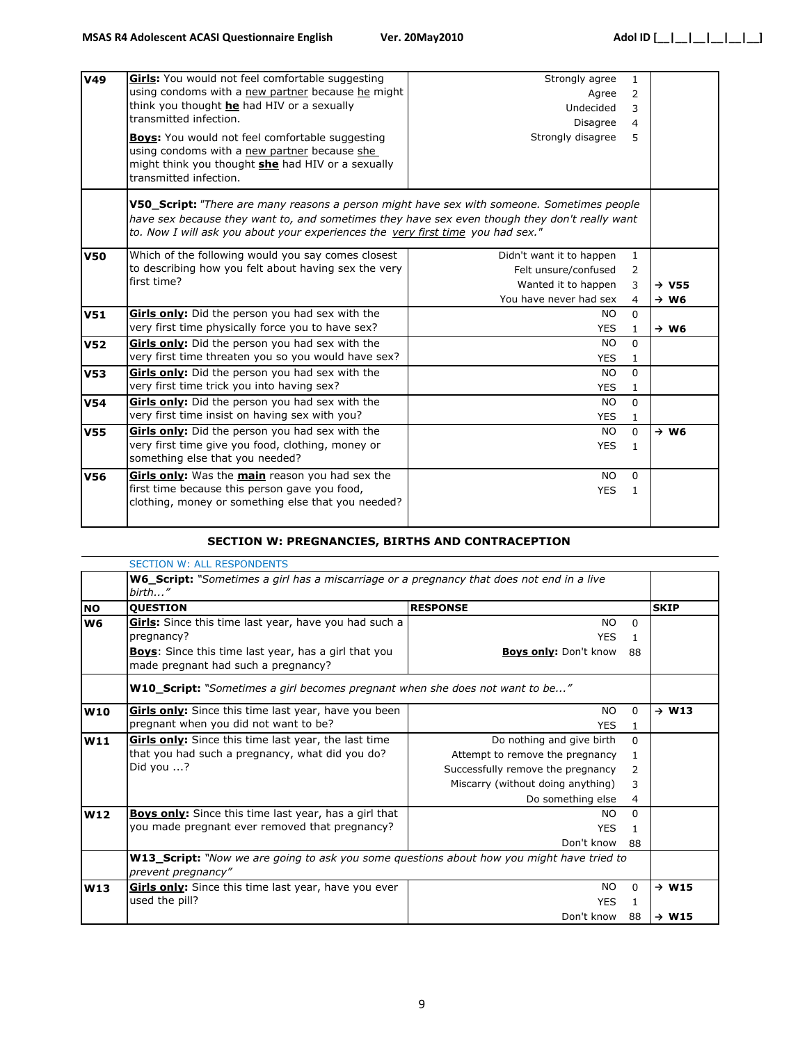| | | | |
|---|---|---|---|
| **V49** | **Girls:** You would not feel comfortable suggesting using condoms with a new partner because he might think you thought **he** had HIV or a sexually transmitted infection.<br><br>**Boys:** You would not feel comfortable suggesting using condoms with a new partner because she might think you thought **she** had HIV or a sexually transmitted infection. | Strongly agree 1<br>Agree 2<br>Undecided 3<br>Disagree 4<br>Strongly disagree 5 | |
| | **V50_Script:** *"There are many reasons a person might have sex with someone. Sometimes people have sex because they want to, and sometimes they have sex even though they don't really want to. Now I will ask you about your experiences the very first time you had sex."* | | |
| **V50** | Which of the following would you say comes closest to describing how you felt about having sex the very first time? | Didn't want it to happen 1<br>Felt unsure/confused 2<br>Wanted it to happen 3<br>You have never had sex 4 | <br><br>→ **V55**<br>→ **W6** |
| **V51** | **Girls only:** Did the person you had sex with the very first time physically force you to have sex? | NO 0<br>YES 1 | <br>→ **W6** |
| **V52** | **Girls only:** Did the person you had sex with the very first time threaten you so you would have sex? | NO 0<br>YES 1 | |
| **V53** | **Girls only:** Did the person you had sex with the very first time trick you into having sex? | NO 0<br>YES 1 | |
| **V54** | **Girls only:** Did the person you had sex with the very first time insist on having sex with you? | NO 0<br>YES 1 | |
| **V55** | **Girls only:** Did the person you had sex with the very first time give you food, clothing, money or something else that you needed? | NO 0<br>YES 1 | → **W6** |
| **V56** | **Girls only:** Was the **main** reason you had sex the first time because this person gave you food, clothing, money or something else that you needed? | NO 0<br>YES 1 | |

## SECTION W: PREGNANCIES, BIRTHS AND CONTRACEPTION

SECTION W: ALL RESPONDENTS

| NO | QUESTION | RESPONSE | SKIP |
|---|---|---|---|
| | **W6_Script:** *"Sometimes a girl has a miscarriage or a pregnancy that does not end in a live birth..."* | | |
| **W6** | **Girls:** Since this time last year, have you had such a pregnancy?<br>**Boys**: Since this time last year, has a girl that you made pregnant had such a pregnancy? | NO 0<br>YES 1<br>**Boys only:** Don't know 88 | |
| | **W10_Script:** *"Sometimes a girl becomes pregnant when she does not want to be..."* | | |
| **W10** | **Girls only:** Since this time last year, have you been pregnant when you did not want to be? | NO 0<br>YES 1 | → **W13** |
| **W11** | **Girls only:** Since this time last year, the last time that you had such a pregnancy, what did you do? Did you ...? | Do nothing and give birth 0<br>Attempt to remove the pregnancy 1<br>Successfully remove the pregnancy 2<br>Miscarry (without doing anything) 3<br>Do something else 4 | |
| **W12** | **Boys only:** Since this time last year, has a girl that you made pregnant ever removed that pregnancy? | NO 0<br>YES 1<br>Don't know 88 | |
| | **W13_Script:** *"Now we are going to ask you some questions about how you might have tried to prevent pregnancy"* | | |
| **W13** | **Girls only:** Since this time last year, have you ever used the pill? | NO 0<br>YES 1<br>Don't know 88 | → **W15**<br><br>→ **W15** |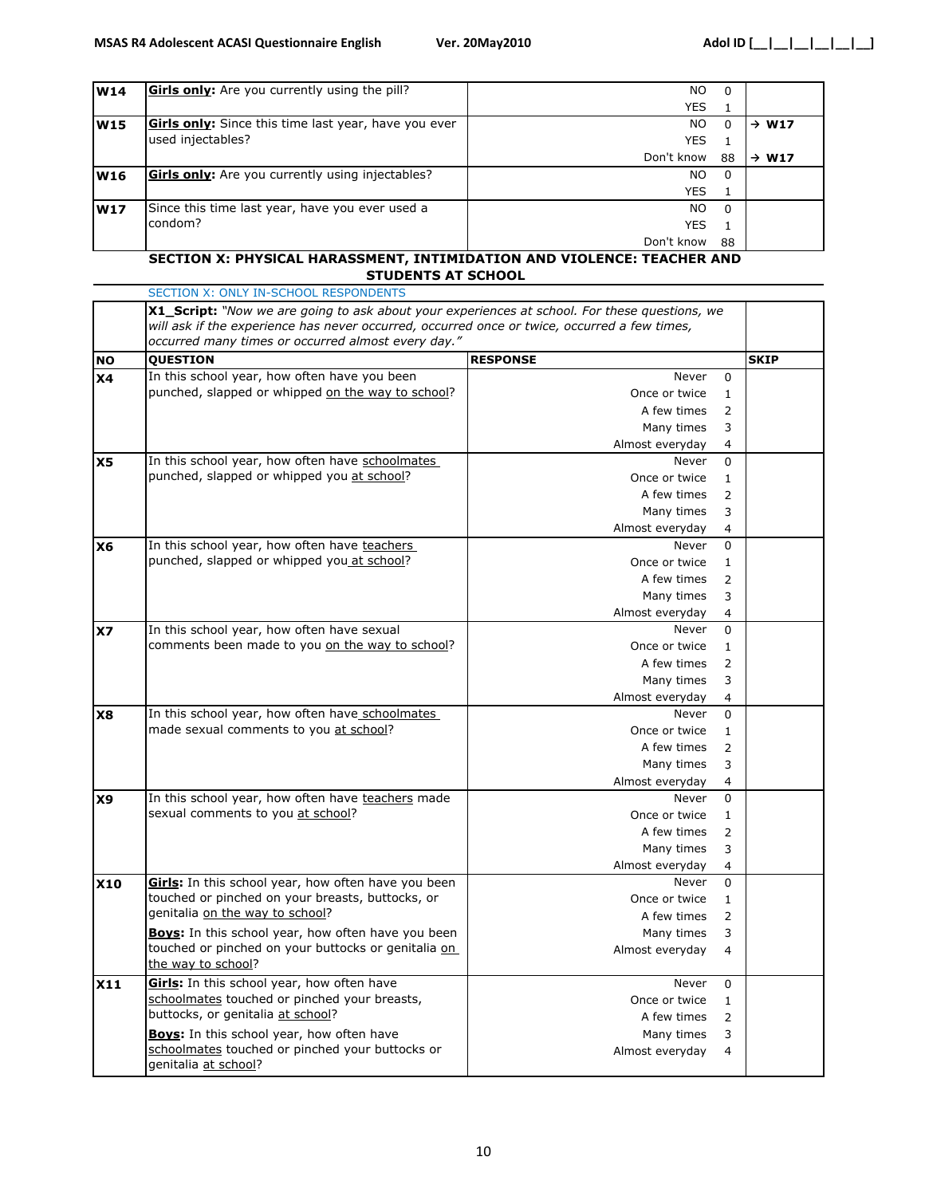| | | | |
|---|---|---|---|
| **W14** | **Girls only:** Are you currently using the pill? | NO 0<br>YES 1 | |
| **W15** | **Girls only:** Since this time last year, have you ever used injectables? | NO 0<br>YES 1<br>Don't know 88 | → W17<br><br>→ W17 |
| **W16** | **Girls only:** Are you currently using injectables? | NO 0<br>YES 1 | |
| **W17** | Since this time last year, have you ever used a condom? | NO 0<br>YES 1<br>Don't know 88 | |

## SECTION X: PHYSICAL HARASSMENT, INTIMIDATION AND VIOLENCE: TEACHER AND STUDENTS AT SCHOOL

SECTION X: ONLY IN-SCHOOL RESPONDENTS

**X1_Script:** *"Now we are going to ask about your experiences at school. For these questions, we will ask if the experience has never occurred, occurred once or twice, occurred a few times, occurred many times or occurred almost every day."*

| NO | QUESTION | RESPONSE | SKIP |
|---|---|---|---|
| **X4** | In this school year, how often have you been punched, slapped or whipped on the way to school? | Never 0<br>Once or twice 1<br>A few times 2<br>Many times 3<br>Almost everyday 4 | |
| **X5** | In this school year, how often have schoolmates punched, slapped or whipped you at school? | Never 0<br>Once or twice 1<br>A few times 2<br>Many times 3<br>Almost everyday 4 | |
| **X6** | In this school year, how often have teachers punched, slapped or whipped you at school? | Never 0<br>Once or twice 1<br>A few times 2<br>Many times 3<br>Almost everyday 4 | |
| **X7** | In this school year, how often have sexual comments been made to you on the way to school? | Never 0<br>Once or twice 1<br>A few times 2<br>Many times 3<br>Almost everyday 4 | |
| **X8** | In this school year, how often have schoolmates made sexual comments to you at school? | Never 0<br>Once or twice 1<br>A few times 2<br>Many times 3<br>Almost everyday 4 | |
| **X9** | In this school year, how often have teachers made sexual comments to you at school? | Never 0<br>Once or twice 1<br>A few times 2<br>Many times 3<br>Almost everyday 4 | |
| **X10** | **Girls:** In this school year, how often have you been touched or pinched on your breasts, buttocks, or genitalia on the way to school?<br>**Boys:** In this school year, how often have you been touched or pinched on your buttocks or genitalia on the way to school? | Never 0<br>Once or twice 1<br>A few times 2<br>Many times 3<br>Almost everyday 4 | |
| **X11** | **Girls:** In this school year, how often have schoolmates touched or pinched your breasts, buttocks, or genitalia at school?<br>**Boys:** In this school year, how often have schoolmates touched or pinched your buttocks or genitalia at school? | Never 0<br>Once or twice 1<br>A few times 2<br>Many times 3<br>Almost everyday 4 | |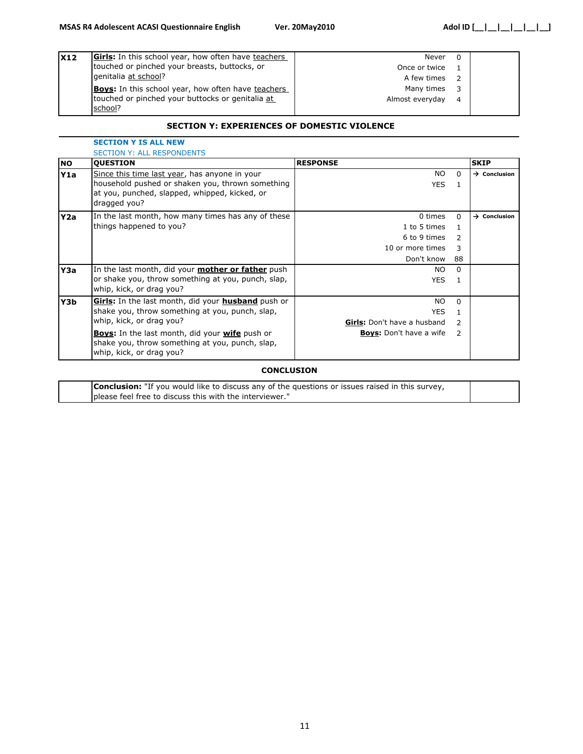| X12 | **Girls:** In this school year, how often have teachers touched or pinched your breasts, buttocks, or genitalia at school?<br>**Boys:** In this school year, how often have teachers touched or pinched your buttocks or genitalia at school? | Never 0<br>Once or twice 1<br>A few times 2<br>Many times 3<br>Almost everyday 4 | |
|---|---|---|---|

## SECTION Y: EXPERIENCES OF DOMESTIC VIOLENCE

**SECTION Y IS ALL NEW**

SECTION Y: ALL RESPONDENTS

| NO | QUESTION | RESPONSE | SKIP |
|---|---|---|---|
| Y1a | Since this time last year, has anyone in your household pushed or shaken you, thrown something at you, punched, slapped, whipped, kicked, or dragged you? | NO 0<br>YES 1 | → Conclusion |
| Y2a | In the last month, how many times has any of these things happened to you? | 0 times 0<br>1 to 5 times 1<br>6 to 9 times 2<br>10 or more times 3<br>Don't know 88 | → Conclusion |
| Y3a | In the last month, did your **mother or father** push or shake you, throw something at you, punch, slap, whip, kick, or drag you? | NO 0<br>YES 1 | |
| Y3b | **Girls:** In the last month, did your **husband** push or shake you, throw something at you, punch, slap, whip, kick, or drag you?<br>**Boys:** In the last month, did your **wife** push or shake you, throw something at you, punch, slap, whip, kick, or drag you? | NO 0<br>YES 1<br>**Girls:** Don't have a husband 2<br>**Boys:** Don't have a wife 2 | |

## CONCLUSION

| | **Conclusion:** "If you would like to discuss any of the questions or issues raised in this survey, please feel free to discuss this with the interviewer." | |
|---|---|---|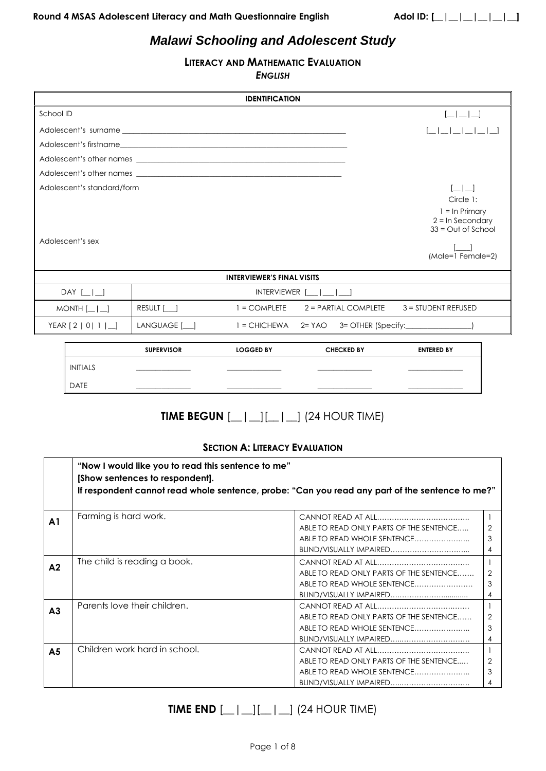# *Malawi Schooling and Adolescent Study*

## Literacy and Mathematic Evaluation

***English***

| IDENTIFICATION | |
|---|---|
| School ID | [__\|__\|__] |
| Adolescent's surname ______________________________ | [__\|__\|__\|__\|__\|__] |
| Adolescent's firstname______________________________ | |
| Adolescent's other names ______________________________ | |
| Adolescent's other names ______________________________ | |
| Adolescent's standard/form | [__\|__] Circle 1: 1 = In Primary 2 = In Secondary 33 = Out of School |
| Adolescent's sex | [___] (Male=1 Female=2) |

| INTERVIEWER'S FINAL VISITS | | | | |
|---|---|---|---|---|
| DAY [__\|__] | INTERVIEWER [___\|___\|___] | | | |
| MONTH [__\|__] | RESULT [___] | 1 = COMPLETE | 2 = PARTIAL COMPLETE | 3 = STUDENT REFUSED |
| YEAR [ 2 \| 0\| 1 \|__] | LANGUAGE [___] | 1 = CHICHEWA | 2= YAO | 3= OTHER (Specify:________________) |

| | SUPERVISOR | LOGGED BY | CHECKED BY | ENTERED BY |
|---|---|---|---|---|
| INITIALS | ____________ | ____________ | ____________ | ____________ |
| DATE | ____________ | ____________ | ____________ | ____________ |

**TIME BEGUN** [__|__][__|__] (24 HOUR TIME)

### Section A: Literacy Evaluation

| | **"Now I would like you to read this sentence to me" [Show sentences to respondent]. If respondent cannot read whole sentence, probe: "Can you read any part of the sentence to me?"** | | |
|---|---|---|---|
| **A1** | Farming is hard work. | CANNOT READ AT ALL……………………………….. | 1 |
| | | ABLE TO READ ONLY PARTS OF THE SENTENCE….. | 2 |
| | | ABLE TO READ WHOLE SENTENCE…………………. | 3 |
| | | BLIND/VISUALLY IMPAIRED………………………….. | 4 |
| **A2** | The child is reading a book. | CANNOT READ AT ALL……………………………….. | 1 |
| | | ABLE TO READ ONLY PARTS OF THE SENTENCE……. | 2 |
| | | ABLE TO READ WHOLE SENTENCE…………………… | 3 |
| | | BLIND/VISUALLY IMPAIRED………………………….. | 4 |
| **A3** | Parents love their children. | CANNOT READ AT ALL……………………………….. | 1 |
| | | ABLE TO READ ONLY PARTS OF THE SENTENCE…… | 2 |
| | | ABLE TO READ WHOLE SENTENCE…………………. | 3 |
| | | BLIND/VISUALLY IMPAIRED………………………….. | 4 |
| **A5** | Children work hard in school. | CANNOT READ AT ALL……………………………….. | 1 |
| | | ABLE TO READ ONLY PARTS OF THE SENTENCE….. | 2 |
| | | ABLE TO READ WHOLE SENTENCE…………………. | 3 |
| | | BLIND/VISUALLY IMPAIRED………………………….. | 4 |

**TIME END** [__|__][__|__] (24 HOUR TIME)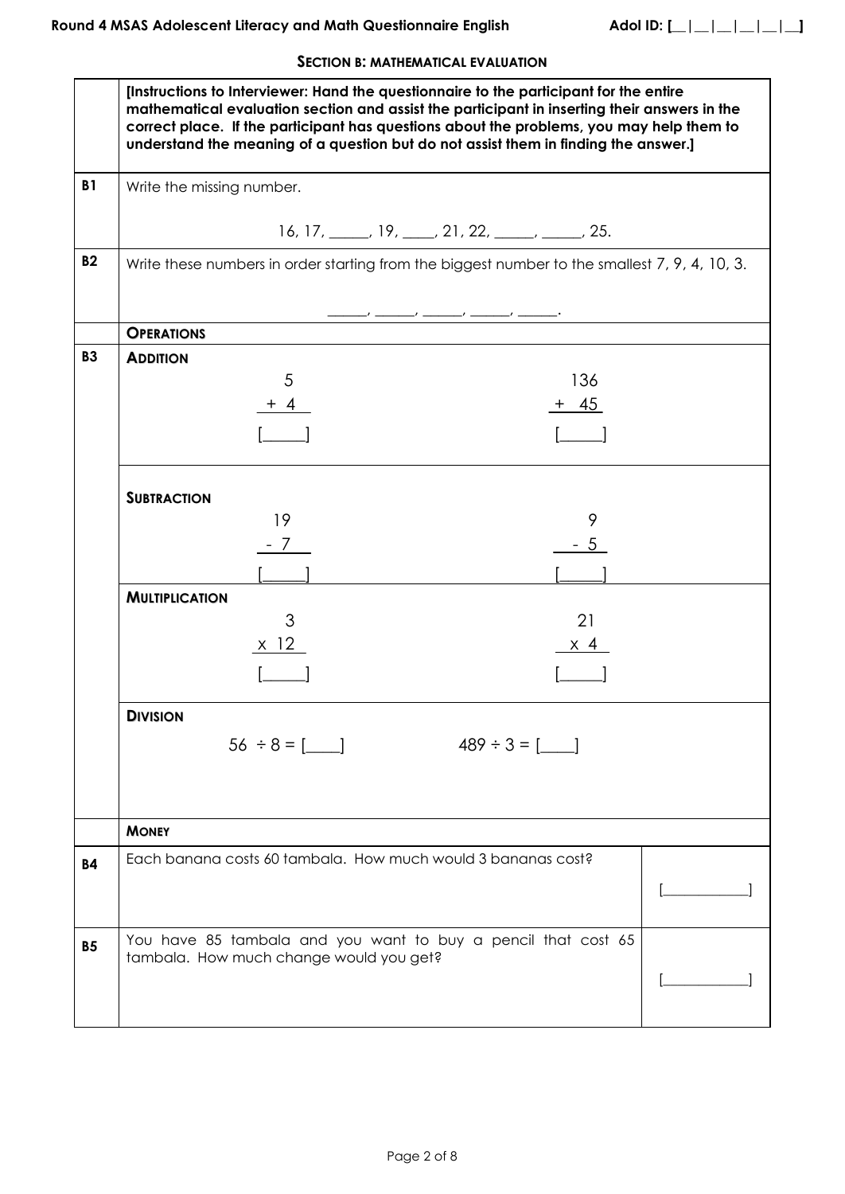## SECTION B: MATHEMATICAL EVALUATION

| | |
|---|---|
| | **[Instructions to Interviewer: Hand the questionnaire to the participant for the entire mathematical evaluation section and assist the participant in inserting their answers in the correct place. If the participant has questions about the problems, you may help them to understand the meaning of a question but do not assist them in finding the answer.]** |
| **B1** | Write the missing number.<br><br>16, 17, _____, 19, ____, 21, 22, _____, _____, 25. |
| **B2** | Write these numbers in order starting from the biggest number to the smallest 7, 9, 4, 10, 3.<br><br>_____, _____, _____, _____, _____. |
| | **OPERATIONS** |
| **B3** | **ADDITION**<br><br>5 + 4 = [_____]     136 + 45 = [_____]<br><br>**SUBTRACTION**<br><br>19 - 7 = [_____]     9 - 5 = [_____]<br><br>**MULTIPLICATION**<br><br>3 x 12 = [_____]     21 x 4 = [_____]<br><br>**DIVISION**<br><br>56 ÷ 8 = [____]     489 ÷ 3 = [____] |
| | **MONEY** |
| **B4** | Each banana costs 60 tambala. How would 3 bananas cost? [___________] |
| **B5** | You have 85 tambala and you want to buy a pencil that cost 65 tambala. How much change would you get? [___________] |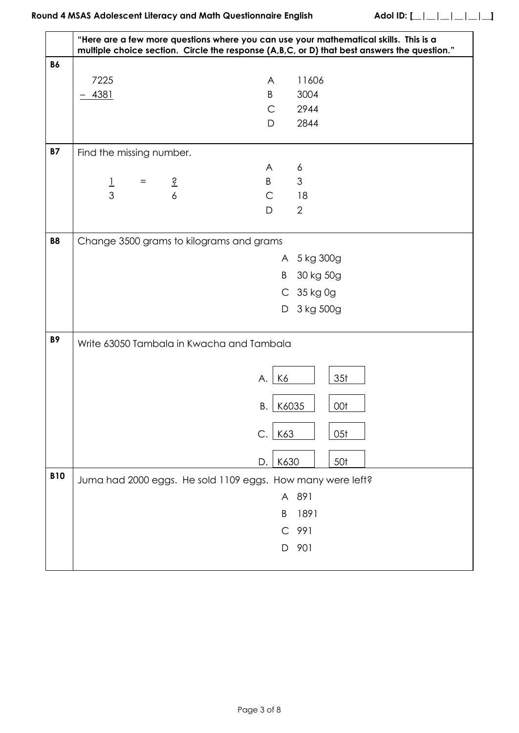|  | **"Here are a few more questions where you can use your mathematical skills. This is a multiple choice section. Circle the response (A,B,C, or D) that best answers the question."** |
|---|---|
| **B6** | 7225<br>− 4381<br><br>A 11606<br>B 3004<br>C 2944<br>D 2844 |
| **B7** | Find the missing number.<br><br>$\frac{1}{3} = \frac{?}{6}$<br><br>A 6<br>B 3<br>C 18<br>D 2 |
| **B8** | Change 3500 grams to kilograms and grams<br><br>A 5 kg 300g<br>B 30 kg 50g<br>C 35 kg 0g<br>D 3 kg 500g |
| **B9** | Write 63050 Tambala in Kwacha and Tambala<br><br>A. K6 35t<br>B. K6035 00t<br>C. K63 05t<br>D. K630 50t |
| **B10** | Juma had 2000 eggs. He sold 1109 eggs. How many were left?<br><br>A 891<br>B 1891<br>C 991<br>D 901 |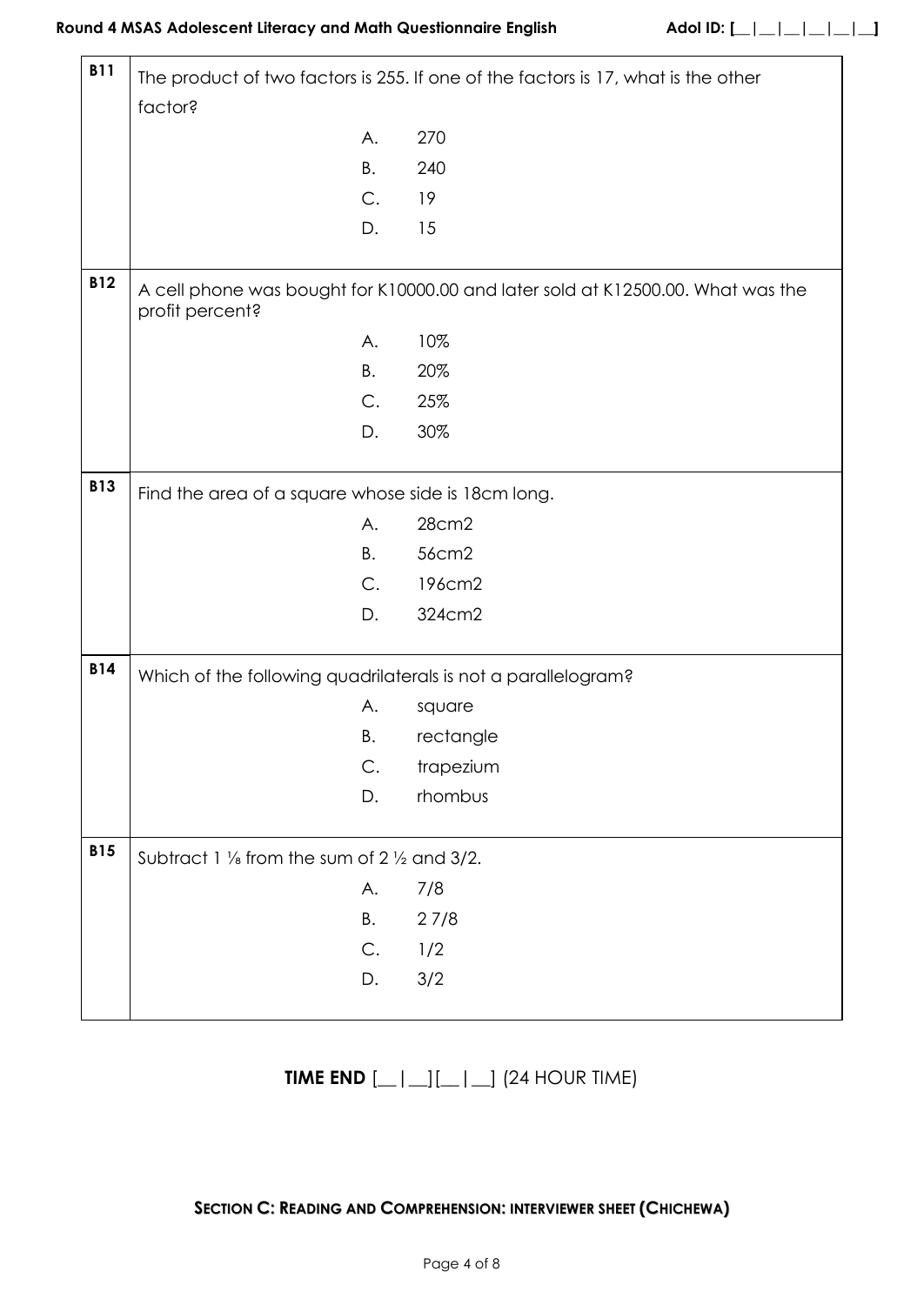| | |
|---|---|
| **B11** | The product of two factors is 255. If one of the factors is 17, what is the other factor?<br>A. 270<br>B. 240<br>C. 19<br>D. 15 |
| **B12** | A cell phone was bought for K10000.00 and later sold at K12500.00. What was the profit percent?<br>A. 10%<br>B. 20%<br>C. 25%<br>D. 30% |
| **B13** | Find the area of a square whose side is 18cm long.<br>A. 28cm2<br>B. 56cm2<br>C. 196cm2<br>D. 324cm2 |
| **B14** | Which of the following quadrilaterals is not a parallelogram?<br>A. square<br>B. rectangle<br>C. trapezium<br>D. rhombus |
| **B15** | Subtract 1 ⅛ from the sum of 2 ½ and 3/2.<br>A. 7/8<br>B. 2 7/8<br>C. 1/2<br>D. 3/2 |

**TIME END** [__|__][__|__] (24 HOUR TIME)

## SECTION C: READING AND COMPREHENSION: INTERVIEWER SHEET (CHICHEWA)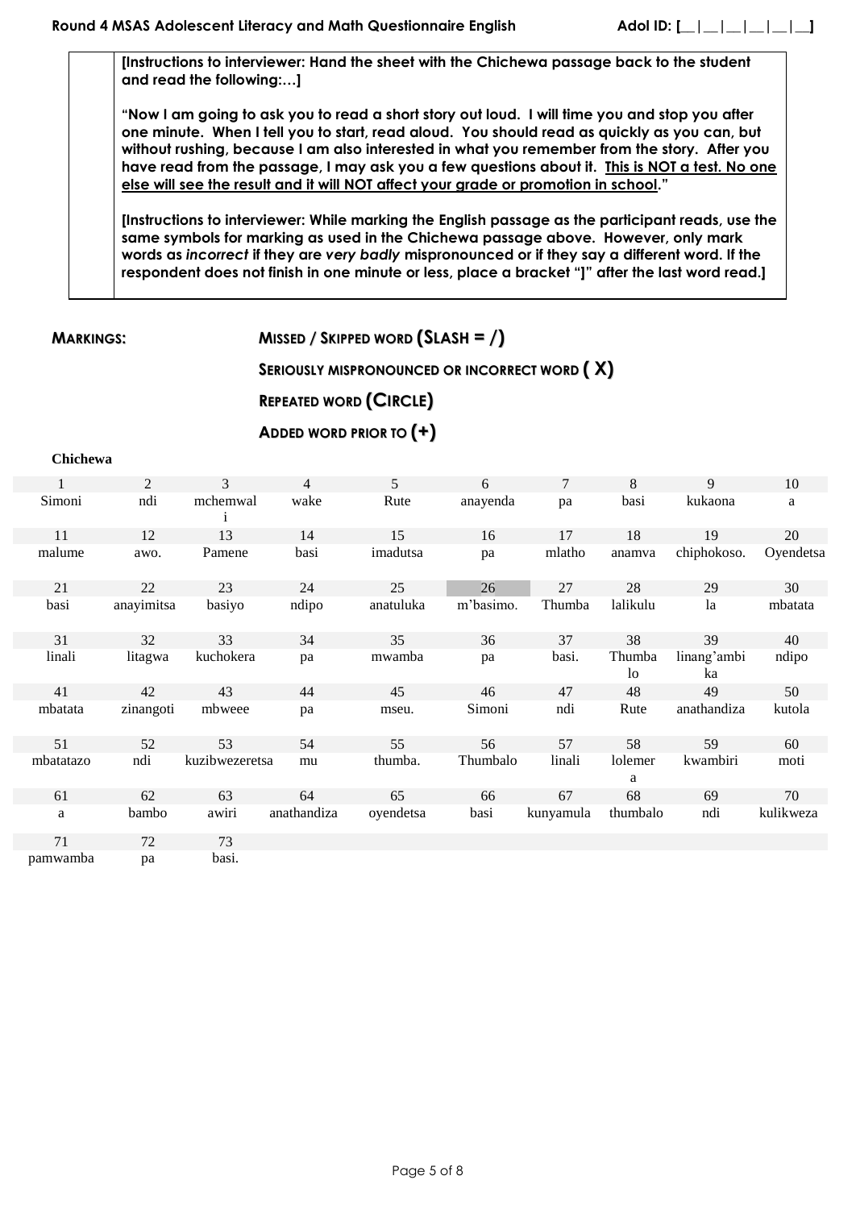**[Instructions to interviewer: Hand the sheet with the Chichewa passage back to the student and read the following:…]**

**"Now I am going to ask you to read a short story out loud. I will time you and stop you after one minute. When I tell you to start, read aloud. You should read as quickly as you can, but without rushing, because I am also interested in what you remember from the story. After you have read from the passage, I may ask you a few questions about it. <u>This is NOT a test. No one else will see the result and it will NOT affect your grade or promotion in school</u>."**

**[Instructions to interviewer: While marking the English passage as the participant reads, use the same symbols for marking as used in the Chichewa passage above. However, only mark words as *incorrect* if they are *very badly* mispronounced or if they say a different word. If the respondent does not finish in one minute or less, place a bracket "]" after the last word read.]**

**MARKINGS:** **MISSED / SKIPPED WORD (SLASH = /)**

**SERIOUSLY MISPRONOUNCED OR INCORRECT WORD ( X)**

**REPEATED WORD (CIRCLE)**

**ADDED WORD PRIOR TO (+)**

**Chichewa**

| 1 | 2 | 3 | 4 | 5 | 6 | 7 | 8 | 9 | 10 |
|---|---|---|---|---|---|---|---|---|---|
| Simoni | ndi | mchemwali | wake | Rute | anayenda | pa | basi | kukaona | a |
| 11 | 12 | 13 | 14 | 15 | 16 | 17 | 18 | 19 | 20 |
| malume | awo. | Pamene | basi | imadutsa | pa | mlatho | anamva | chiphokoso. | Oyendetsa |
| 21 | 22 | 23 | 24 | 25 | 26 | 27 | 28 | 29 | 30 |
| basi | anayimitsa | basiyo | ndipo | anatuluka | m'basimo. | Thumba | lalikulu | la | mbatata |
| 31 | 32 | 33 | 34 | 35 | 36 | 37 | 38 | 39 | 40 |
| linali | litagwa | kuchokera | pa | mwamba | pa | basi. | Thumbalo | linang'ambika | ndipo |
| 41 | 42 | 43 | 44 | 45 | 46 | 47 | 48 | 49 | 50 |
| mbatata | zinangoti | mbweee | pa | mseu. | Simoni | ndi | Rute | anathandiza | kutola |
| 51 | 52 | 53 | 54 | 55 | 56 | 57 | 58 | 59 | 60 |
| mbatatazo | ndi | kuzibwezeretsa | mu | thumba. | Thumbalo | linali | lolemera | kwambiri | moti |
| 61 | 62 | 63 | 64 | 65 | 66 | 67 | 68 | 69 | 70 |
| a | bambo | awiri | anathandiza | oyendetsa | basi | kunyamula | thumbalo | ndi | kulikweza |
| 71 | 72 | 73 | | | | | | | |
| pamwamba | pa | basi. | | | | | | | |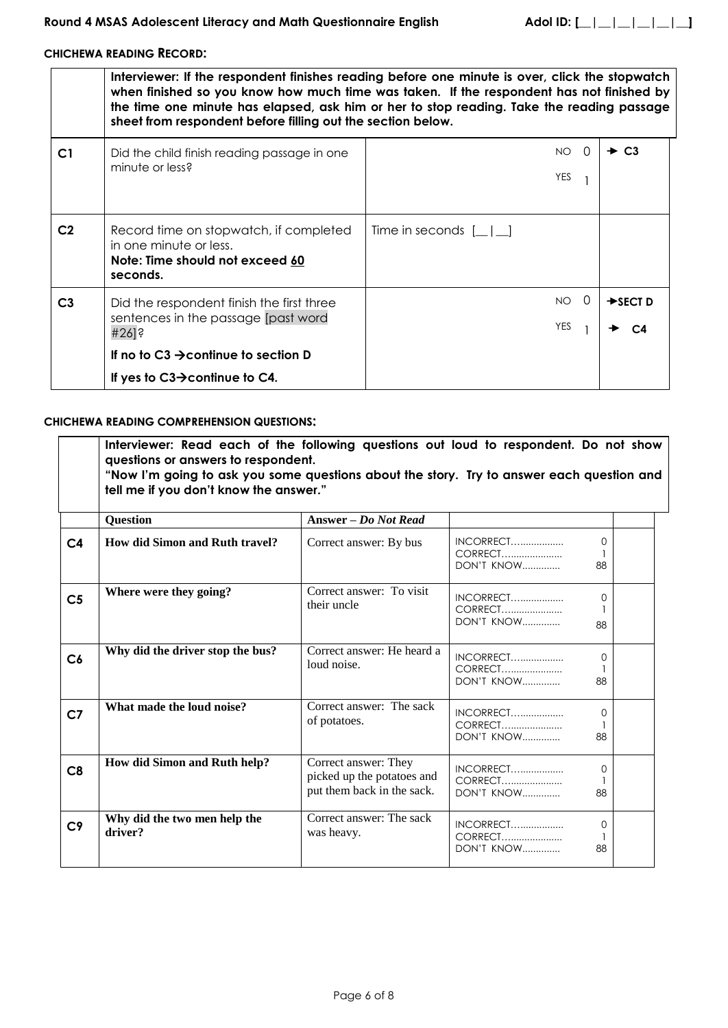## CHICHEWA READING RECORD:

| | **Interviewer: If the respondent finishes reading before one minute is over, click the stopwatch when finished so you know how much time was taken. If the respondent has not finished by the time one minute has elapsed, ask him or her to stop reading. Take the reading passage sheet from respondent before filling out the section below.** | | |
|---|---|---|---|
| **C1** | Did the child finish reading passage in one minute or less? | NO 0<br>YES 1 | → **C3** |
| **C2** | Record time on stopwatch, if completed in one minute or less.<br>**Note: Time should not exceed 60 seconds.** | Time in seconds [__\|__] | |
| **C3** | Did the respondent finish the first three sentences in the passage [past word #26]?<br>**If no to C3 →continue to section D**<br>**If yes to C3→continue to C4.** | NO 0<br>YES 1 | →**SECT D**<br>→ **C4** |

## CHICHEWA READING COMPREHENSION QUESTIONS:

**Interviewer: Read each of the following questions out loud to respondent. Do not show questions or answers to respondent.**
**"Now I'm going to ask you some questions about the story. Try to answer each question and tell me if you don't know the answer."**

| | Question | Answer – *Do Not Read* | | |
|---|---|---|---|---|
| **C4** | **How did Simon and Ruth travel?** | Correct answer: By bus | INCORRECT.................. 0<br>CORRECT..................... 1<br>DON'T KNOW............. 88 | |
| **C5** | **Where were they going?** | Correct answer: To visit their uncle | INCORRECT.................. 0<br>CORRECT..................... 1<br>DON'T KNOW............. 88 | |
| **C6** | **Why did the driver stop the bus?** | Correct answer: He heard a loud noise. | INCORRECT.................. 0<br>CORRECT..................... 1<br>DON'T KNOW............. 88 | |
| **C7** | **What made the loud noise?** | Correct answer: The sack of potatoes. | INCORRECT.................. 0<br>CORRECT..................... 1<br>DON'T KNOW............. 88 | |
| **C8** | **How did Simon and Ruth help?** | Correct answer: They picked up the potatoes and put them back in the sack. | INCORRECT.................. 0<br>CORRECT..................... 1<br>DON'T KNOW............. 88 | |
| **C9** | **Why did the two men help the driver?** | Correct answer: The sack was heavy. | INCORRECT.................. 0<br>CORRECT..................... 1<br>DON'T KNOW............. 88 | |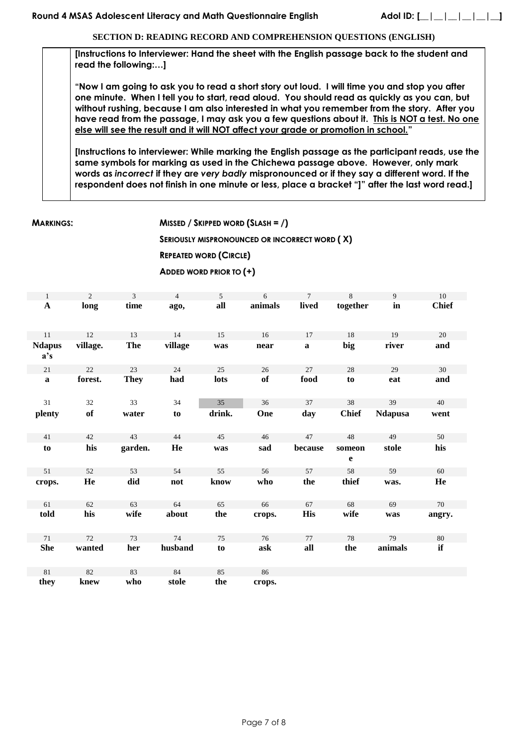**SECTION D: READING RECORD AND COMPREHENSION QUESTIONS (ENGLISH)**

| |
|---|
| **[Instructions to Interviewer: Hand the sheet with the English passage back to the student and read the following:…]**<br><br>**"Now I am going to ask you to read a short story out loud. I will time you and stop you after one minute. When I tell you to start, read aloud. You should read as quickly as you can, but without rushing, because I am also interested in what you remember from the story. After you have read from the passage, I may ask you a few questions about it. <u>This is NOT a test. No one else will see the result and it will NOT affect your grade or promotion in school.</u>"**<br><br>**[Instructions to interviewer: While marking the English passage as the participant reads, use the same symbols for marking as used in the Chichewa passage above. However, only mark words as *incorrect* if they are *very badly* mispronounced or if they say a different word. If the respondent does not finish in one minute or less, place a bracket "]" after the last word read.]** |

**MARKINGS:** **MISSED / SKIPPED WORD (SLASH = /)**

**SERIOUSLY MISPRONOUNCED OR INCORRECT WORD ( X)**

**REPEATED WORD (CIRCLE)**

**ADDED WORD PRIOR TO (+)**

| 1 | 2 | 3 | 4 | 5 | 6 | 7 | 8 | 9 | 10 |
|---|---|---|---|---|---|---|---|---|---|
| **A** | **long** | **time** | **ago,** | **all** | **animals** | **lived** | **together** | **in** | **Chief** |
| 11 | 12 | 13 | 14 | 15 | 16 | 17 | 18 | 19 | 20 |
| **Ndapusa's** | **village.** | **The** | **village** | **was** | **near** | **a** | **big** | **river** | **and** |
| 21 | 22 | 23 | 24 | 25 | 26 | 27 | 28 | 29 | 30 |
| **a** | **forest.** | **They** | **had** | **lots** | **of** | **food** | **to** | **eat** | **and** |
| 31 | 32 | 33 | 34 | 35 | 36 | 37 | 38 | 39 | 40 |
| **plenty** | **of** | **water** | **to** | **drink.** | **One** | **day** | **Chief** | **Ndapusa** | **went** |
| 41 | 42 | 43 | 44 | 45 | 46 | 47 | 48 | 49 | 50 |
| **to** | **his** | **garden.** | **He** | **was** | **sad** | **because** | **someone** | **stole** | **his** |
| 51 | 52 | 53 | 54 | 55 | 56 | 57 | 58 | 59 | 60 |
| **crops.** | **He** | **did** | **not** | **know** | **who** | **the** | **thief** | **was.** | **He** |
| 61 | 62 | 63 | 64 | 65 | 66 | 67 | 68 | 69 | 70 |
| **told** | **his** | **wife** | **about** | **the** | **crops.** | **His** | **wife** | **was** | **angry.** |
| 71 | 72 | 73 | 74 | 75 | 76 | 77 | 78 | 79 | 80 |
| **She** | **wanted** | **her** | **husband** | **to** | **ask** | **all** | **the** | **animals** | **if** |
| 81 | 82 | 83 | 84 | 85 | 86 | | | | |
| **they** | **knew** | **who** | **stole** | **the** | **crops.** | | | | |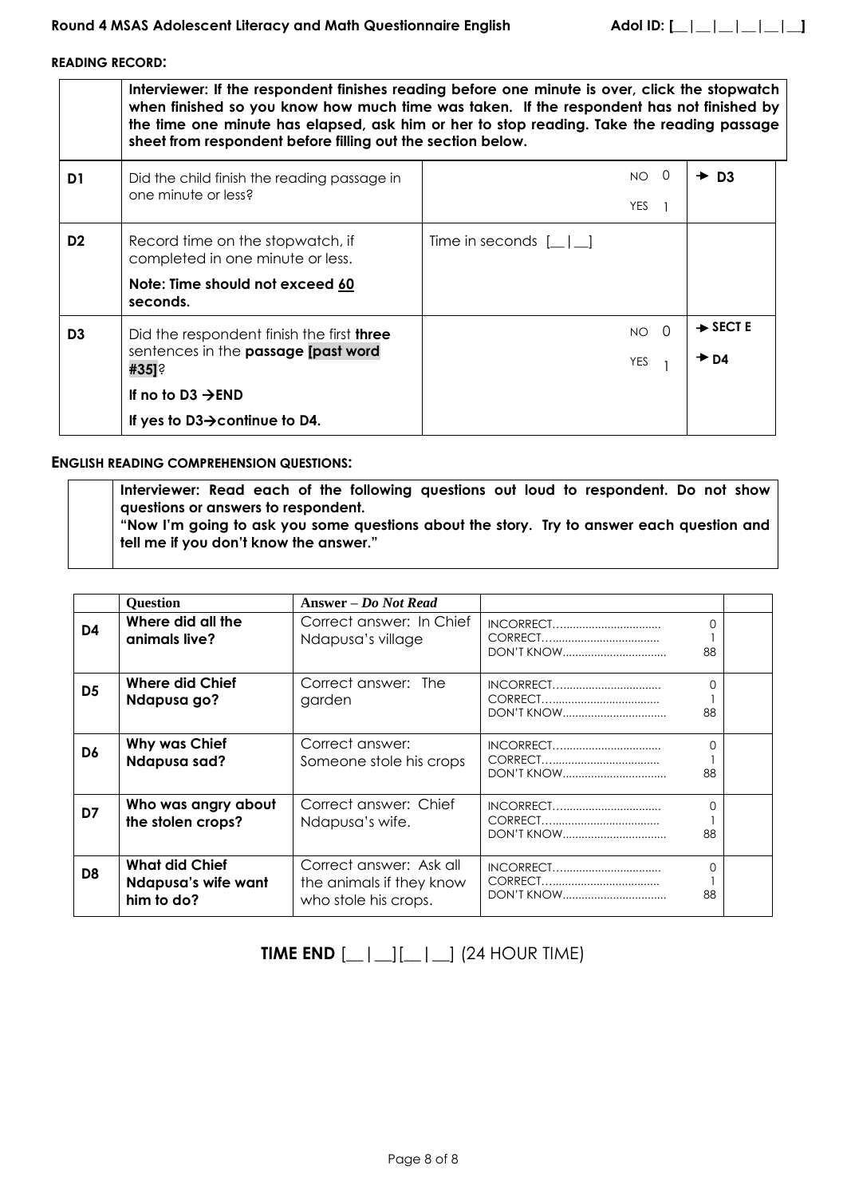**READING RECORD:**

| | Interviewer: If the respondent finishes reading before one minute is over, click the stopwatch when finished so you know how much time was taken. If the respondent has not finished by the time one minute has elapsed, ask him or her to stop reading. Take the reading passage sheet from respondent before filling out the section below. | | |
|---|---|---|---|
| **D1** | Did the child finish the reading passage in one minute or less? | NO 0<br>YES 1 | → **D3** |
| **D2** | Record time on the stopwatch, if completed in one minute or less.<br>**Note: Time should not exceed 60 seconds.** | Time in seconds [__\|__] | |
| **D3** | Did the respondent finish the first **three** sentences in the **passage [past word #35]**?<br>**If no to D3 →END**<br>**If yes to D3→continue to D4.** | NO 0<br>YES 1 | → **SECT E**<br>→ **D4** |

**ENGLISH READING COMPREHENSION QUESTIONS:**

**Interviewer: Read each of the following questions out loud to respondent. Do not show questions or answers to respondent.**
**"Now I'm going to ask you some questions about the story. Try to answer each question and tell me if you don't know the answer."**

| | Question | Answer – *Do Not Read* | | |
|---|---|---|---|---|
| **D4** | **Where did all the animals live?** | Correct answer: In Chief Ndapusa's village | INCORRECT.......... 0<br>CORRECT.......... 1<br>DON'T KNOW.......... 88 | |
| **D5** | **Where did Chief Ndapusa go?** | Correct answer: The garden | INCORRECT.......... 0<br>CORRECT.......... 1<br>DON'T KNOW.......... 88 | |
| **D6** | **Why was Chief Ndapusa sad?** | Correct answer: Someone stole his crops | INCORRECT.......... 0<br>CORRECT.......... 1<br>DON'T KNOW.......... 88 | |
| **D7** | **Who was angry about the stolen crops?** | Correct answer: Chief Ndapusa's wife. | INCORRECT.......... 0<br>CORRECT.......... 1<br>DON'T KNOW.......... 88 | |
| **D8** | **What did Chief Ndapusa's wife want him to do?** | Correct answer: Ask all the animals if they know who stole his crops. | INCORRECT.......... 0<br>CORRECT.......... 1<br>DON'T KNOW.......... 88 | |

**TIME END** [__|__][__|__] (24 HOUR TIME)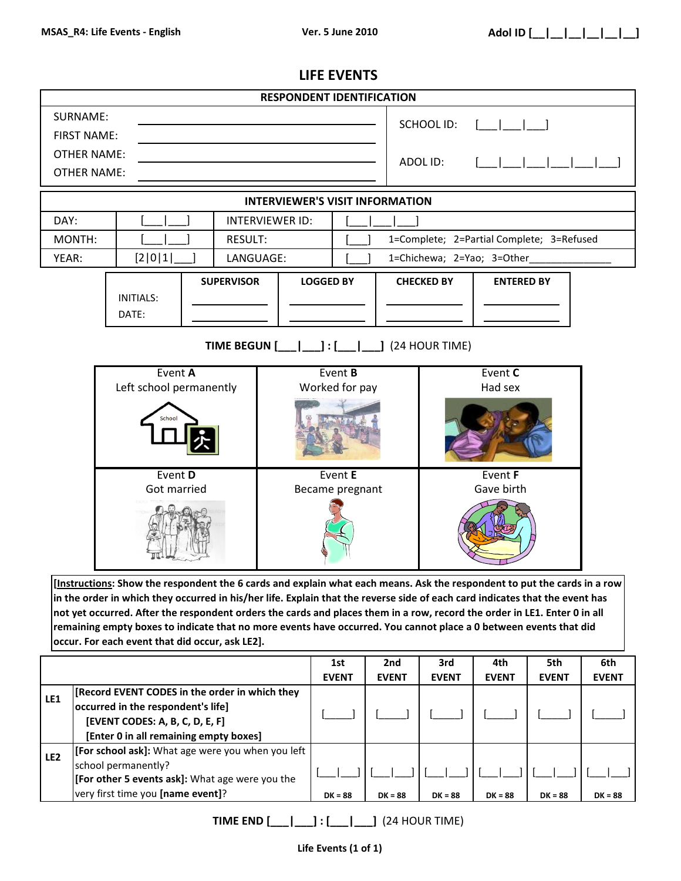MSAS_R4: Life Events - English    Ver. 5 June 2010    Adol ID [__|__|__|__|__|__]

# LIFE EVENTS

| RESPONDENT IDENTIFICATION | | | |
|---|---|---|---|
| SURNAME: | ______________________ | SCHOOL ID: | [___|___|___] |
| FIRST NAME: | ______________________ | | |
| OTHER NAME: | ______________________ | ADOL ID: | [___|___|___|___|___|___] |
| OTHER NAME: | ______________________ | | |

| INTERVIEWER'S VISIT INFORMATION | | | | |
|---|---|---|---|---|
| DAY: | [___|___] | INTERVIEWER ID: | [___|___|___] | |
| MONTH: | [___|___] | RESULT: | [___] | 1=Complete; 2=Partial Complete; 3=Refused |
| YEAR: | [2|0|1|___] | LANGUAGE: | [___] | 1=Chichewa; 2=Yao; 3=Other______________ |

| | SUPERVISOR | LOGGED BY | CHECKED BY | ENTERED BY |
|---|---|---|---|---|
| INITIALS: | ________ | ________ | ________ | ________ |
| DATE: | ________ | ________ | ________ | ________ |

**TIME BEGUN [___|___] : [___|___]** (24 HOUR TIME)

| | | |
|---|---|---|
| Event **A** Left school permanently | Event **B** Worked for pay | Event **C** Had sex |
| Event **D** Got married | Event **E** Became pregnant | Event **F** Gave birth |

**[Instructions: Show the respondent the 6 cards and explain what each means. Ask the respondent to put the cards in a row in the order in which they occurred in his/her life. Explain that the reverse side of each card indicates that the event has not yet occurred. After the respondent orders the cards and places them in a row, record the order in LE1. Enter 0 in all remaining empty boxes to indicate that no more events have occurred. You cannot place a 0 between events that did occur. For each event that did occur, ask LE2].**

| | | 1st EVENT | 2nd EVENT | 3rd EVENT | 4th EVENT | 5th EVENT | 6th EVENT |
|---|---|---|---|---|---|---|---|
| **LE1** | **[Record EVENT CODES in the order in which they occurred in the respondent's life]** **[EVENT CODES: A, B, C, D, E, F]** **[Enter 0 in all remaining empty boxes]** | [_____] | [_____] | [_____] | [_____] | [_____] | [_____] |
| **LE2** | **[For school ask]:** What age were you when you left school permanently? **[For other 5 events ask]:** What age were you the very first time you **[name event]**? | [___|___] DK = 88 | [___|___] DK = 88 | [___|___] DK = 88 | [___|___] DK = 88 | [___|___] DK = 88 | [___|___] DK = 88 |

**TIME END [___|___] : [___|___]** (24 HOUR TIME)